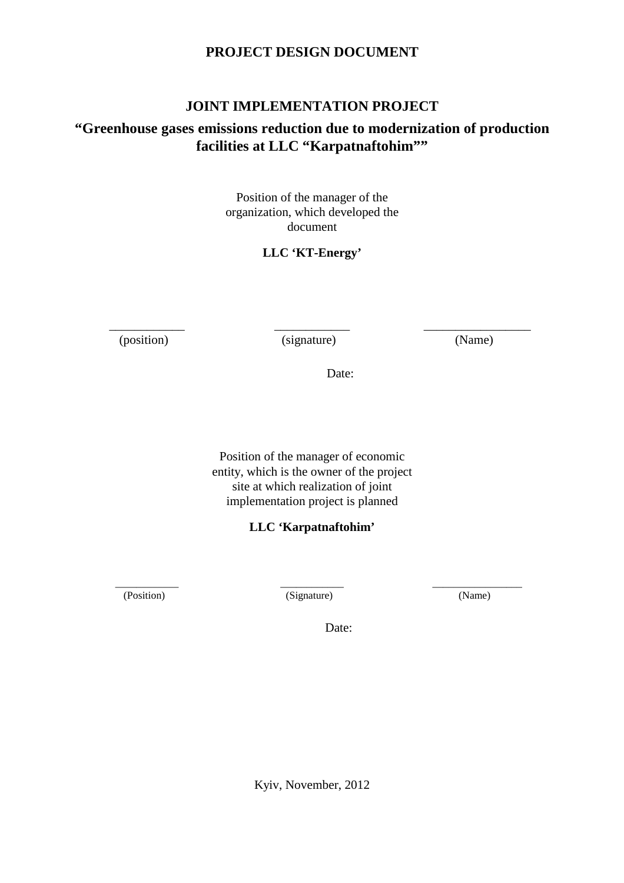# PROJECT DESIGN DOCUMENT

## JOINT IMPLEMENTATION PROJECT

## “Greenhouse gases emissions reduction due to modernization of production facilities at LLC “Karpatnaftohim””

Position of the manager of the organization, which developed the document

**LLC ‘KT-Energy’**

| ___________ | ___________ | ________________ |
|---|---|---|
| (position) | (signature) | (Name) |

Date:

Position of the manager of economic entity, which is the owner of the project site at which realization of joint implementation project is planned

**LLC ‘Karpatnaftohim’**

| ___________ | ___________ | _______________ |
|---|---|---|
| (Position) | (Signature) | (Name) |

Date:

Kyiv, November, 2012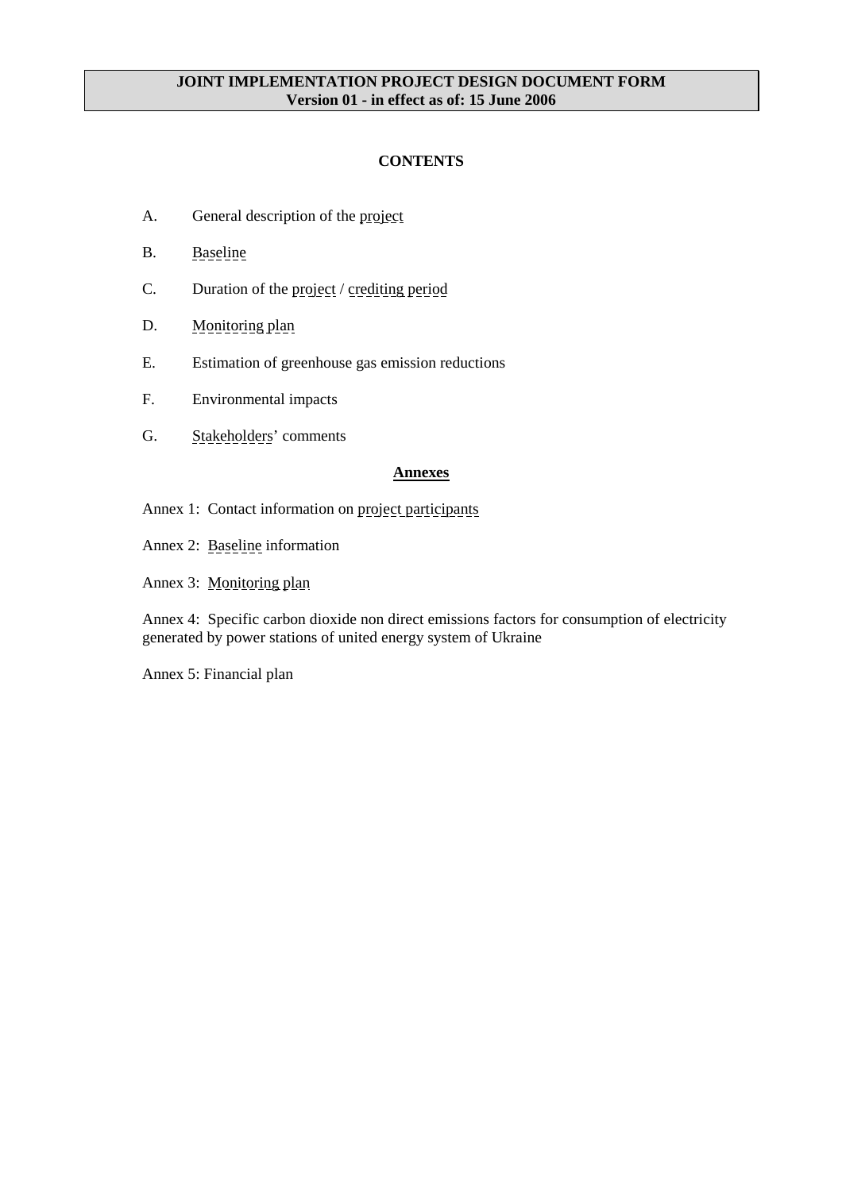**JOINT IMPLEMENTATION PROJECT DESIGN DOCUMENT FORM**
**Version 01 - in effect as of: 15 June 2006**

## CONTENTS

A. General description of the project

B. Baseline

C. Duration of the project / crediting period

D. Monitoring plan

E. Estimation of greenhouse gas emission reductions

F. Environmental impacts

G. Stakeholders' comments

## Annexes

Annex 1: Contact information on project participants

Annex 2: Baseline information

Annex 3: Monitoring plan

Annex 4: Specific carbon dioxide non direct emissions factors for consumption of electricity generated by power stations of united energy system of Ukraine

Annex 5: Financial plan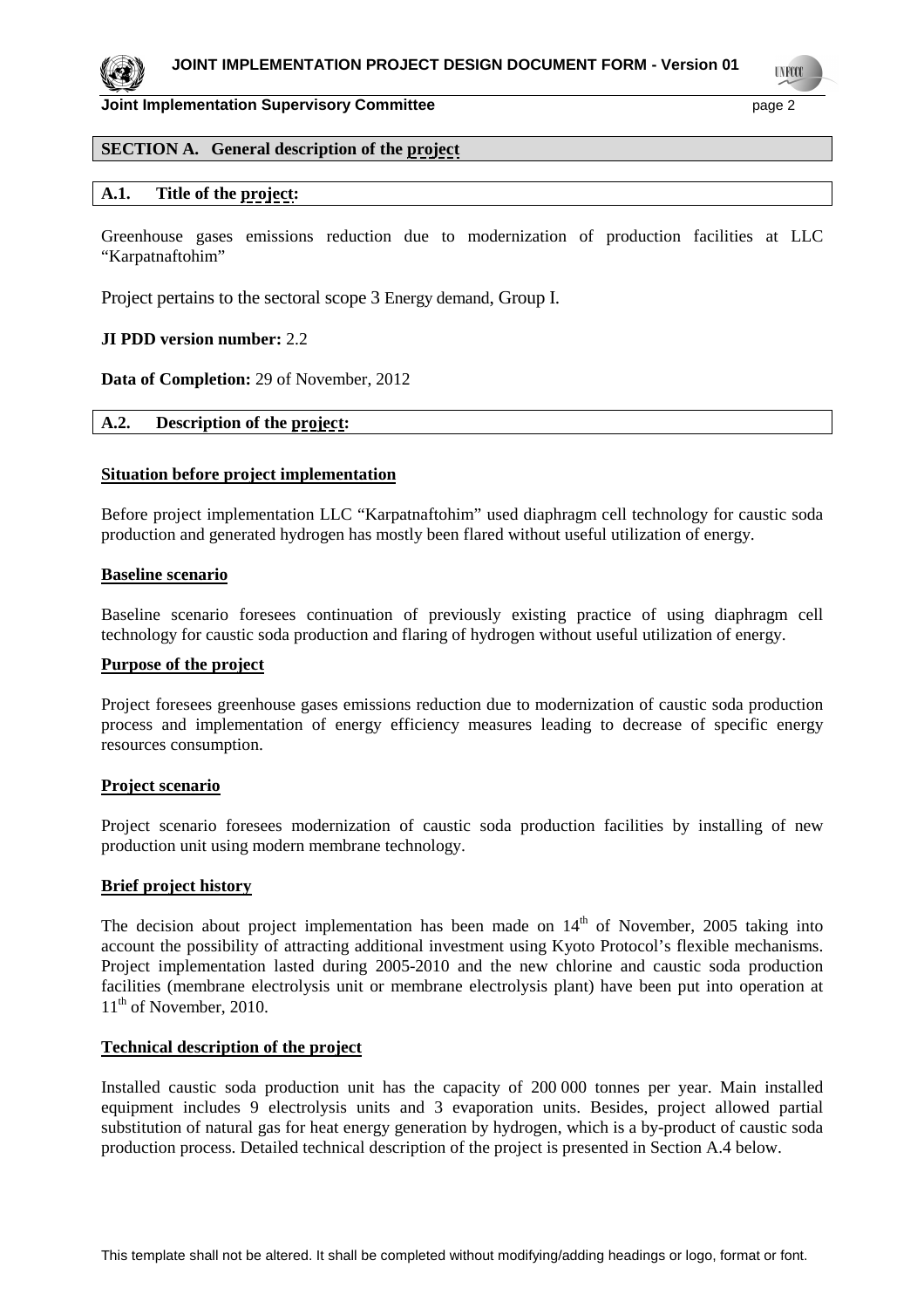## SECTION A. General description of the project

### A.1. Title of the project:

Greenhouse gases emissions reduction due to modernization of production facilities at LLC "Karpatnaftohim"

Project pertains to the sectoral scope 3 Energy demand, Group I.

**JI PDD version number:** 2.2

**Data of Completion:** 29 of November, 2012

### A.2. Description of the project:

**Situation before project implementation**

Before project implementation LLC "Karpatnaftohim" used diaphragm cell technology for caustic soda production and generated hydrogen has mostly been flared without useful utilization of energy.

**Baseline scenario**

Baseline scenario foresees continuation of previously existing practice of using diaphragm cell technology for caustic soda production and flaring of hydrogen without useful utilization of energy.

**Purpose of the project**

Project foresees greenhouse gases emissions reduction due to modernization of caustic soda production process and implementation of energy efficiency measures leading to decrease of specific energy resources consumption.

**Project scenario**

Project scenario foresees modernization of caustic soda production facilities by installing of new production unit using modern membrane technology.

**Brief project history**

The decision about project implementation has been made on 14th of November, 2005 taking into account the possibility of attracting additional investment using Kyoto Protocol's flexible mechanisms. Project implementation lasted during 2005-2010 and the new chlorine and caustic soda production facilities (membrane electrolysis unit or membrane electrolysis plant) have been put into operation at 11th of November, 2010.

**Technical description of the project**

Installed caustic soda production unit has the capacity of 200 000 tonnes per year. Main installed equipment includes 9 electrolysis units and 3 evaporation units. Besides, project allowed partial substitution of natural gas for heat energy generation by hydrogen, which is a by-product of caustic soda production process. Detailed technical description of the project is presented in Section A.4 below.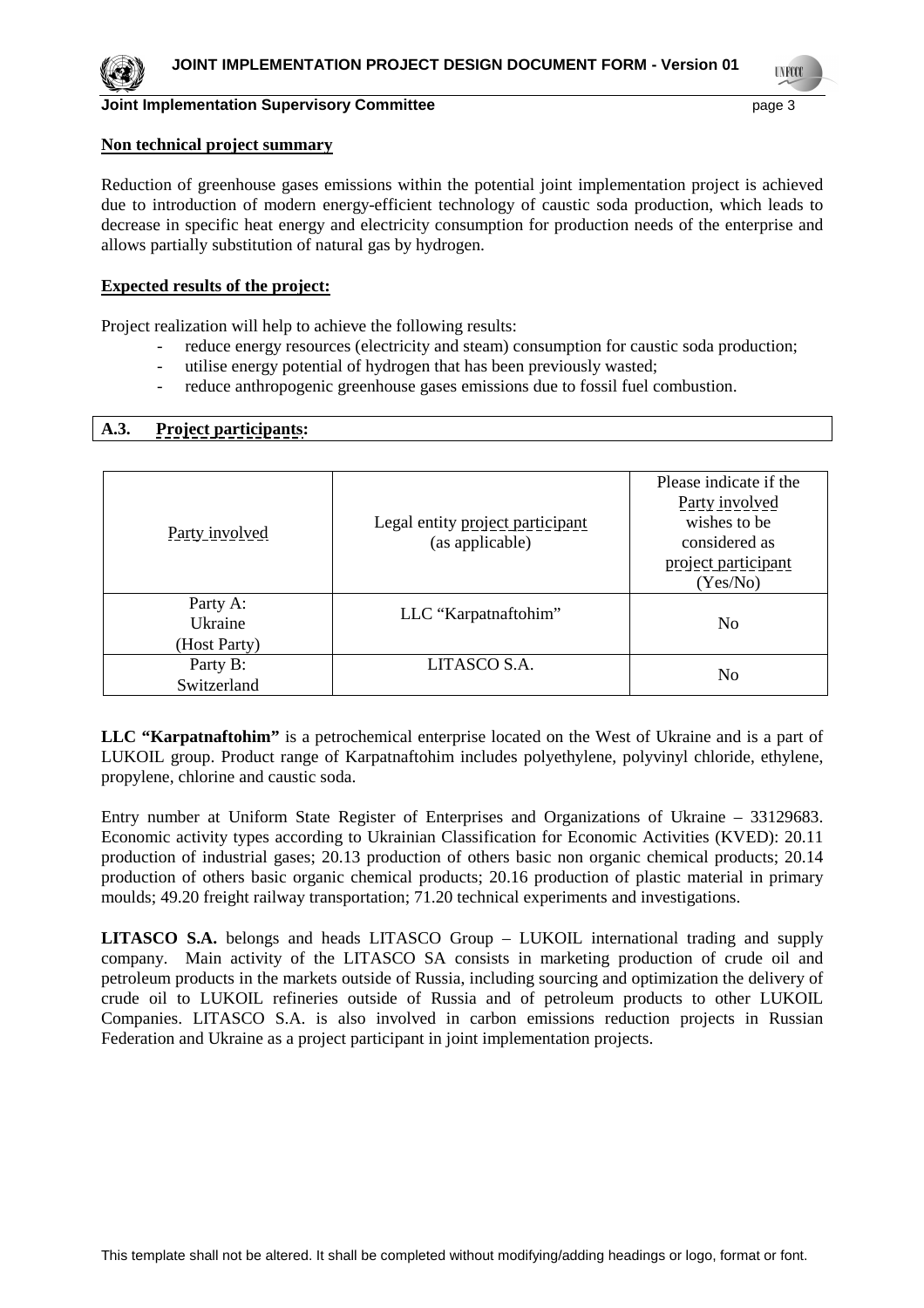**Non technical project summary**

Reduction of greenhouse gases emissions within the potential joint implementation project is achieved due to introduction of modern energy-efficient technology of caustic soda production, which leads to decrease in specific heat energy and electricity consumption for production needs of the enterprise and allows partially substitution of natural gas by hydrogen.

**Expected results of the project:**

Project realization will help to achieve the following results:

- reduce energy resources (electricity and steam) consumption for caustic soda production;
- utilise energy potential of hydrogen that has been previously wasted;
- reduce anthropogenic greenhouse gases emissions due to fossil fuel combustion.

## A.3. Project participants:

| Party involved | Legal entity project participant (as applicable) | Please indicate if the Party involved wishes to be considered as project participant (Yes/No) |
|---|---|---|
| Party A: Ukraine (Host Party) | LLC "Karpatnaftohim" | No |
| Party B: Switzerland | LITASCO S.A. | No |

**LLC "Karpatnaftohim"** is a petrochemical enterprise located on the West of Ukraine and is a part of LUKOIL group. Product range of Karpatnaftohim includes polyethylene, polyvinyl chloride, ethylene, propylene, chlorine and caustic soda.

Entry number at Uniform State Register of Enterprises and Organizations of Ukraine – 33129683. Economic activity types according to Ukrainian Classification for Economic Activities (KVED): 20.11 production of industrial gases; 20.13 production of others basic non organic chemical products; 20.14 production of others basic organic chemical products; 20.16 production of plastic material in primary moulds; 49.20 freight railway transportation; 71.20 technical experiments and investigations.

**LITASCO S.A.** belongs and heads LITASCO Group – LUKOIL international trading and supply company. Main activity of the LITASCO SA consists in marketing production of crude oil and petroleum products in the markets outside of Russia, including sourcing and optimization the delivery of crude oil to LUKOIL refineries outside of Russia and of petroleum products to other LUKOIL Companies. LITASCO S.A. is also involved in carbon emissions reduction projects in Russian Federation and Ukraine as a project participant in joint implementation projects.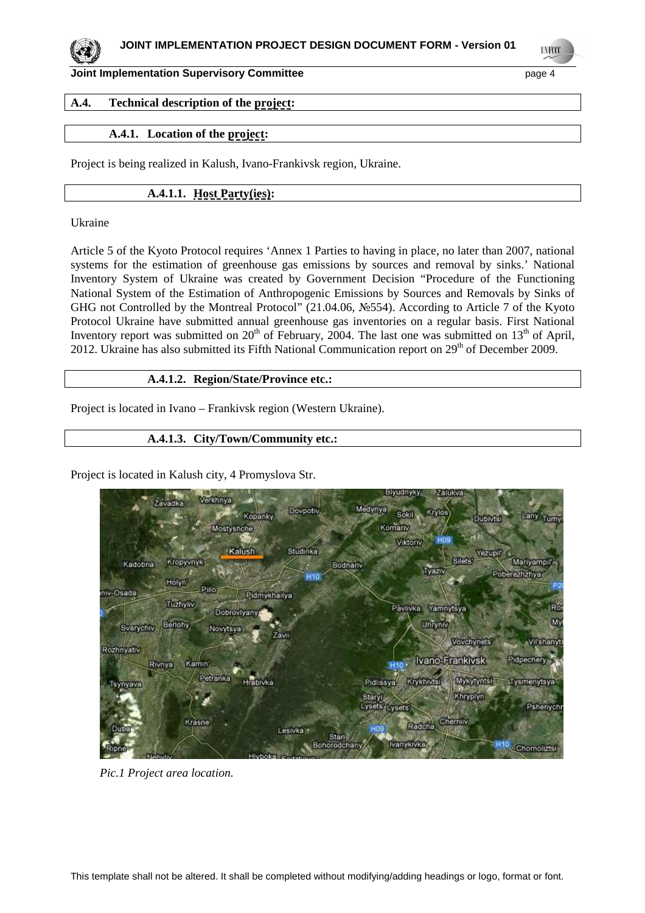## A.4. Technical description of the project:

### A.4.1. Location of the project:

Project is being realized in Kalush, Ivano-Frankivsk region, Ukraine.

#### A.4.1.1. Host Party(ies):

Ukraine

Article 5 of the Kyoto Protocol requires 'Annex 1 Parties to having in place, no later than 2007, national systems for the estimation of greenhouse gas emissions by sources and removal by sinks.' National Inventory System of Ukraine was created by Government Decision "Procedure of the Functioning National System of the Estimation of Anthropogenic Emissions by Sources and Removals by Sinks of GHG not Controlled by the Montreal Protocol" (21.04.06, №554). According to Article 7 of the Kyoto Protocol Ukraine have submitted annual greenhouse gas inventories on a regular basis. First National Inventory report was submitted on 20th of February, 2004. The last one was submitted on 13th of April, 2012. Ukraine has also submitted its Fifth National Communication report on 29th of December 2009.

#### A.4.1.2. Region/State/Province etc.:

Project is located in Ivano – Frankivsk region (Western Ukraine).

#### A.4.1.3. City/Town/Community etc.:

Project is located in Kalush city, 4 Promyslova Str.

*Pic.1 Project area location.*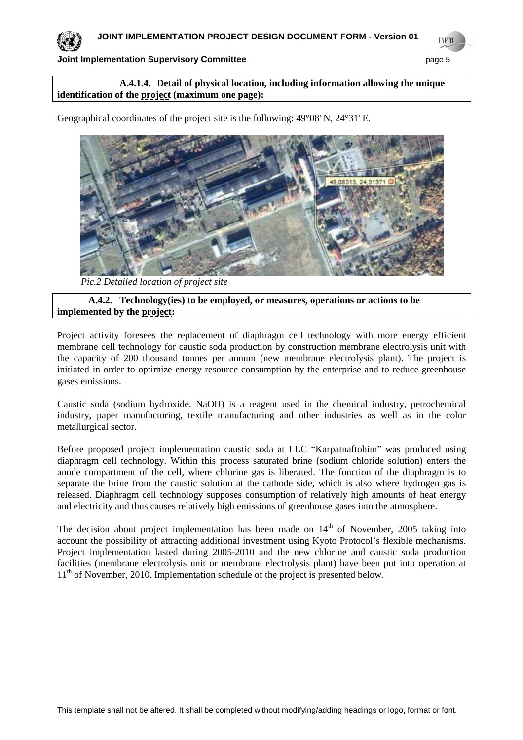**A.4.1.4. Detail of physical location, including information allowing the unique identification of the project (maximum one page):**

Geographical coordinates of the project site is the following: 49°08' N, 24°31' E.

*Pic.2 Detailed location of project site*

**A.4.2. Technology(ies) to be employed, or measures, operations or actions to be implemented by the project:**

Project activity foresees the replacement of diaphragm cell technology with more energy efficient membrane cell technology for caustic soda production by construction membrane electrolysis unit with the capacity of 200 thousand tonnes per annum (new membrane electrolysis plant). The project is initiated in order to optimize energy resource consumption by the enterprise and to reduce greenhouse gases emissions.

Caustic soda (sodium hydroxide, NaOH) is a reagent used in the chemical industry, petrochemical industry, paper manufacturing, textile manufacturing and other industries as well as in the color metallurgical sector.

Before proposed project implementation caustic soda at LLC "Karpatnaftohim" was produced using diaphragm cell technology. Within this process saturated brine (sodium chloride solution) enters the anode compartment of the cell, where chlorine gas is liberated. The function of the diaphragm is to separate the brine from the caustic solution at the cathode side, which is also where hydrogen gas is released. Diaphragm cell technology supposes consumption of relatively high amounts of heat energy and electricity and thus causes relatively high emissions of greenhouse gases into the atmosphere.

The decision about project implementation has been made on 14th of November, 2005 taking into account the possibility of attracting additional investment using Kyoto Protocol's flexible mechanisms. Project implementation lasted during 2005-2010 and the new chlorine and caustic soda production facilities (membrane electrolysis unit or membrane electrolysis plant) have been put into operation at 11th of November, 2010. Implementation schedule of the project is presented below.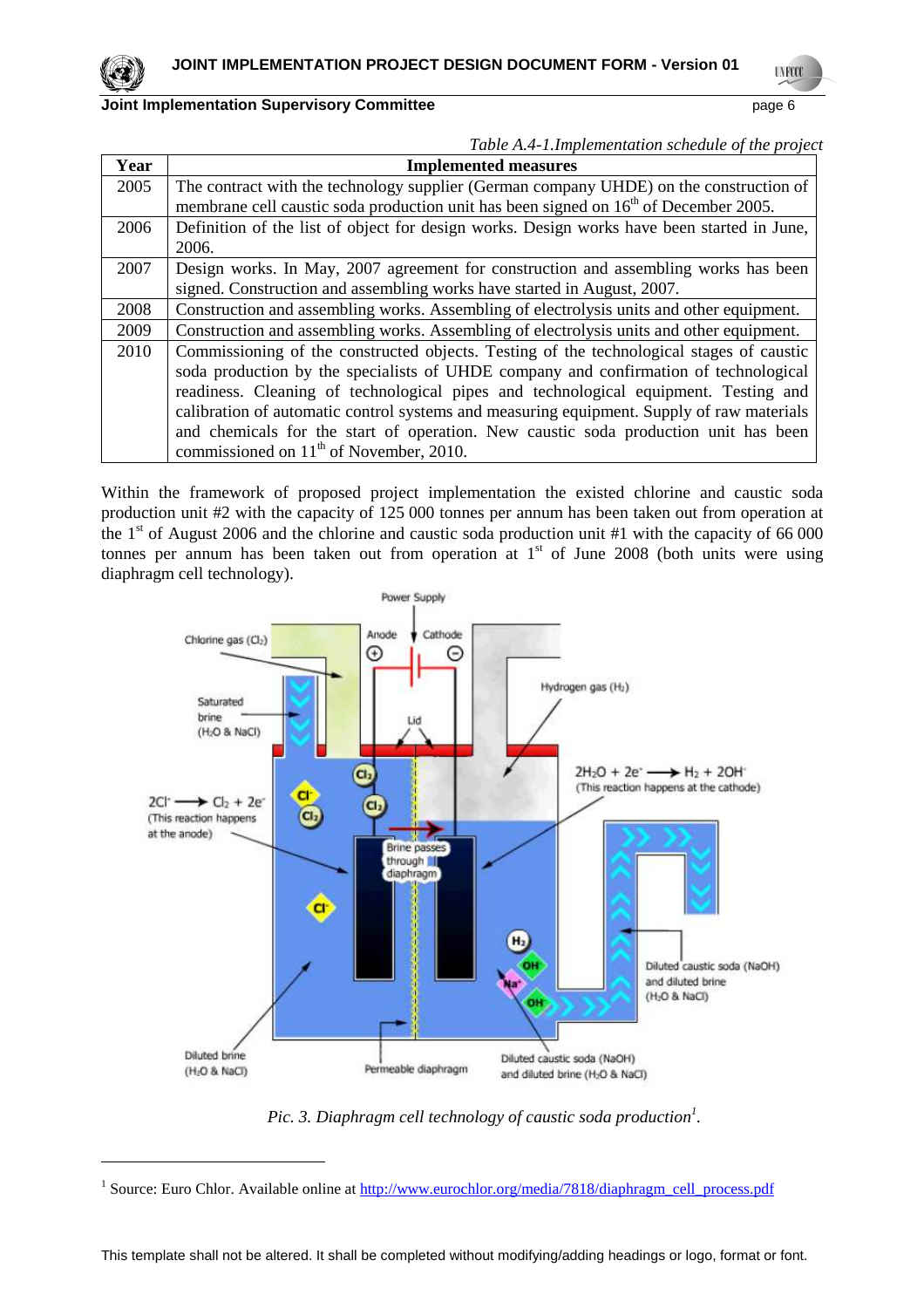*Table A.4-1.Implementation schedule of the project*

| Year | Implemented measures |
|---|---|
| 2005 | The contract with the technology supplier (German company UHDE) on the construction of membrane cell caustic soda production unit has been signed on 16th of December 2005. |
| 2006 | Definition of the list of object for design works. Design works have been started in June, 2006. |
| 2007 | Design works. In May, 2007 agreement for construction and assembling works has been signed. Construction and assembling works have started in August, 2007. |
| 2008 | Construction and assembling works. Assembling of electrolysis units and other equipment. |
| 2009 | Construction and assembling works. Assembling of electrolysis units and other equipment. |
| 2010 | Commissioning of the constructed objects. Testing of the technological stages of caustic soda production by the specialists of UHDE company and confirmation of technological readiness. Cleaning of technological pipes and technological equipment. Testing and calibration of automatic control systems and measuring equipment. Supply of raw materials and chemicals for the start of operation. New caustic soda production unit has been commissioned on 11th of November, 2010. |

Within the framework of proposed project implementation the existed chlorine and caustic soda production unit #2 with the capacity of 125 000 tonnes per annum has been taken out from operation at the 1st of August 2006 and the chlorine and caustic soda production unit #1 with the capacity of 66 000 tonnes per annum has been taken out from operation at 1st of June 2008 (both units were using diaphragm cell technology).

*Pic. 3. Diaphragm cell technology of caustic soda production[1].*

[1] Source: Euro Chlor. Available online at http://www.eurochlor.org/media/7818/diaphragm_cell_process.pdf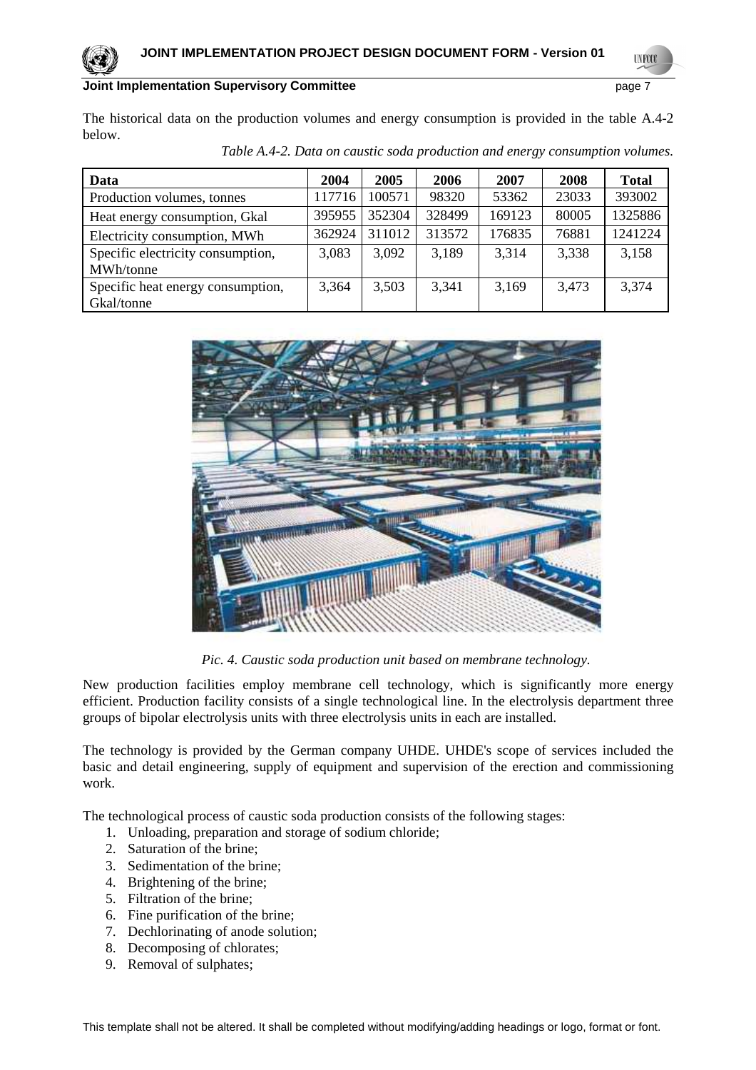The historical data on the production volumes and energy consumption is provided in the table A.4-2 below.

*Table A.4-2. Data on caustic soda production and energy consumption volumes.*

| Data | 2004 | 2005 | 2006 | 2007 | 2008 | Total |
|---|---|---|---|---|---|---|
| Production volumes, tonnes | 117716 | 100571 | 98320 | 53362 | 23033 | 393002 |
| Heat energy consumption, Gkal | 395955 | 352304 | 328499 | 169123 | 80005 | 1325886 |
| Electricity consumption, MWh | 362924 | 311012 | 313572 | 176835 | 76881 | 1241224 |
| Specific electricity consumption, MWh/tonne | 3,083 | 3,092 | 3,189 | 3,314 | 3,338 | 3,158 |
| Specific heat energy consumption, Gkal/tonne | 3,364 | 3,503 | 3,341 | 3,169 | 3,473 | 3,374 |

*Pic. 4. Caustic soda production unit based on membrane technology.*

New production facilities employ membrane cell technology, which is significantly more energy efficient. Production facility consists of a single technological line. In the electrolysis department three groups of bipolar electrolysis units with three electrolysis units in each are installed.

The technology is provided by the German company UHDE. UHDE's scope of services included the basic and detail engineering, supply of equipment and supervision of the erection and commissioning work.

The technological process of caustic soda production consists of the following stages:

1. Unloading, preparation and storage of sodium chloride;
2. Saturation of the brine;
3. Sedimentation of the brine;
4. Brightening of the brine;
5. Filtration of the brine;
6. Fine purification of the brine;
7. Dechlorinating of anode solution;
8. Decomposing of chlorates;
9. Removal of sulphates;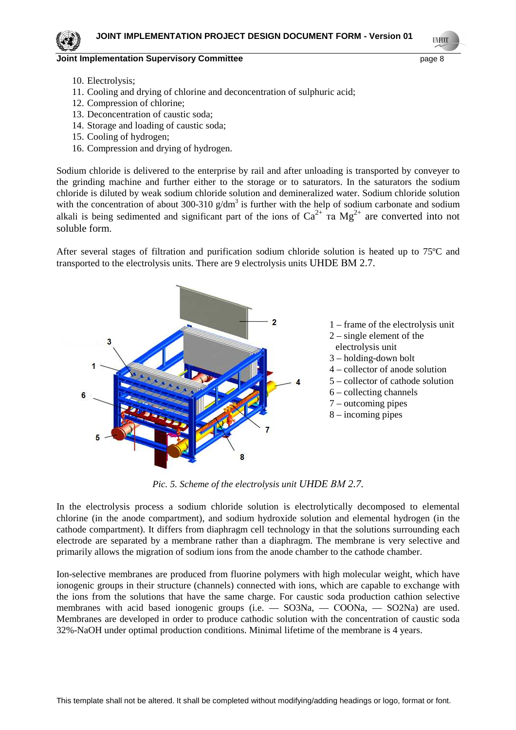10. Electrolysis;
11. Cooling and drying of chlorine and deconcentration of sulphuric acid;
12. Compression of chlorine;
13. Deconcentration of caustic soda;
14. Storage and loading of caustic soda;
15. Cooling of hydrogen;
16. Compression and drying of hydrogen.

Sodium chloride is delivered to the enterprise by rail and after unloading is transported by conveyer to the grinding machine and further either to the storage or to saturators. In the saturators the sodium chloride is diluted by weak sodium chloride solution and demineralized water. Sodium chloride solution with the concentration of about 300-310 g/dm$^3$ is further with the help of sodium carbonate and sodium alkali is being sedimented and significant part of the ions of $Ca^{2+}$ та $Mg^{2+}$ are converted into not soluble form.

After several stages of filtration and purification sodium chloride solution is heated up to 75ºC and transported to the electrolysis units. There are 9 electrolysis units UHDE BM 2.7.

1 – frame of the electrolysis unit
2 – single element of the electrolysis unit
3 – holding-down bolt
4 – collector of anode solution
5 – collector of cathode solution
6 – collecting channels
7 – outcoming pipes
8 – incoming pipes

*Pic. 5. Scheme of the electrolysis unit UHDE BM 2.7.*

In the electrolysis process a sodium chloride solution is electrolytically decomposed to elemental chlorine (in the anode compartment), and sodium hydroxide solution and elemental hydrogen (in the cathode compartment). It differs from diaphragm cell technology in that the solutions surrounding each electrode are separated by a membrane rather than a diaphragm. The membrane is very selective and primarily allows the migration of sodium ions from the anode chamber to the cathode chamber.

Ion-selective membranes are produced from fluorine polymers with high molecular weight, which have ionogenic groups in their structure (channels) connected with ions, which are capable to exchange with the ions from the solutions that have the same charge. For caustic soda production cathion selective membranes with acid based ionogenic groups (i.e. — SO3Na, — COONa, — SO2Na) are used. Membranes are developed in order to produce cathodic solution with the concentration of caustic soda 32%-NaOH under optimal production conditions. Minimal lifetime of the membrane is 4 years.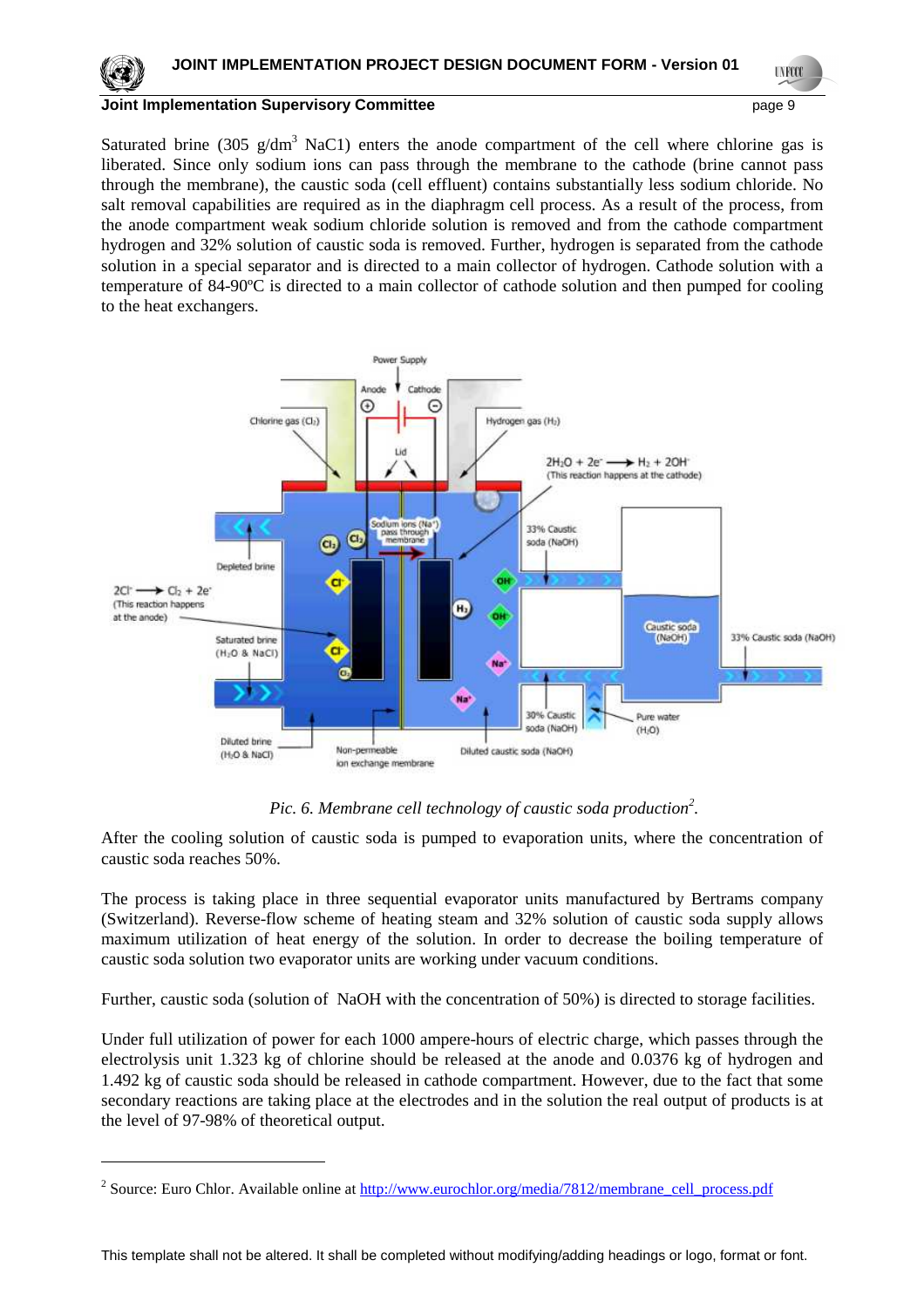Saturated brine (305 g/dm$^3$ NaC1) enters the anode compartment of the cell where chlorine gas is liberated. Since only sodium ions can pass through the membrane to the cathode (brine cannot pass through the membrane), the caustic soda (cell effluent) contains substantially less sodium chloride. No salt removal capabilities are required as in the diaphragm cell process. As a result of the process, from the anode compartment weak sodium chloride solution is removed and from the cathode compartment hydrogen and 32% solution of caustic soda is removed. Further, hydrogen is separated from the cathode solution in a special separator and is directed to a main collector of hydrogen. Cathode solution with a temperature of 84-90ºC is directed to a main collector of cathode solution and then pumped for cooling to the heat exchangers.

*Pic. 6. Membrane cell technology of caustic soda production*[2].

After the cooling solution of caustic soda is pumped to evaporation units, where the concentration of caustic soda reaches 50%.

The process is taking place in three sequential evaporator units manufactured by Bertrams company (Switzerland). Reverse-flow scheme of heating steam and 32% solution of caustic soda supply allows maximum utilization of heat energy of the solution. In order to decrease the boiling temperature of caustic soda solution two evaporator units are working under vacuum conditions.

Further, caustic soda (solution of NaOH with the concentration of 50%) is directed to storage facilities.

Under full utilization of power for each 1000 ampere-hours of electric charge, which passes through the electrolysis unit 1.323 kg of chlorine should be released at the anode and 0.0376 kg of hydrogen and 1.492 kg of caustic soda should be released in cathode compartment. However, due to the fact that some secondary reactions are taking place at the electrodes and in the solution the real output of products is at the level of 97-98% of theoretical output.

---

[2] Source: Euro Chlor. Available online at http://www.eurochlor.org/media/7812/membrane_cell_process.pdf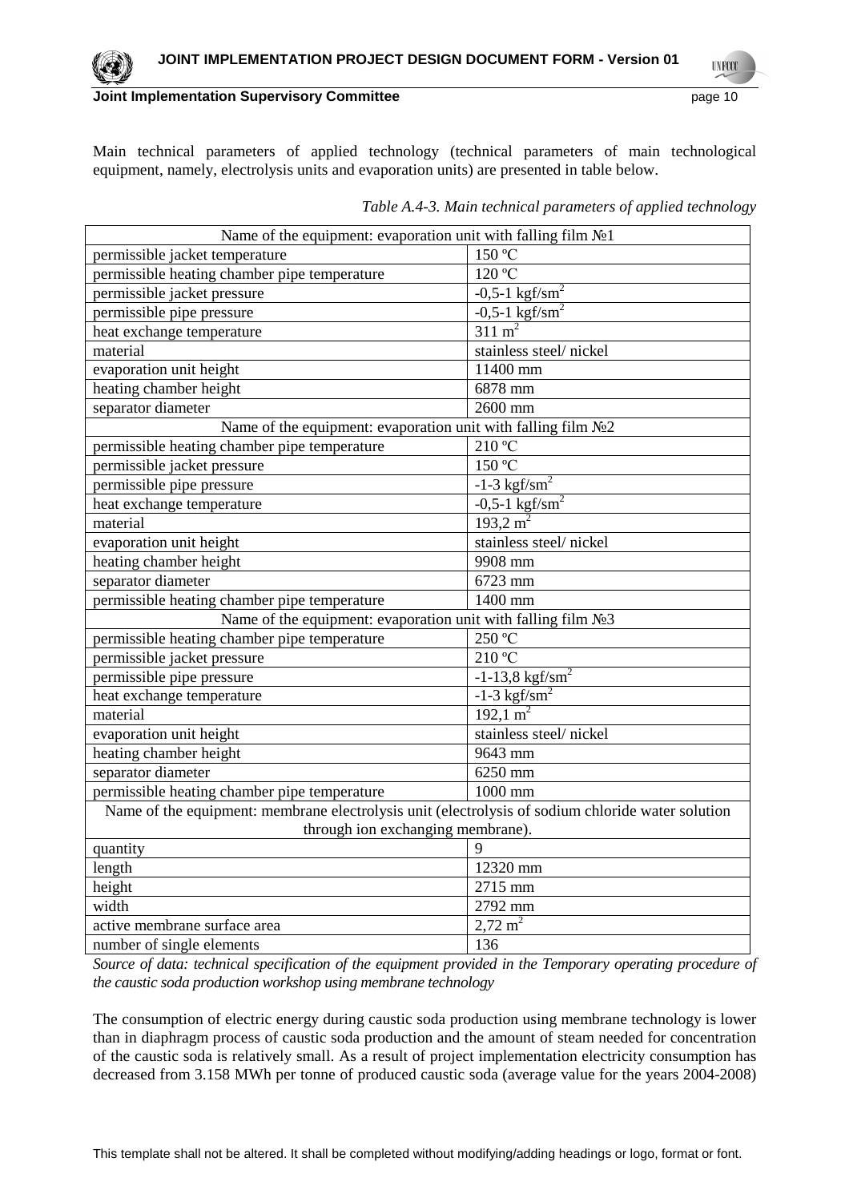Main technical parameters of applied technology (technical parameters of main technological equipment, namely, electrolysis units and evaporation units) are presented in table below.

*Table A.4-3. Main technical parameters of applied technology*

| Name of the equipment: evaporation unit with falling film №1 | |
|---|---|
| permissible jacket temperature | 150 ºC |
| permissible heating chamber pipe temperature | 120 ºC |
| permissible jacket pressure | -0,5-1 kgf/sm$^2$ |
| permissible pipe pressure | -0,5-1 kgf/sm$^2$ |
| heat exchange temperature | 311 m$^2$ |
| material | stainless steel/ nickel |
| evaporation unit height | 11400 mm |
| heating chamber height | 6878 mm |
| separator diameter | 2600 mm |
| Name of the equipment: evaporation unit with falling film №2 | |
| permissible heating chamber pipe temperature | 210 ºC |
| permissible jacket pressure | 150 ºC |
| permissible pipe pressure | -1-3 kgf/sm$^2$ |
| heat exchange temperature | -0,5-1 kgf/sm$^2$ |
| material | 193,2 m$^2$ |
| evaporation unit height | stainless steel/ nickel |
| heating chamber height | 9908 mm |
| separator diameter | 6723 mm |
| permissible heating chamber pipe temperature | 1400 mm |
| Name of the equipment: evaporation unit with falling film №3 | |
| permissible heating chamber pipe temperature | 250 ºC |
| permissible jacket pressure | 210 ºC |
| permissible pipe pressure | -1-13,8 kgf/sm$^2$ |
| heat exchange temperature | -1-3 kgf/sm$^2$ |
| material | 192,1 m$^2$ |
| evaporation unit height | stainless steel/ nickel |
| heating chamber height | 9643 mm |
| separator diameter | 6250 mm |
| permissible heating chamber pipe temperature | 1000 mm |
| Name of the equipment: membrane electrolysis unit (electrolysis of sodium chloride water solution through ion exchanging membrane). | |
| quantity | 9 |
| length | 12320 mm |
| height | 2715 mm |
| width | 2792 mm |
| active membrane surface area | 2,72 m$^2$ |
| number of single elements | 136 |

*Source of data: technical specification of the equipment provided in the Temporary operating procedure of the caustic soda production workshop using membrane technology*

The consumption of electric energy during caustic soda production using membrane technology is lower than in diaphragm process of caustic soda production and the amount of steam needed for concentration of the caustic soda is relatively small. As a result of project implementation electricity consumption has decreased from 3.158 MWh per tonne of produced caustic soda (average value for the years 2004-2008)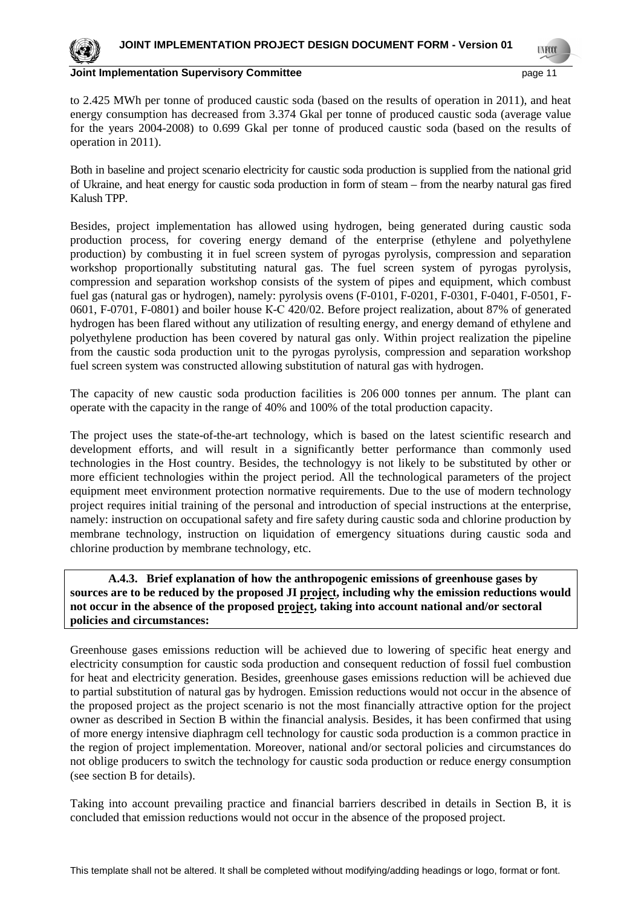to 2.425 MWh per tonne of produced caustic soda (based on the results of operation in 2011), and heat energy consumption has decreased from 3.374 Gkal per tonne of produced caustic soda (average value for the years 2004-2008) to 0.699 Gkal per tonne of produced caustic soda (based on the results of operation in 2011).

Both in baseline and project scenario electricity for caustic soda production is supplied from the national grid of Ukraine, and heat energy for caustic soda production in form of steam – from the nearby natural gas fired Kalush TPP.

Besides, project implementation has allowed using hydrogen, being generated during caustic soda production process, for covering energy demand of the enterprise (ethylene and polyethylene production) by combusting it in fuel screen system of pyrogas pyrolysis, compression and separation workshop proportionally substituting natural gas. The fuel screen system of pyrogas pyrolysis, compression and separation workshop consists of the system of pipes and equipment, which combust fuel gas (natural gas or hydrogen), namely: pyrolysis ovens (F-0101, F-0201, F-0301, F-0401, F-0501, F-0601, F-0701, F-0801) and boiler house K-C 420/02. Before project realization, about 87% of generated hydrogen has been flared without any utilization of resulting energy, and energy demand of ethylene and polyethylene production has been covered by natural gas only. Within project realization the pipeline from the caustic soda production unit to the pyrogas pyrolysis, compression and separation workshop fuel screen system was constructed allowing substitution of natural gas with hydrogen.

The capacity of new caustic soda production facilities is 206 000 tonnes per annum. The plant can operate with the capacity in the range of 40% and 100% of the total production capacity.

The project uses the state-of-the-art technology, which is based on the latest scientific research and development efforts, and will result in a significantly better performance than commonly used technologies in the Host country. Besides, the technologyy is not likely to be substituted by other or more efficient technologies within the project period. All the technological parameters of the project equipment meet environment protection normative requirements. Due to the use of modern technology project requires initial training of the personal and introduction of special instructions at the enterprise, namely: instruction on occupational safety and fire safety during caustic soda and chlorine production by membrane technology, instruction on liquidation of emergency situations during caustic soda and chlorine production by membrane technology, etc.

**A.4.3. Brief explanation of how the anthropogenic emissions of greenhouse gases by sources are to be reduced by the proposed JI project, including why the emission reductions would not occur in the absence of the proposed project, taking into account national and/or sectoral policies and circumstances:**

Greenhouse gases emissions reduction will be achieved due to lowering of specific heat energy and electricity consumption for caustic soda production and consequent reduction of fossil fuel combustion for heat and electricity generation. Besides, greenhouse gases emissions reduction will be achieved due to partial substitution of natural gas by hydrogen. Emission reductions would not occur in the absence of the proposed project as the project scenario is not the most financially attractive option for the project owner as described in Section B within the financial analysis. Besides, it has been confirmed that using of more energy intensive diaphragm cell technology for caustic soda production is a common practice in the region of project implementation. Moreover, national and/or sectoral policies and circumstances do not oblige producers to switch the technology for caustic soda production or reduce energy consumption (see section B for details).

Taking into account prevailing practice and financial barriers described in details in Section B, it is concluded that emission reductions would not occur in the absence of the proposed project.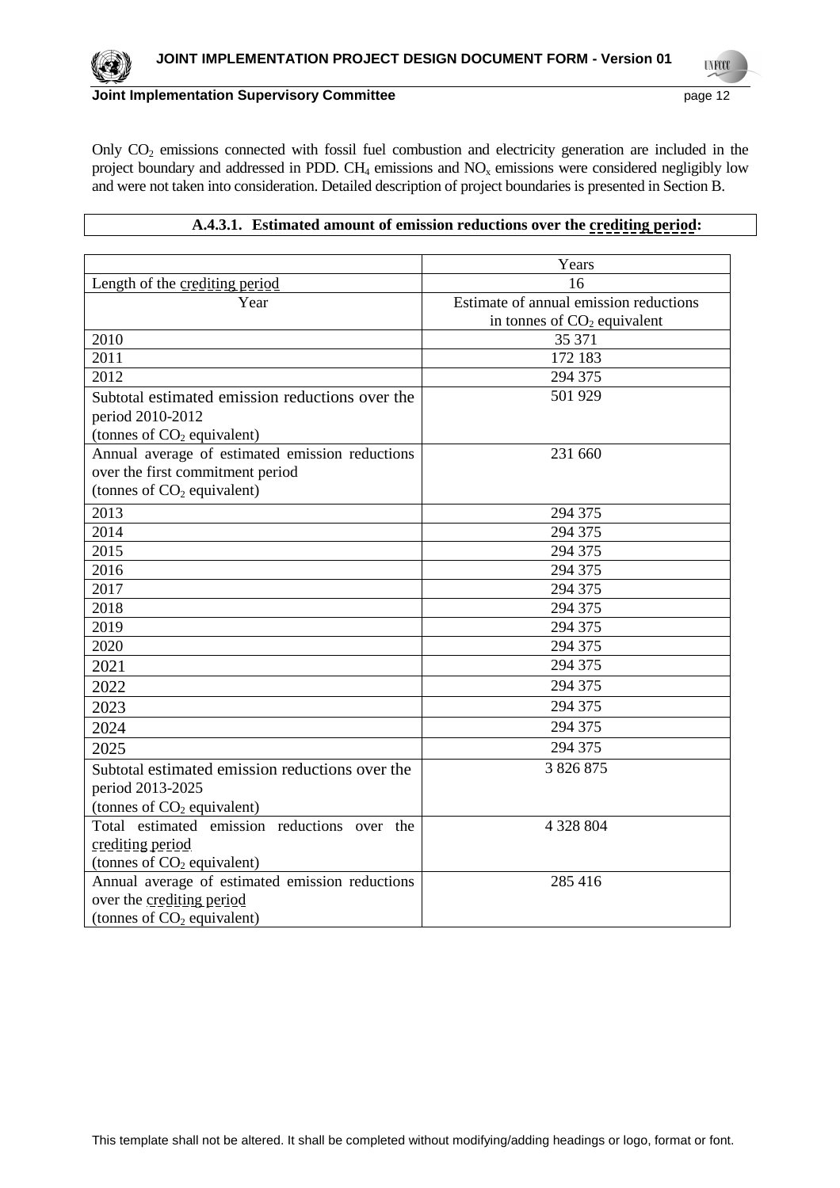Only $CO_2$ emissions connected with fossil fuel combustion and electricity generation are included in the project boundary and addressed in PDD. $CH_4$ emissions and $NO_x$ emissions were considered negligibly low and were not taken into consideration. Detailed description of project boundaries is presented in Section B.

### A.4.3.1. Estimated amount of emission reductions over the crediting period:

| | Years |
|---|---|
| Length of the crediting period | 16 |
| Year | Estimate of annual emission reductions in tonnes of $CO_2$ equivalent |
| 2010 | 35 371 |
| 2011 | 172 183 |
| 2012 | 294 375 |
| Subtotal estimated emission reductions over the period 2010-2012 (tonnes of $CO_2$ equivalent) | 501 929 |
| Annual average of estimated emission reductions over the first commitment period (tonnes of $CO_2$ equivalent) | 231 660 |
| 2013 | 294 375 |
| 2014 | 294 375 |
| 2015 | 294 375 |
| 2016 | 294 375 |
| 2017 | 294 375 |
| 2018 | 294 375 |
| 2019 | 294 375 |
| 2020 | 294 375 |
| 2021 | 294 375 |
| 2022 | 294 375 |
| 2023 | 294 375 |
| 2024 | 294 375 |
| 2025 | 294 375 |
| Subtotal estimated emission reductions over the period 2013-2025 (tonnes of $CO_2$ equivalent) | 3 826 875 |
| Total estimated emission reductions over the crediting period (tonnes of $CO_2$ equivalent) | 4 328 804 |
| Annual average of estimated emission reductions over the crediting period (tonnes of $CO_2$ equivalent) | 285 416 |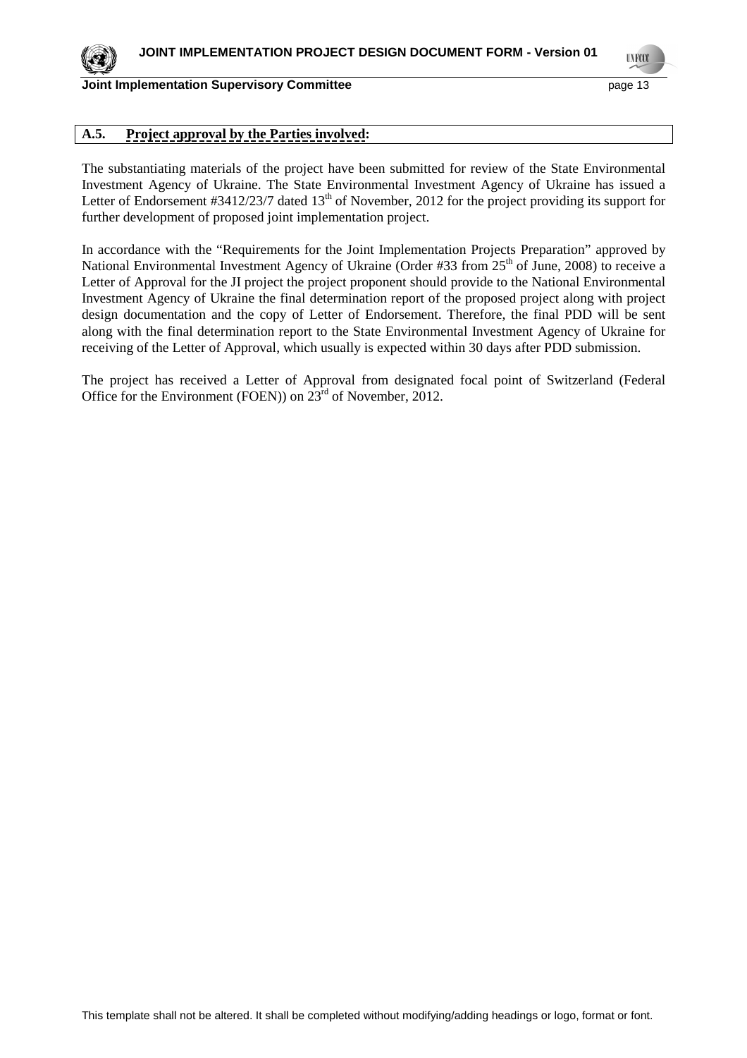## A.5. Project approval by the Parties involved:

The substantiating materials of the project have been submitted for review of the State Environmental Investment Agency of Ukraine. The State Environmental Investment Agency of Ukraine has issued a Letter of Endorsement #3412/23/7 dated 13th of November, 2012 for the project providing its support for further development of proposed joint implementation project.

In accordance with the "Requirements for the Joint Implementation Projects Preparation" approved by National Environmental Investment Agency of Ukraine (Order #33 from 25th of June, 2008) to receive a Letter of Approval for the JI project the project proponent should provide to the National Environmental Investment Agency of Ukraine the final determination report of the proposed project along with project design documentation and the copy of Letter of Endorsement. Therefore, the final PDD will be sent along with the final determination report to the State Environmental Investment Agency of Ukraine for receiving of the Letter of Approval, which usually is expected within 30 days after PDD submission.

The project has received a Letter of Approval from designated focal point of Switzerland (Federal Office for the Environment (FOEN)) on 23rd of November, 2012.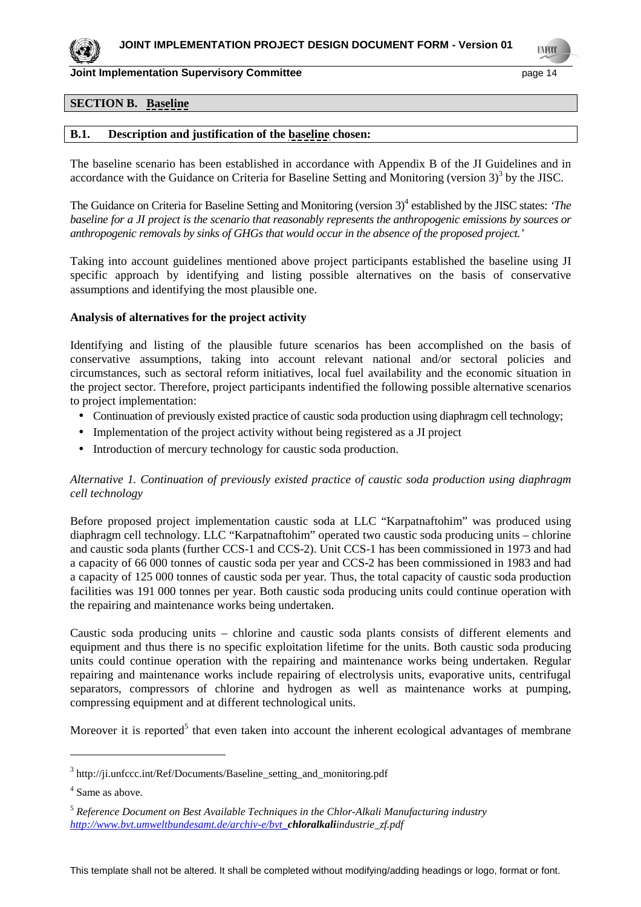## SECTION B. Baseline

### B.1. Description and justification of the baseline chosen:

The baseline scenario has been established in accordance with Appendix B of the JI Guidelines and in accordance with the Guidance on Criteria for Baseline Setting and Monitoring (version 3)[3] by the JISC.

The Guidance on Criteria for Baseline Setting and Monitoring (version 3)[4] established by the JISC states: *'The baseline for a JI project is the scenario that reasonably represents the anthropogenic emissions by sources or anthropogenic removals by sinks of GHGs that would occur in the absence of the proposed project.'*

Taking into account guidelines mentioned above project participants established the baseline using JI specific approach by identifying and listing possible alternatives on the basis of conservative assumptions and identifying the most plausible one.

**Analysis of alternatives for the project activity**

Identifying and listing of the plausible future scenarios has been accomplished on the basis of conservative assumptions, taking into account relevant national and/or sectoral policies and circumstances, such as sectoral reform initiatives, local fuel availability and the economic situation in the project sector. Therefore, project participants indentified the following possible alternative scenarios to project implementation:

- Continuation of previously existed practice of caustic soda production using diaphragm cell technology;
- Implementation of the project activity without being registered as a JI project
- Introduction of mercury technology for caustic soda production.

*Alternative 1. Continuation of previously existed practice of caustic soda production using diaphragm cell technology*

Before proposed project implementation caustic soda at LLC "Karpatnaftohim" was produced using diaphragm cell technology. LLC "Karpatnaftohim" operated two caustic soda producing units – chlorine and caustic soda plants (further CCS-1 and CCS-2). Unit CCS-1 has been commissioned in 1973 and had a capacity of 66 000 tonnes of caustic soda per year and CCS-2 has been commissioned in 1983 and had a capacity of 125 000 tonnes of caustic soda per year. Thus, the total capacity of caustic soda production facilities was 191 000 tonnes per year. Both caustic soda producing units could continue operation with the repairing and maintenance works being undertaken.

Caustic soda producing units – chlorine and caustic soda plants consists of different elements and equipment and thus there is no specific exploitation lifetime for the units. Both caustic soda producing units could continue operation with the repairing and maintenance works being undertaken. Regular repairing and maintenance works include repairing of electrolysis units, evaporative units, centrifugal separators, compressors of chlorine and hydrogen as well as maintenance works at pumping, compressing equipment and at different technological units.

Moreover it is reported[5] that even taken into account the inherent ecological advantages of membrane

---

[3] http://ji.unfccc.int/Ref/Documents/Baseline_setting_and_monitoring.pdf

[4] Same as above.

[5] *Reference Document on Best Available Techniques in the Chlor-Alkali Manufacturing industry* *http://www.bvt.umweltbundesamt.de/archiv-e/bvt_**chloralkali**industrie_zf.pdf*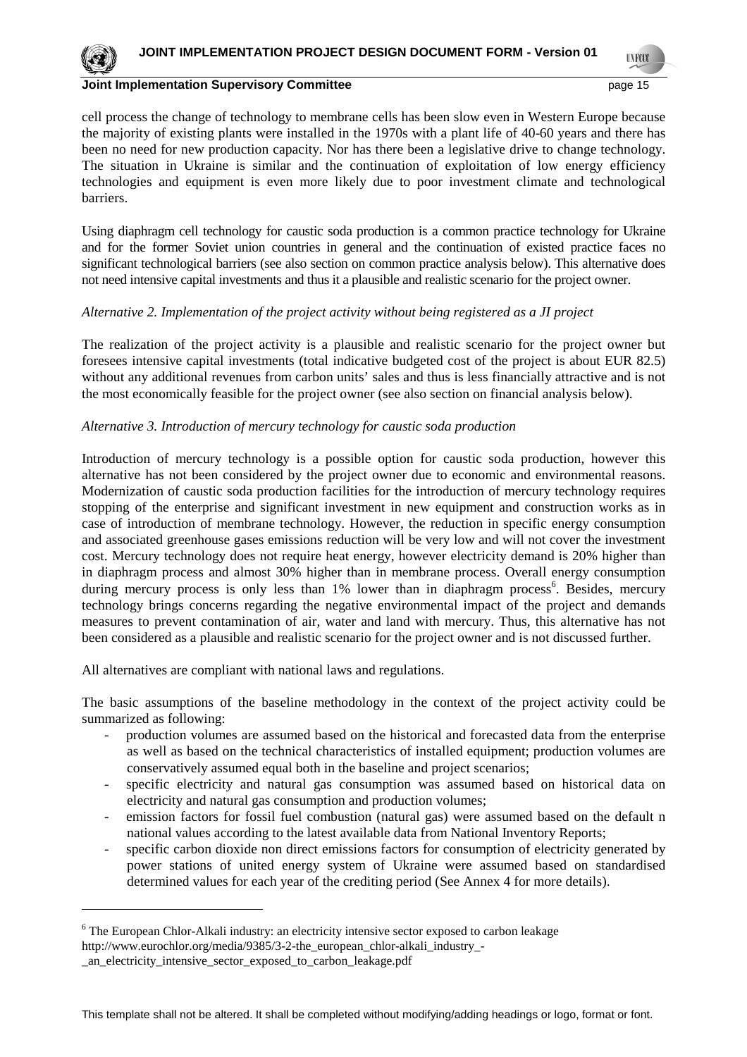cell process the change of technology to membrane cells has been slow even in Western Europe because the majority of existing plants were installed in the 1970s with a plant life of 40-60 years and there has been no need for new production capacity. Nor has there been a legislative drive to change technology. The situation in Ukraine is similar and the continuation of exploitation of low energy efficiency technologies and equipment is even more likely due to poor investment climate and technological barriers.

Using diaphragm cell technology for caustic soda production is a common practice technology for Ukraine and for the former Soviet union countries in general and the continuation of existed practice faces no significant technological barriers (see also section on common practice analysis below). This alternative does not need intensive capital investments and thus it a plausible and realistic scenario for the project owner.

*Alternative 2. Implementation of the project activity without being registered as a JI project*

The realization of the project activity is a plausible and realistic scenario for the project owner but foresees intensive capital investments (total indicative budgeted cost of the project is about EUR 82.5) without any additional revenues from carbon units' sales and thus is less financially attractive and is not the most economically feasible for the project owner (see also section on financial analysis below).

*Alternative 3. Introduction of mercury technology for caustic soda production*

Introduction of mercury technology is a possible option for caustic soda production, however this alternative has not been considered by the project owner due to economic and environmental reasons. Modernization of caustic soda production facilities for the introduction of mercury technology requires stopping of the enterprise and significant investment in new equipment and construction works as in case of introduction of membrane technology. However, the reduction in specific energy consumption and associated greenhouse gases emissions reduction will be very low and will not cover the investment cost. Mercury technology does not require heat energy, however electricity demand is 20% higher than in diaphragm process and almost 30% higher than in membrane process. Overall energy consumption during mercury process is only less than 1% lower than in diaphragm process[6]. Besides, mercury technology brings concerns regarding the negative environmental impact of the project and demands measures to prevent contamination of air, water and land with mercury. Thus, this alternative has not been considered as a plausible and realistic scenario for the project owner and is not discussed further.

All alternatives are compliant with national laws and regulations.

The basic assumptions of the baseline methodology in the context of the project activity could be summarized as following:

- production volumes are assumed based on the historical and forecasted data from the enterprise as well as based on the technical characteristics of installed equipment; production volumes are conservatively assumed equal both in the baseline and project scenarios;
- specific electricity and natural gas consumption was assumed based on historical data on electricity and natural gas consumption and production volumes;
- emission factors for fossil fuel combustion (natural gas) were assumed based on the default n national values according to the latest available data from National Inventory Reports;
- specific carbon dioxide non direct emissions factors for consumption of electricity generated by power stations of united energy system of Ukraine were assumed based on standardised determined values for each year of the crediting period (See Annex 4 for more details).

[6] The European Chlor-Alkali industry: an electricity intensive sector exposed to carbon leakage http://www.eurochlor.org/media/9385/3-2-the_european_chlor-alkali_industry_-_an_electricity_intensive_sector_exposed_to_carbon_leakage.pdf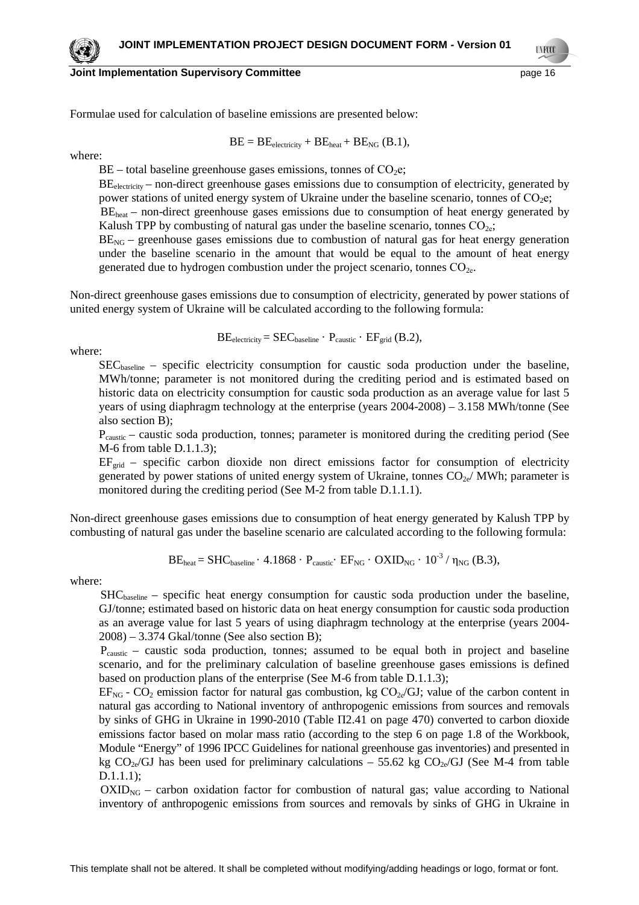Formulae used for calculation of baseline emissions are presented below:

$$BE = BE_{electricity} + BE_{heat} + BE_{NG} \text{ (B.1)},$$

where:

$BE$ – total baseline greenhouse gases emissions, tonnes of $CO_2e$;

$BE_{electricity}$ – non-direct greenhouse gases emissions due to consumption of electricity, generated by power stations of united energy system of Ukraine under the baseline scenario, tonnes of $CO_2e$;

$BE_{heat}$ – non-direct greenhouse gases emissions due to consumption of heat energy generated by Kalush TPP by combusting of natural gas under the baseline scenario, tonnes $CO_{2e}$;

$BE_{NG}$ – greenhouse gases emissions due to combustion of natural gas for heat energy generation under the baseline scenario in the amount that would be equal to the amount of heat energy generated due to hydrogen combustion under the project scenario, tonnes $CO_{2e}$.

Non-direct greenhouse gases emissions due to consumption of electricity, generated by power stations of united energy system of Ukraine will be calculated according to the following formula:

$$BE_{electricity} = SEC_{baseline} \cdot P_{caustic} \cdot EF_{grid} \text{ (B.2)},$$

where:

$SEC_{baseline}$ – specific electricity consumption for caustic soda production under the baseline, MWh/tonne; parameter is not monitored during the crediting period and is estimated based on historic data on electricity consumption for caustic soda production as an average value for last 5 years of using diaphragm technology at the enterprise (years 2004-2008) – 3.158 MWh/tonne (See also section B);

$P_{caustic}$ – caustic soda production, tonnes; parameter is monitored during the crediting period (See M-6 from table D.1.1.3);

$EF_{grid}$ – specific carbon dioxide non direct emissions factor for consumption of electricity generated by power stations of united energy system of Ukraine, tonnes $CO_{2e}$/ MWh; parameter is monitored during the crediting period (See M-2 from table D.1.1.1).

Non-direct greenhouse gases emissions due to consumption of heat energy generated by Kalush TPP by combusting of natural gas under the baseline scenario are calculated according to the following formula:

$$BE_{heat} = SHC_{baseline} \cdot 4.1868 \cdot P_{caustic} \cdot EF_{NG} \cdot OXID_{NG} \cdot 10^{-3} / \eta_{NG} \text{ (B.3)},$$

where:

$SHC_{baseline}$ – specific heat energy consumption for caustic soda production under the baseline, GJ/tonne; estimated based on historic data on heat energy consumption for caustic soda production as an average value for last 5 years of using diaphragm technology at the enterprise (years 2004-2008) – 3.374 Gkal/tonne (See also section B);

$P_{caustic}$ – caustic soda production, tonnes; assumed to be equal both in project and baseline scenario, and for the preliminary calculation of baseline greenhouse gases emissions is defined based on production plans of the enterprise (See M-6 from table D.1.1.3);

$EF_{NG}$ - $CO_2$ emission factor for natural gas combustion, kg $CO_{2e}$/GJ; value of the carbon content in natural gas according to National inventory of anthropogenic emissions from sources and removals by sinks of GHG in Ukraine in 1990-2010 (Table П2.41 on page 470) converted to carbon dioxide emissions factor based on molar mass ratio (according to the step 6 on page 1.8 of the Workbook, Module "Energy" of 1996 IPCC Guidelines for national greenhouse gas inventories) and presented in kg $CO_{2e}$/GJ has been used for preliminary calculations – 55.62 kg $CO_{2e}$/GJ (See M-4 from table D.1.1.1);

$OXID_{NG}$ – carbon oxidation factor for combustion of natural gas; value according to National inventory of anthropogenic emissions from sources and removals by sinks of GHG in Ukraine in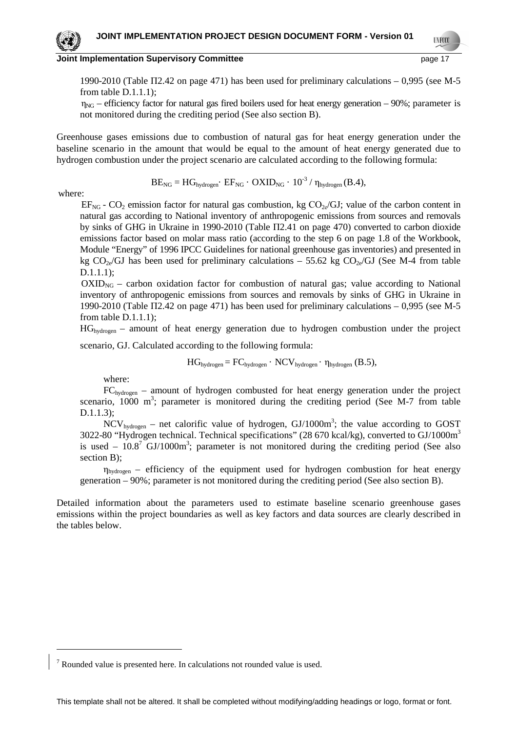1990-2010 (Table П2.42 on page 471) has been used for preliminary calculations – 0,995 (see M-5 from table D.1.1.1);

$\eta_{NG}$ – efficiency factor for natural gas fired boilers used for heat energy generation – 90%; parameter is not monitored during the crediting period (See also section B).

Greenhouse gases emissions due to combustion of natural gas for heat energy generation under the baseline scenario in the amount that would be equal to the amount of heat energy generated due to hydrogen combustion under the project scenario are calculated according to the following formula:

$$BE_{NG} = HG_{hydrogen} \cdot EF_{NG} \cdot OXID_{NG} \cdot 10^{-3} / \eta_{hydrogen} \text{ (B.4)},$$

where:

$EF_{NG}$ - $CO_2$ emission factor for natural gas combustion, kg $CO_{2e}$/GJ; value of the carbon content in natural gas according to National inventory of anthropogenic emissions from sources and removals by sinks of GHG in Ukraine in 1990-2010 (Table П2.41 on page 470) converted to carbon dioxide emissions factor based on molar mass ratio (according to the step 6 on page 1.8 of the Workbook, Module "Energy" of 1996 IPCC Guidelines for national greenhouse gas inventories) and presented in kg $CO_{2e}$/GJ has been used for preliminary calculations – 55.62 kg $CO_{2e}$/GJ (See M-4 from table D.1.1.1);

$OXID_{NG}$ – carbon oxidation factor for combustion of natural gas; value according to National inventory of anthropogenic emissions from sources and removals by sinks of GHG in Ukraine in 1990-2010 (Table П2.42 on page 471) has been used for preliminary calculations – 0,995 (see M-5 from table D.1.1.1);

$HG_{hydrogen}$ – amount of heat energy generation due to hydrogen combustion under the project scenario, GJ. Calculated according to the following formula:

$$HG_{hydrogen} = FC_{hydrogen} \cdot NCV_{hydrogen} \cdot \eta_{hydrogen} \text{ (B.5)},$$

where:

$FC_{hydrogen}$ – amount of hydrogen combusted for heat energy generation under the project scenario, 1000 $m^3$; parameter is monitored during the crediting period (See M-7 from table D.1.1.3);

$NCV_{hydrogen}$ – net calorific value of hydrogen, GJ/1000$m^3$; the value according to GOST 3022-80 "Hydrogen technical. Technical specifications" (28 670 kcal/kg), converted to GJ/1000$m^3$ is used – 10.8[7] GJ/1000$m^3$; parameter is not monitored during the crediting period (See also section B);

$\eta_{hydrogen}$ – efficiency of the equipment used for hydrogen combustion for heat energy generation – 90%; parameter is not monitored during the crediting period (See also section B).

Detailed information about the parameters used to estimate baseline scenario greenhouse gases emissions within the project boundaries as well as key factors and data sources are clearly described in the tables below.

[7] Rounded value is presented here. In calculations not rounded value is used.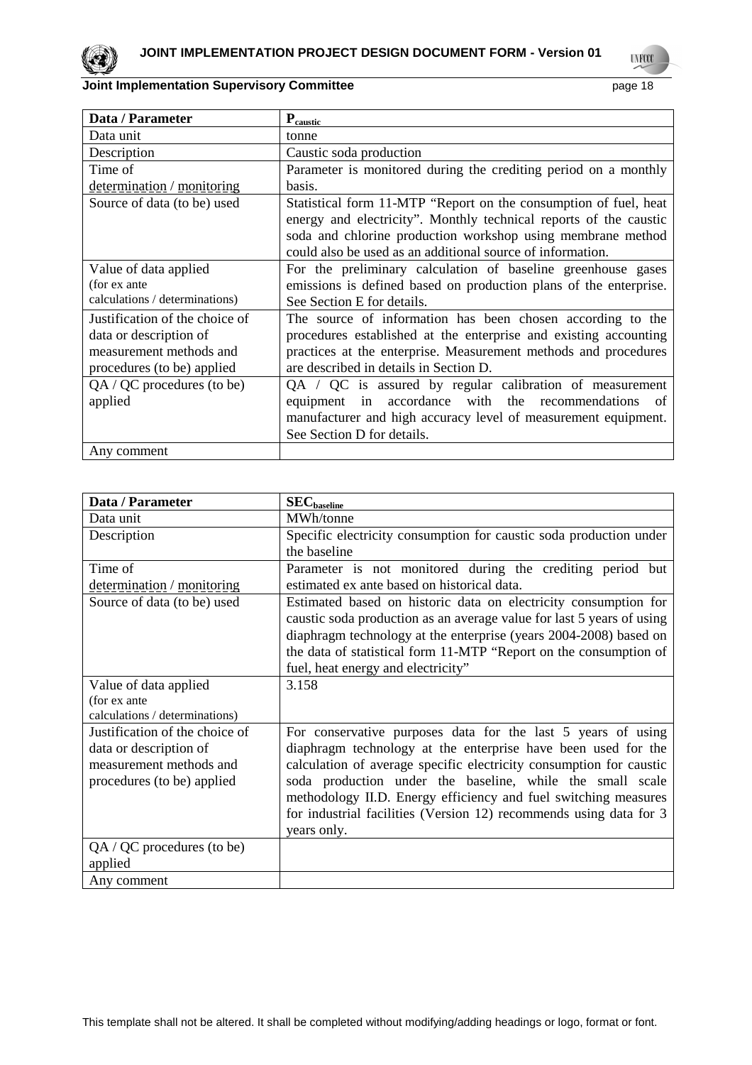| Data / Parameter | $P_{caustic}$ |
|---|---|
| Data unit | tonne |
| Description | Caustic soda production |
| Time of determination / monitoring | Parameter is monitored during the crediting period on a monthly basis. |
| Source of data (to be) used | Statistical form 11-MTP "Report on the consumption of fuel, heat energy and electricity". Monthly technical reports of the caustic soda and chlorine production workshop using membrane method could also be used as an additional source of information. |
| Value of data applied (for ex ante calculations / determinations) | For the preliminary calculation of baseline greenhouse gases emissions is defined based on production plans of the enterprise. See Section E for details. |
| Justification of the choice of data or description of measurement methods and procedures (to be) applied | The source of information has been chosen according to the procedures established at the enterprise and existing accounting practices at the enterprise. Measurement methods and procedures are described in details in Section D. |
| QA / QC procedures (to be) applied | QA / QC is assured by regular calibration of measurement equipment in accordance with the recommendations of manufacturer and high accuracy level of measurement equipment. See Section D for details. |
| Any comment | |

| Data / Parameter | $SEC_{baseline}$ |
|---|---|
| Data unit | MWh/tonne |
| Description | Specific electricity consumption for caustic soda production under the baseline |
| Time of determination / monitoring | Parameter is not monitored during the crediting period but estimated ex ante based on historical data. |
| Source of data (to be) used | Estimated based on historic data on electricity consumption for caustic soda production as an average value for last 5 years of using diaphragm technology at the enterprise (years 2004-2008) based on the data of statistical form 11-MTP "Report on the consumption of fuel, heat energy and electricity" |
| Value of data applied (for ex ante calculations / determinations) | 3.158 |
| Justification of the choice of data or description of measurement methods and procedures (to be) applied | For conservative purposes data for the last 5 years of using diaphragm technology at the enterprise have been used for the calculation of average specific electricity consumption for caustic soda production under the baseline, while the small scale methodology II.D. Energy efficiency and fuel switching measures for industrial facilities (Version 12) recommends using data for 3 years only. |
| QA / QC procedures (to be) applied | |
| Any comment | |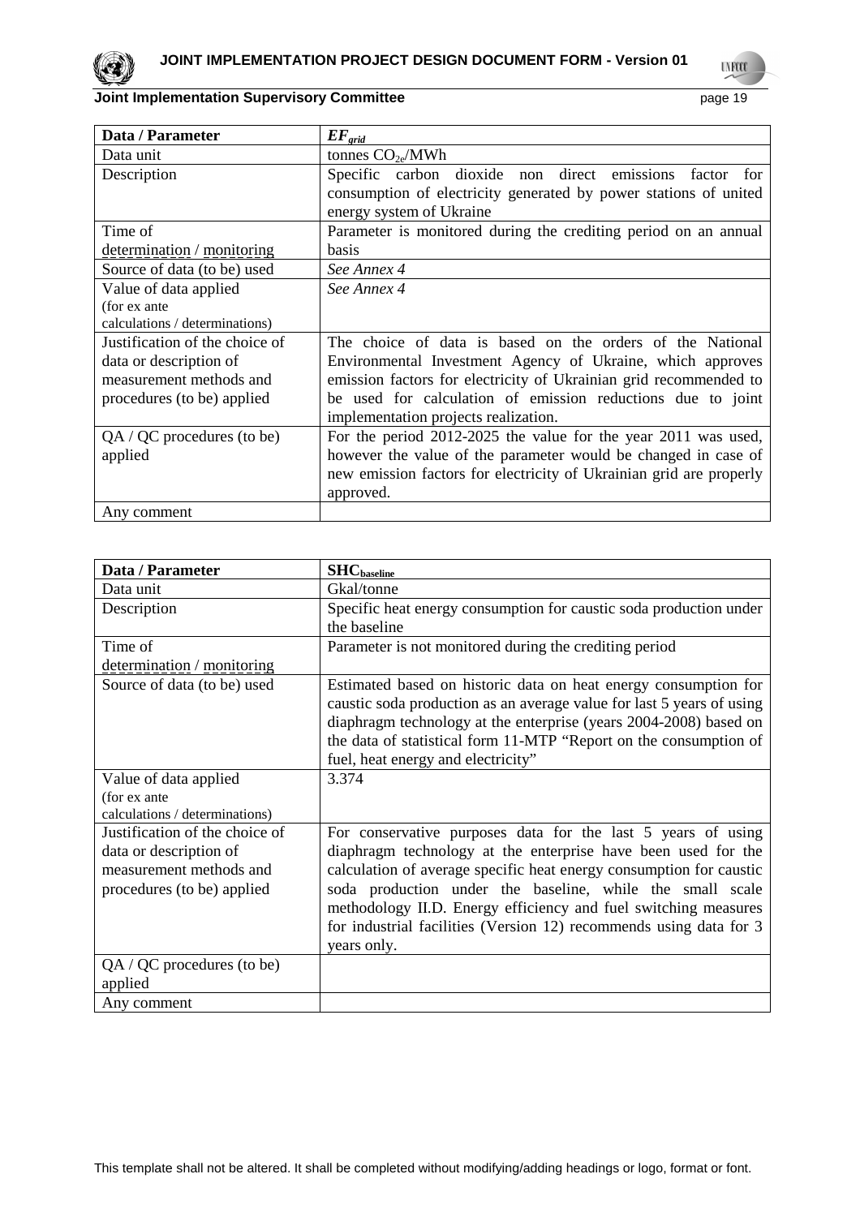| Data / Parameter | $EF_{grid}$ |
|---|---|
| Data unit | tonnes $CO_{2e}$/MWh |
| Description | Specific carbon dioxide non direct emissions factor for consumption of electricity generated by power stations of united energy system of Ukraine |
| Time of determination / monitoring | Parameter is monitored during the crediting period on an annual basis |
| Source of data (to be) used | *See Annex 4* |
| Value of data applied (for ex ante calculations / determinations) | *See Annex 4* |
| Justification of the choice of data or description of measurement methods and procedures (to be) applied | The choice of data is based on the orders of the National Environmental Investment Agency of Ukraine, which approves emission factors for electricity of Ukrainian grid recommended to be used for calculation of emission reductions due to joint implementation projects realization. |
| QA / QC procedures (to be) applied | For the period 2012-2025 the value for the year 2011 was used, however the value of the parameter would be changed in case of new emission factors for electricity of Ukrainian grid are properly approved. |
| Any comment | |

| Data / Parameter | $SHC_{baseline}$ |
|---|---|
| Data unit | Gkal/tonne |
| Description | Specific heat energy consumption for caustic soda production under the baseline |
| Time of determination / monitoring | Parameter is not monitored during the crediting period |
| Source of data (to be) used | Estimated based on historic data on heat energy consumption for caustic soda production as an average value for last 5 years of using diaphragm technology at the enterprise (years 2004-2008) based on the data of statistical form 11-MTP "Report on the consumption of fuel, heat energy and electricity" |
| Value of data applied (for ex ante calculations / determinations) | 3.374 |
| Justification of the choice of data or description of measurement methods and procedures (to be) applied | For conservative purposes data for the last 5 years of using diaphragm technology at the enterprise have been used for the calculation of average specific heat energy consumption for caustic soda production under the baseline, while the small scale methodology II.D. Energy efficiency and fuel switching measures for industrial facilities (Version 12) recommends using data for 3 years only. |
| QA / QC procedures (to be) applied | |
| Any comment | |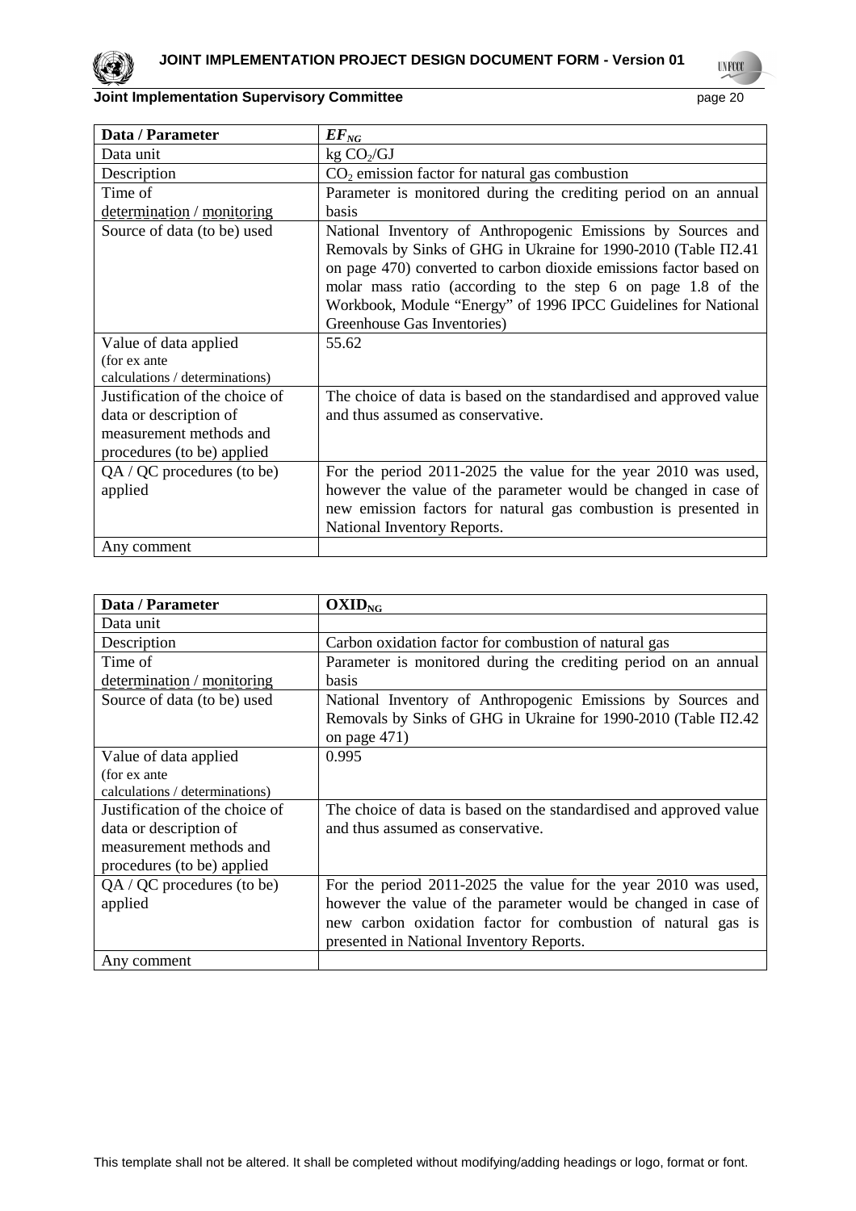| Data / Parameter | $EF_{NG}$ |
|---|---|
| Data unit | kg $CO_2$/GJ |
| Description | $CO_2$ emission factor for natural gas combustion |
| Time of determination / monitoring | Parameter is monitored during the crediting period on an annual basis |
| Source of data (to be) used | National Inventory of Anthropogenic Emissions by Sources and Removals by Sinks of GHG in Ukraine for 1990-2010 (Table П2.41 on page 470) converted to carbon dioxide emissions factor based on molar mass ratio (according to the step 6 on page 1.8 of the Workbook, Module "Energy" of 1996 IPCC Guidelines for National Greenhouse Gas Inventories) |
| Value of data applied (for ex ante calculations / determinations) | 55.62 |
| Justification of the choice of data or description of measurement methods and procedures (to be) applied | The choice of data is based on the standardised and approved value and thus assumed as conservative. |
| QA / QC procedures (to be) applied | For the period 2011-2025 the value for the year 2010 was used, however the value of the parameter would be changed in case of new emission factors for natural gas combustion is presented in National Inventory Reports. |
| Any comment | |

| Data / Parameter | $OXID_{NG}$ |
|---|---|
| Data unit | |
| Description | Carbon oxidation factor for combustion of natural gas |
| Time of determination / monitoring | Parameter is monitored during the crediting period on an annual basis |
| Source of data (to be) used | National Inventory of Anthropogenic Emissions by Sources and Removals by Sinks of GHG in Ukraine for 1990-2010 (Table П2.42 on page 471) |
| Value of data applied (for ex ante calculations / determinations) | 0.995 |
| Justification of the choice of data or description of measurement methods and procedures (to be) applied | The choice of data is based on the standardised and approved value and thus assumed as conservative. |
| QA / QC procedures (to be) applied | For the period 2011-2025 the value for the year 2010 was used, however the value of the parameter would be changed in case of new carbon oxidation factor for combustion of natural gas is presented in National Inventory Reports. |
| Any comment | |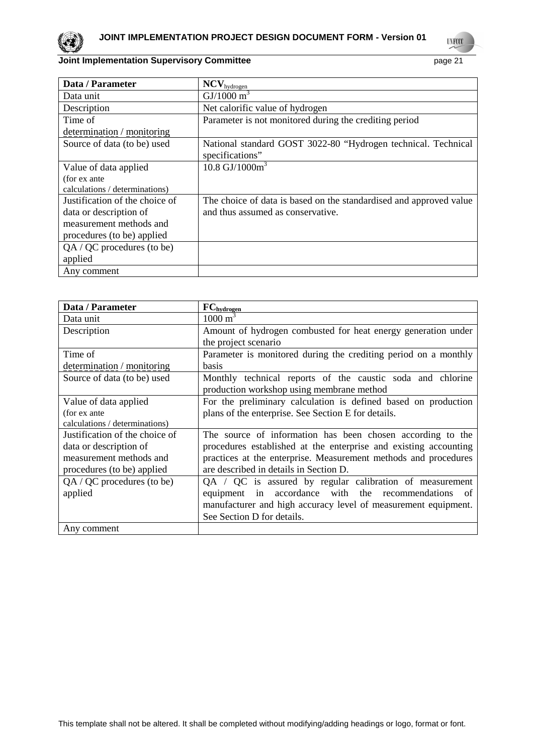| Data / Parameter | $NCV_{hydrogen}$ |
| --- | --- |
| Data unit | GJ/1000 $m^3$ |
| Description | Net calorific value of hydrogen |
| Time of determination / monitoring | Parameter is not monitored during the crediting period |
| Source of data (to be) used | National standard GOST 3022-80 "Hydrogen technical. Technical specifications" |
| Value of data applied (for ex ante calculations / determinations) | 10.8 GJ/1000$m^3$ |
| Justification of the choice of data or description of measurement methods and procedures (to be) applied | The choice of data is based on the standardised and approved value and thus assumed as conservative. |
| QA / QC procedures (to be) applied | |
| Any comment | |

| Data / Parameter | $FC_{hydrogen}$ |
| --- | --- |
| Data unit | 1000 $m^3$ |
| Description | Amount of hydrogen combusted for heat energy generation under the project scenario |
| Time of determination / monitoring | Parameter is monitored during the crediting period on a monthly basis |
| Source of data (to be) used | Monthly technical reports of the caustic soda and chlorine production workshop using membrane method |
| Value of data applied (for ex ante calculations / determinations) | For the preliminary calculation is defined based on production plans of the enterprise. See Section E for details. |
| Justification of the choice of data or description of measurement methods and procedures (to be) applied | The source of information has been chosen according to the procedures established at the enterprise and existing accounting practices at the enterprise. Measurement methods and procedures are described in details in Section D. |
| QA / QC procedures (to be) applied | QA / QC is assured by regular calibration of measurement equipment in accordance with the recommendations of manufacturer and high accuracy level of measurement equipment. See Section D for details. |
| Any comment | |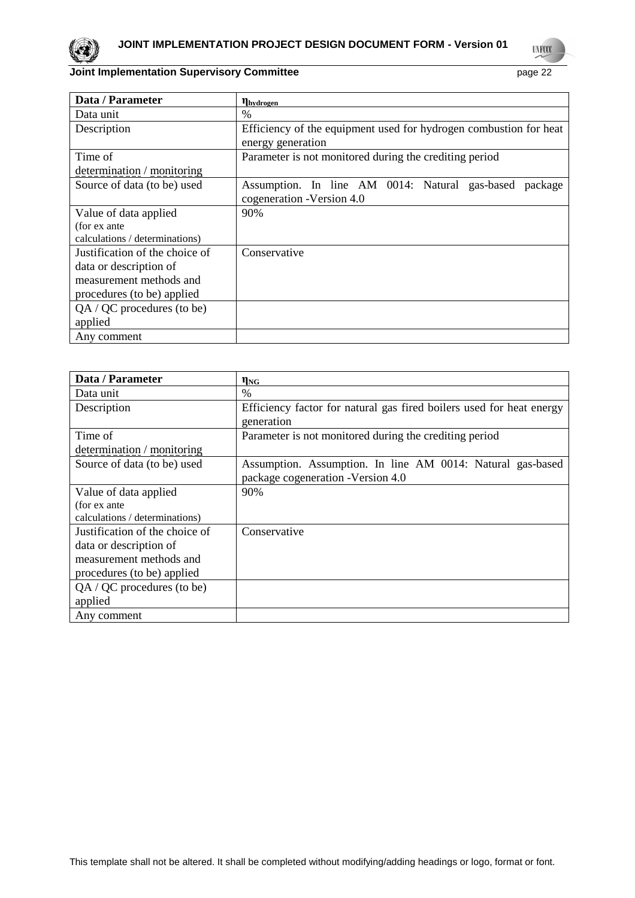| Data / Parameter | $\eta_{hydrogen}$ |
|---|---|
| Data unit | % |
| Description | Efficiency of the equipment used for hydrogen combustion for heat energy generation |
| Time of determination / monitoring | Parameter is not monitored during the crediting period |
| Source of data (to be) used | Assumption. In line AM 0014: Natural gas-based package cogeneration -Version 4.0 |
| Value of data applied (for ex ante calculations / determinations) | 90% |
| Justification of the choice of data or description of measurement methods and procedures (to be) applied | Conservative |
| QA / QC procedures (to be) applied | |
| Any comment | |

| Data / Parameter | $\eta_{NG}$ |
|---|---|
| Data unit | % |
| Description | Efficiency factor for natural gas fired boilers used for heat energy generation |
| Time of determination / monitoring | Parameter is not monitored during the crediting period |
| Source of data (to be) used | Assumption. Assumption. In line AM 0014: Natural gas-based package cogeneration -Version 4.0 |
| Value of data applied (for ex ante calculations / determinations) | 90% |
| Justification of the choice of data or description of measurement methods and procedures (to be) applied | Conservative |
| QA / QC procedures (to be) applied | |
| Any comment | |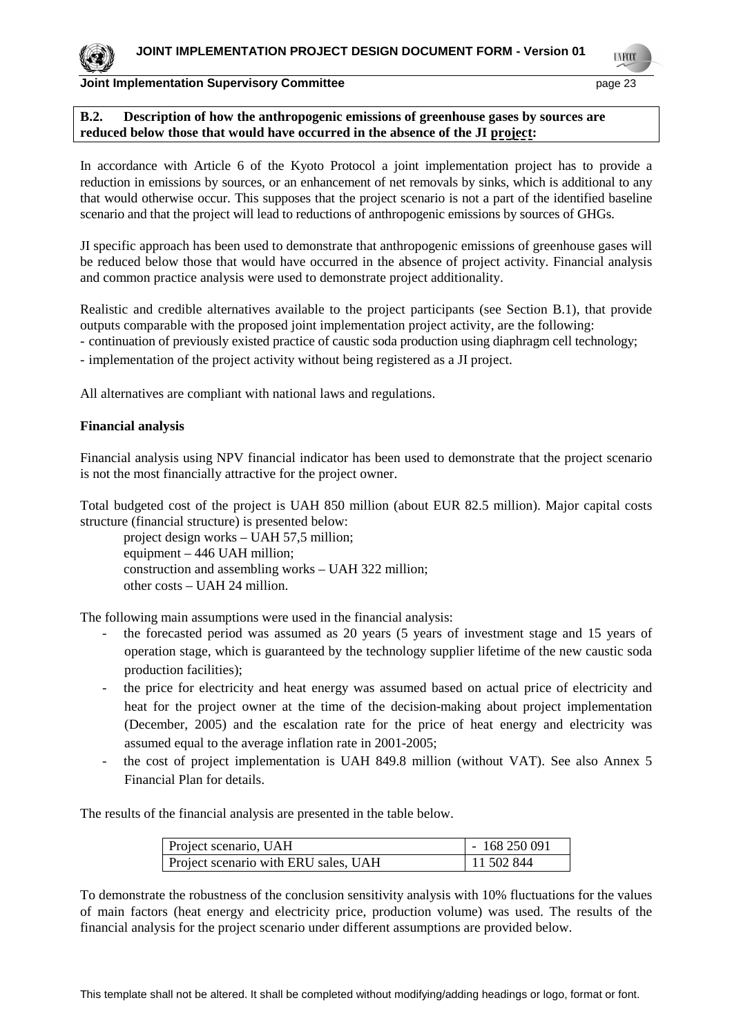**B.2. Description of how the anthropogenic emissions of greenhouse gases by sources are reduced below those that would have occurred in the absence of the JI project:**

In accordance with Article 6 of the Kyoto Protocol a joint implementation project has to provide a reduction in emissions by sources, or an enhancement of net removals by sinks, which is additional to any that would otherwise occur. This supposes that the project scenario is not a part of the identified baseline scenario and that the project will lead to reductions of anthropogenic emissions by sources of GHGs.

JI specific approach has been used to demonstrate that anthropogenic emissions of greenhouse gases will be reduced below those that would have occurred in the absence of project activity. Financial analysis and common practice analysis were used to demonstrate project additionality.

Realistic and credible alternatives available to the project participants (see Section B.1), that provide outputs comparable with the proposed joint implementation project activity, are the following:

- continuation of previously existed practice of caustic soda production using diaphragm cell technology;
- implementation of the project activity without being registered as a JI project.

All alternatives are compliant with national laws and regulations.

**Financial analysis**

Financial analysis using NPV financial indicator has been used to demonstrate that the project scenario is not the most financially attractive for the project owner.

Total budgeted cost of the project is UAH 850 million (about EUR 82.5 million). Major capital costs structure (financial structure) is presented below:

project design works – UAH 57,5 million;
equipment – 446 UAH million;
construction and assembling works – UAH 322 million;
other costs – UAH 24 million.

The following main assumptions were used in the financial analysis:

- the forecasted period was assumed as 20 years (5 years of investment stage and 15 years of operation stage, which is guaranteed by the technology supplier lifetime of the new caustic soda production facilities);
- the price for electricity and heat energy was assumed based on actual price of electricity and heat for the project owner at the time of the decision-making about project implementation (December, 2005) and the escalation rate for the price of heat energy and electricity was assumed equal to the average inflation rate in 2001-2005;
- the cost of project implementation is UAH 849.8 million (without VAT). See also Annex 5 Financial Plan for details.

The results of the financial analysis are presented in the table below.

| Project scenario, UAH | - 168 250 091 |
|---|---|
| Project scenario with ERU sales, UAH | 11 502 844 |

To demonstrate the robustness of the conclusion sensitivity analysis with 10% fluctuations for the values of main factors (heat energy and electricity price, production volume) was used. The results of the financial analysis for the project scenario under different assumptions are provided below.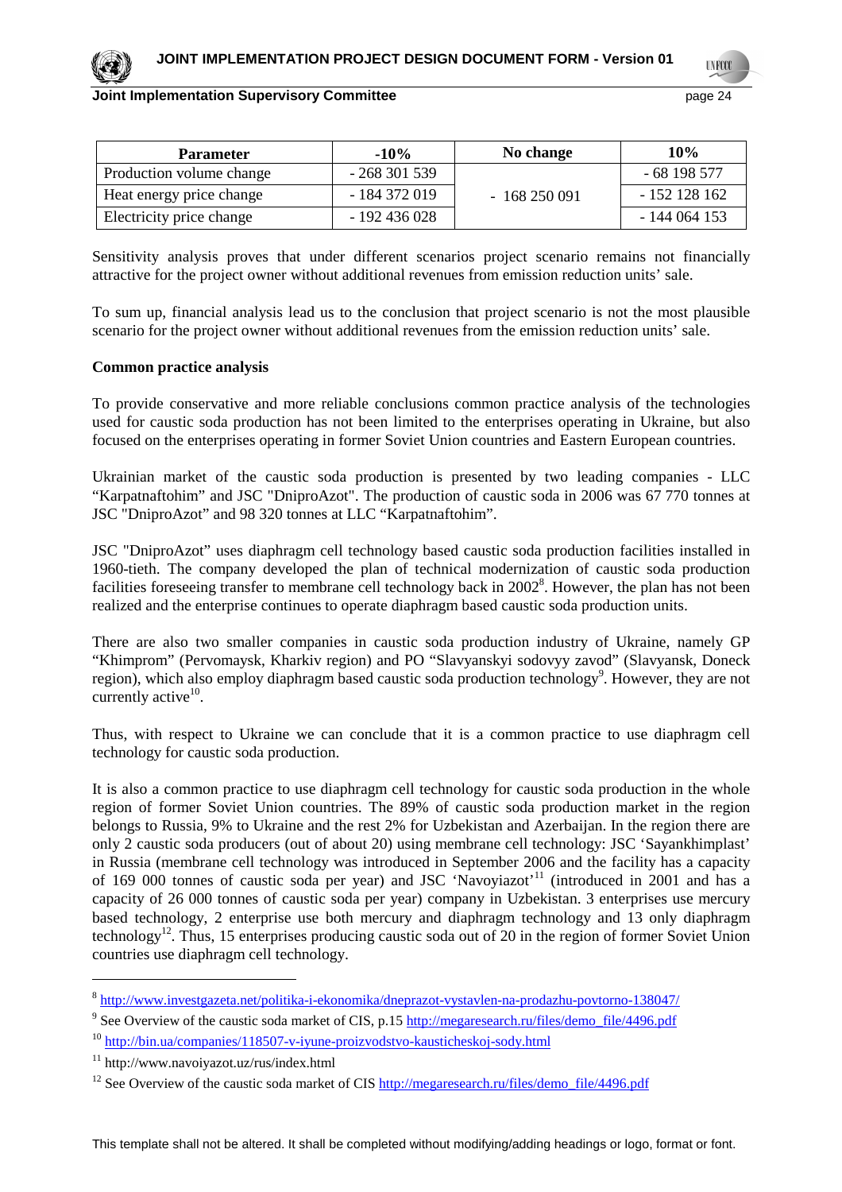| Parameter | -10% | No change | 10% |
|---|---|---|---|
| Production volume change | - 268 301 539 | - 168 250 091 | - 68 198 577 |
| Heat energy price change | - 184 372 019 | | - 152 128 162 |
| Electricity price change | - 192 436 028 | | - 144 064 153 |

Sensitivity analysis proves that under different scenarios project scenario remains not financially attractive for the project owner without additional revenues from emission reduction units' sale.

To sum up, financial analysis lead us to the conclusion that project scenario is not the most plausible scenario for the project owner without additional revenues from the emission reduction units' sale.

**Common practice analysis**

To provide conservative and more reliable conclusions common practice analysis of the technologies used for caustic soda production has not been limited to the enterprises operating in Ukraine, but also focused on the enterprises operating in former Soviet Union countries and Eastern European countries.

Ukrainian market of the caustic soda production is presented by two leading companies - LLC "Karpatnaftohim" and JSC "DniproAzot". The production of caustic soda in 2006 was 67 770 tonnes at JSC "DniproAzot" and 98 320 tonnes at LLC "Karpatnaftohim".

JSC "DniproAzot" uses diaphragm cell technology based caustic soda production facilities installed in 1960-tieth. The company developed the plan of technical modernization of caustic soda production facilities foreseeing transfer to membrane cell technology back in 2002[8]. However, the plan has not been realized and the enterprise continues to operate diaphragm based caustic soda production units.

There are also two smaller companies in caustic soda production industry of Ukraine, namely GP "Khimprom" (Pervomaysk, Kharkiv region) and PO "Slavyanskyi sodovyy zavod" (Slavyansk, Doneck region), which also employ diaphragm based caustic soda production technology[9]. However, they are not currently active[10].

Thus, with respect to Ukraine we can conclude that it is a common practice to use diaphragm cell technology for caustic soda production.

It is also a common practice to use diaphragm cell technology for caustic soda production in the whole region of former Soviet Union countries. The 89% of caustic soda production market in the region belongs to Russia, 9% to Ukraine and the rest 2% for Uzbekistan and Azerbaijan. In the region there are only 2 caustic soda producers (out of about 20) using membrane cell technology: JSC 'Sayankhimplast' in Russia (membrane cell technology was introduced in September 2006 and the facility has a capacity of 169 000 tonnes of caustic soda per year) and JSC 'Navoyiazot'[11] (introduced in 2001 and has a capacity of 26 000 tonnes of caustic soda per year) company in Uzbekistan. 3 enterprises use mercury based technology, 2 enterprise use both mercury and diaphragm technology and 13 only diaphragm technology[12]. Thus, 15 enterprises producing caustic soda out of 20 in the region of former Soviet Union countries use diaphragm cell technology.

---

[8] http://www.investgazeta.net/politika-i-ekonomika/dneprazot-vystavlen-na-prodazhu-povtorno-138047/

[9] See Overview of the caustic soda market of CIS, p.15 http://megaresearch.ru/files/demo_file/4496.pdf

[10] http://bin.ua/companies/118507-v-iyune-proizvodstvo-kausticheskoj-sody.html

[11] http://www.navoiyazot.uz/rus/index.html

[12] See Overview of the caustic soda market of CIS http://megaresearch.ru/files/demo_file/4496.pdf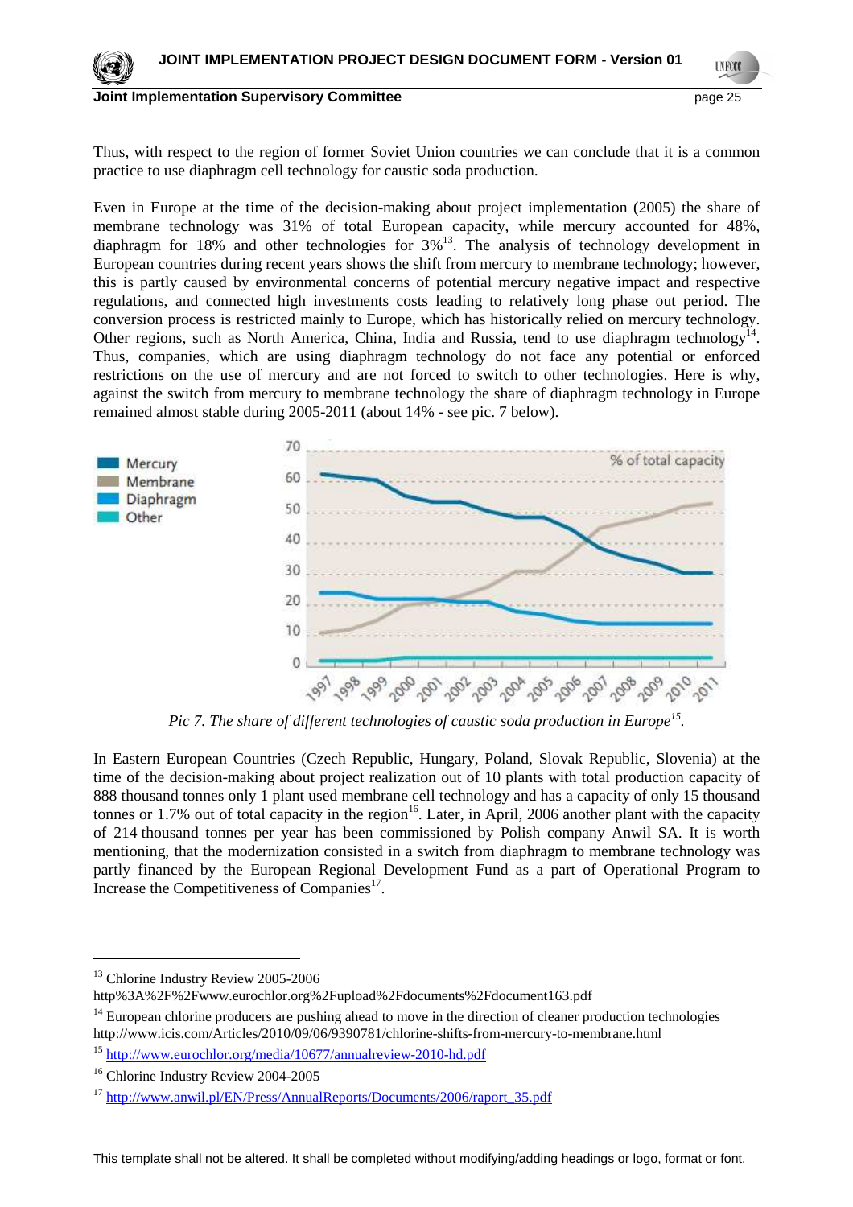Thus, with respect to the region of former Soviet Union countries we can conclude that it is a common practice to use diaphragm cell technology for caustic soda production.

Even in Europe at the time of the decision-making about project implementation (2005) the share of membrane technology was 31% of total European capacity, while mercury accounted for 48%, diaphragm for 18% and other technologies for 3%[13]. The analysis of technology development in European countries during recent years shows the shift from mercury to membrane technology; however, this is partly caused by environmental concerns of potential mercury negative impact and respective regulations, and connected high investments costs leading to relatively long phase out period. The conversion process is restricted mainly to Europe, which has historically relied on mercury technology. Other regions, such as North America, China, India and Russia, tend to use diaphragm technology[14]. Thus, companies, which are using diaphragm technology do not face any potential or enforced restrictions on the use of mercury and are not forced to switch to other technologies. Here is why, against the switch from mercury to membrane technology the share of diaphragm technology in Europe remained almost stable during 2005-2011 (about 14% - see pic. 7 below).

*Pic 7. The share of different technologies of caustic soda production in Europe[15].*

In Eastern European Countries (Czech Republic, Hungary, Poland, Slovak Republic, Slovenia) at the time of the decision-making about project realization out of 10 plants with total production capacity of 888 thousand tonnes only 1 plant used membrane cell technology and has a capacity of only 15 thousand tonnes or 1.7% out of total capacity in the region[16]. Later, in April, 2006 another plant with the capacity of 214 thousand tonnes per year has been commissioned by Polish company Anwil SA. It is worth mentioning, that the modernization consisted in a switch from diaphragm to membrane technology was partly financed by the European Regional Development Fund as a part of Operational Program to Increase the Competitiveness of Companies[17].

---

[13] Chlorine Industry Review 2005-2006
http%3A%2F%2Fwww.eurochlor.org%2Fupload%2Fdocuments%2Fdocument163.pdf

[14] European chlorine producers are pushing ahead to move in the direction of cleaner production technologies
http://www.icis.com/Articles/2010/09/06/9390781/chlorine-shifts-from-mercury-to-membrane.html

[15] http://www.eurochlor.org/media/10677/annualreview-2010-hd.pdf

[16] Chlorine Industry Review 2004-2005

[17] http://www.anwil.pl/EN/Press/AnnualReports/Documents/2006/raport_35.pdf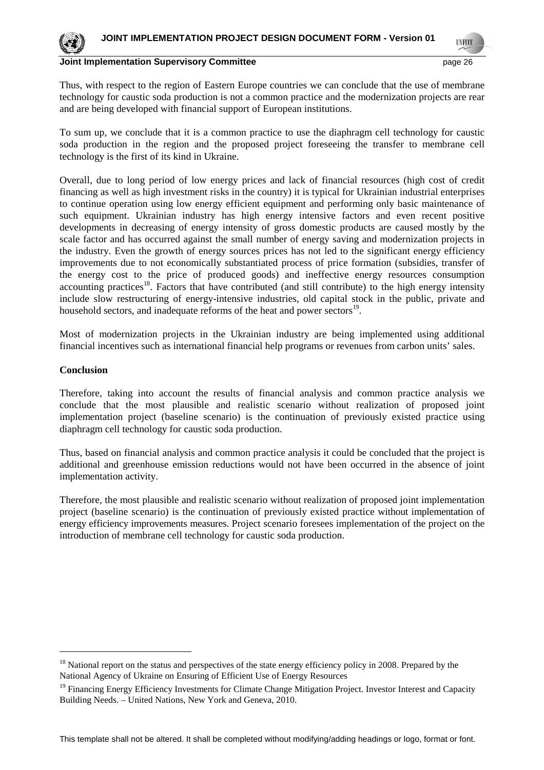Thus, with respect to the region of Eastern Europe countries we can conclude that the use of membrane technology for caustic soda production is not a common practice and the modernization projects are rear and are being developed with financial support of European institutions.

To sum up, we conclude that it is a common practice to use the diaphragm cell technology for caustic soda production in the region and the proposed project foreseeing the transfer to membrane cell technology is the first of its kind in Ukraine.

Overall, due to long period of low energy prices and lack of financial resources (high cost of credit financing as well as high investment risks in the country) it is typical for Ukrainian industrial enterprises to continue operation using low energy efficient equipment and performing only basic maintenance of such equipment. Ukrainian industry has high energy intensive factors and even recent positive developments in decreasing of energy intensity of gross domestic products are caused mostly by the scale factor and has occurred against the small number of energy saving and modernization projects in the industry. Even the growth of energy sources prices has not led to the significant energy efficiency improvements due to not economically substantiated process of price formation (subsidies, transfer of the energy cost to the price of produced goods) and ineffective energy resources consumption accounting practices[18]. Factors that have contributed (and still contribute) to the high energy intensity include slow restructuring of energy-intensive industries, old capital stock in the public, private and household sectors, and inadequate reforms of the heat and power sectors[19].

Most of modernization projects in the Ukrainian industry are being implemented using additional financial incentives such as international financial help programs or revenues from carbon units' sales.

**Conclusion**

Therefore, taking into account the results of financial analysis and common practice analysis we conclude that the most plausible and realistic scenario without realization of proposed joint implementation project (baseline scenario) is the continuation of previously existed practice using diaphragm cell technology for caustic soda production.

Thus, based on financial analysis and common practice analysis it could be concluded that the project is additional and greenhouse emission reductions would not have been occurred in the absence of joint implementation activity.

Therefore, the most plausible and realistic scenario without realization of proposed joint implementation project (baseline scenario) is the continuation of previously existed practice without implementation of energy efficiency improvements measures. Project scenario foresees implementation of the project on the introduction of membrane cell technology for caustic soda production.

---

[18] National report on the status and perspectives of the state energy efficiency policy in 2008. Prepared by the National Agency of Ukraine on Ensuring of Efficient Use of Energy Resources

[19] Financing Energy Efficiency Investments for Climate Change Mitigation Project. Investor Interest and Capacity Building Needs. – United Nations, New York and Geneva, 2010.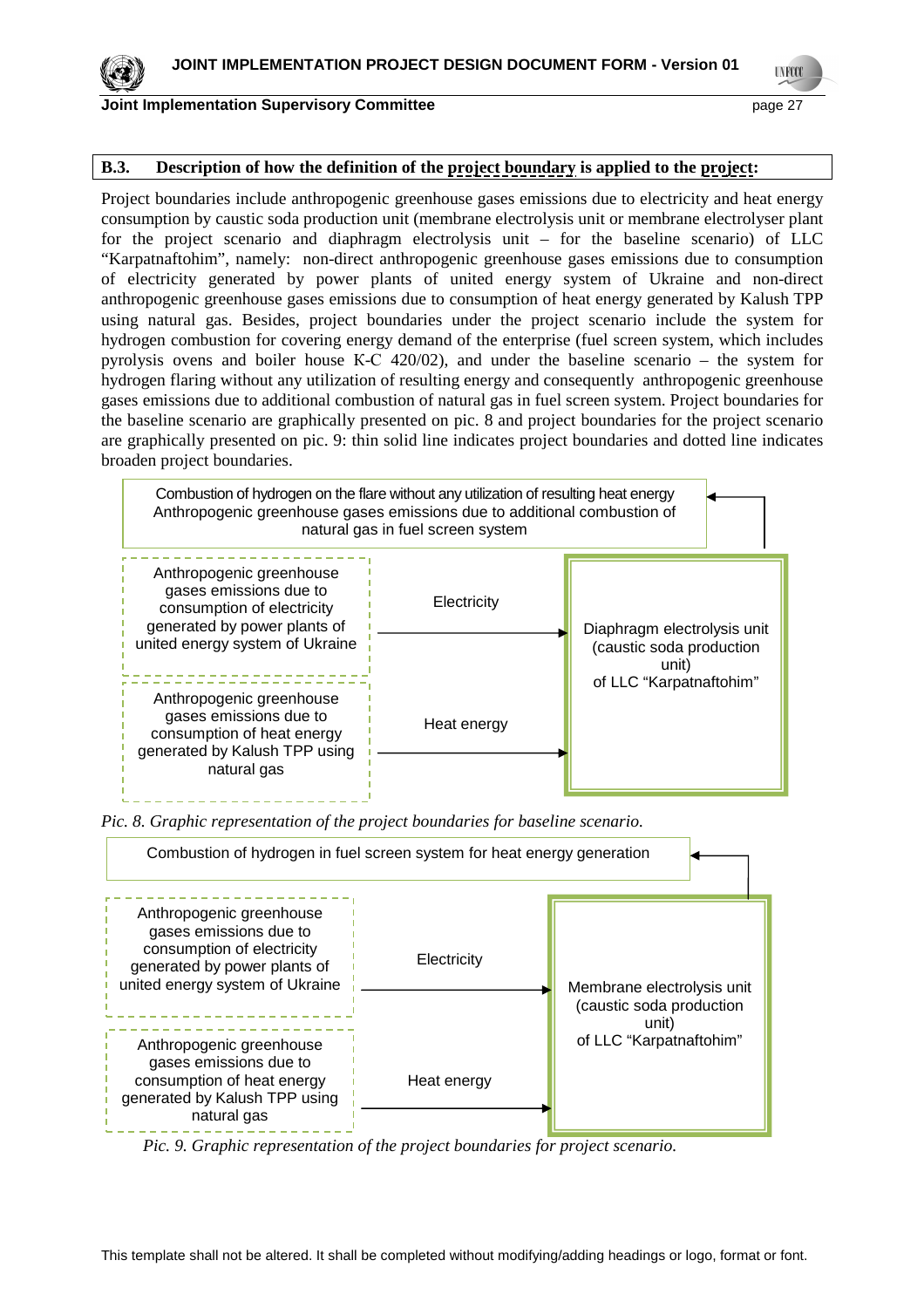## B.3. Description of how the definition of the project boundary is applied to the project:

Project boundaries include anthropogenic greenhouse gases emissions due to electricity and heat energy consumption by caustic soda production unit (membrane electrolysis unit or membrane electrolyser plant for the project scenario and diaphragm electrolysis unit – for the baseline scenario) of LLC "Karpatnaftohim", namely: non-direct anthropogenic greenhouse gases emissions due to consumption of electricity generated by power plants of united energy system of Ukraine and non-direct anthropogenic greenhouse gases emissions due to consumption of heat energy generated by Kalush TPP using natural gas. Besides, project boundaries under the project scenario include the system for hydrogen combustion for covering energy demand of the enterprise (fuel screen system, which includes pyrolysis ovens and boiler house K-C 420/02), and under the baseline scenario – the system for hydrogen flaring without any utilization of resulting energy and consequently anthropogenic greenhouse gases emissions due to additional combustion of natural gas in fuel screen system. Project boundaries for the baseline scenario are graphically presented on pic. 8 and project boundaries for the project scenario are graphically presented on pic. 9: thin solid line indicates project boundaries and dotted line indicates broaden project boundaries.

Combustion of hydrogen on the flare without any utilization of resulting heat energy
Anthropogenic greenhouse gases emissions due to additional combustion of natural gas in fuel screen system

Anthropogenic greenhouse gases emissions due to consumption of electricity generated by power plants of united energy system of Ukraine → Electricity → Diaphragm electrolysis unit (caustic soda production unit) of LLC "Karpatnaftohim"

Anthropogenic greenhouse gases emissions due to consumption of heat energy generated by Kalush TPP using natural gas → Heat energy → Diaphragm electrolysis unit (caustic soda production unit) of LLC "Karpatnaftohim"

*Pic. 8. Graphic representation of the project boundaries for baseline scenario.*

Combustion of hydrogen in fuel screen system for heat energy generation

Anthropogenic greenhouse gases emissions due to consumption of electricity generated by power plants of united energy system of Ukraine → Electricity → Membrane electrolysis unit (caustic soda production unit) of LLC "Karpatnaftohim"

Anthropogenic greenhouse gases emissions due to consumption of heat energy generated by Kalush TPP using natural gas → Heat energy → Membrane electrolysis unit (caustic soda production unit) of LLC "Karpatnaftohim"

*Pic. 9. Graphic representation of the project boundaries for project scenario.*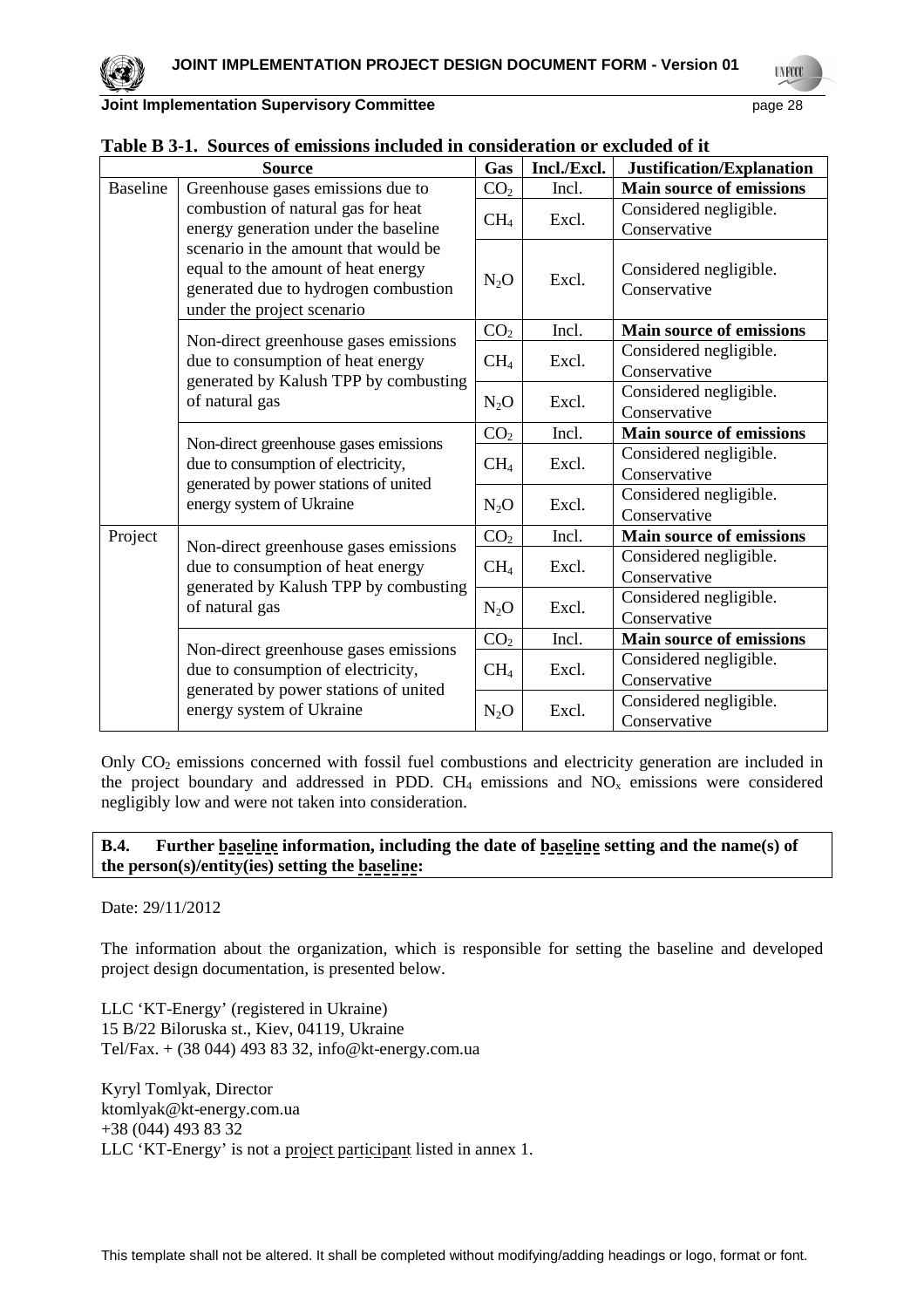**Table B 3-1. Sources of emissions included in consideration or excluded of it**

| Source | | Gas | Incl./Excl. | Justification/Explanation |
|---|---|---|---|---|
| Baseline | Greenhouse gases emissions due to combustion of natural gas for heat energy generation under the baseline scenario in the amount that would be equal to the amount of heat energy generated due to hydrogen combustion under the project scenario | $CO_2$ | Incl. | **Main source of emissions** |
| | | $CH_4$ | Excl. | Considered negligible. Conservative |
| | | $N_2O$ | Excl. | Considered negligible. Conservative |
| | Non-direct greenhouse gases emissions due to consumption of heat energy generated by Kalush TPP by combusting of natural gas | $CO_2$ | Incl. | **Main source of emissions** |
| | | $CH_4$ | Excl. | Considered negligible. Conservative |
| | | $N_2O$ | Excl. | Considered negligible. Conservative |
| | Non-direct greenhouse gases emissions due to consumption of electricity, generated by power stations of united energy system of Ukraine | $CO_2$ | Incl. | **Main source of emissions** |
| | | $CH_4$ | Excl. | Considered negligible. Conservative |
| | | $N_2O$ | Excl. | Considered negligible. Conservative |
| Project | Non-direct greenhouse gases emissions due to consumption of heat energy generated by Kalush TPP by combusting of natural gas | $CO_2$ | Incl. | **Main source of emissions** |
| | | $CH_4$ | Excl. | Considered negligible. Conservative |
| | | $N_2O$ | Excl. | Considered negligible. Conservative |
| | Non-direct greenhouse gases emissions due to consumption of electricity, generated by power stations of united energy system of Ukraine | $CO_2$ | Incl. | **Main source of emissions** |
| | | $CH_4$ | Excl. | Considered negligible. Conservative |
| | | $N_2O$ | Excl. | Considered negligible. Conservative |

Only $CO_2$ emissions concerned with fossil fuel combustions and electricity generation are included in the project boundary and addressed in PDD. $CH_4$ emissions and $NO_x$ emissions were considered negligibly low and were not taken into consideration.

**B.4. Further baseline information, including the date of baseline setting and the name(s) of the person(s)/entity(ies) setting the baseline:**

Date: 29/11/2012

The information about the organization, which is responsible for setting the baseline and developed project design documentation, is presented below.

LLC 'KT-Energy' (registered in Ukraine)
15 B/22 Biloruska st., Kiev, 04119, Ukraine
Tel/Fax. + (38 044) 493 83 32, info@kt-energy.com.ua

Kyryl Tomlyak, Director
ktomlyak@kt-energy.com.ua
+38 (044) 493 83 32
LLC 'KT-Energy' is not a project participant listed in annex 1.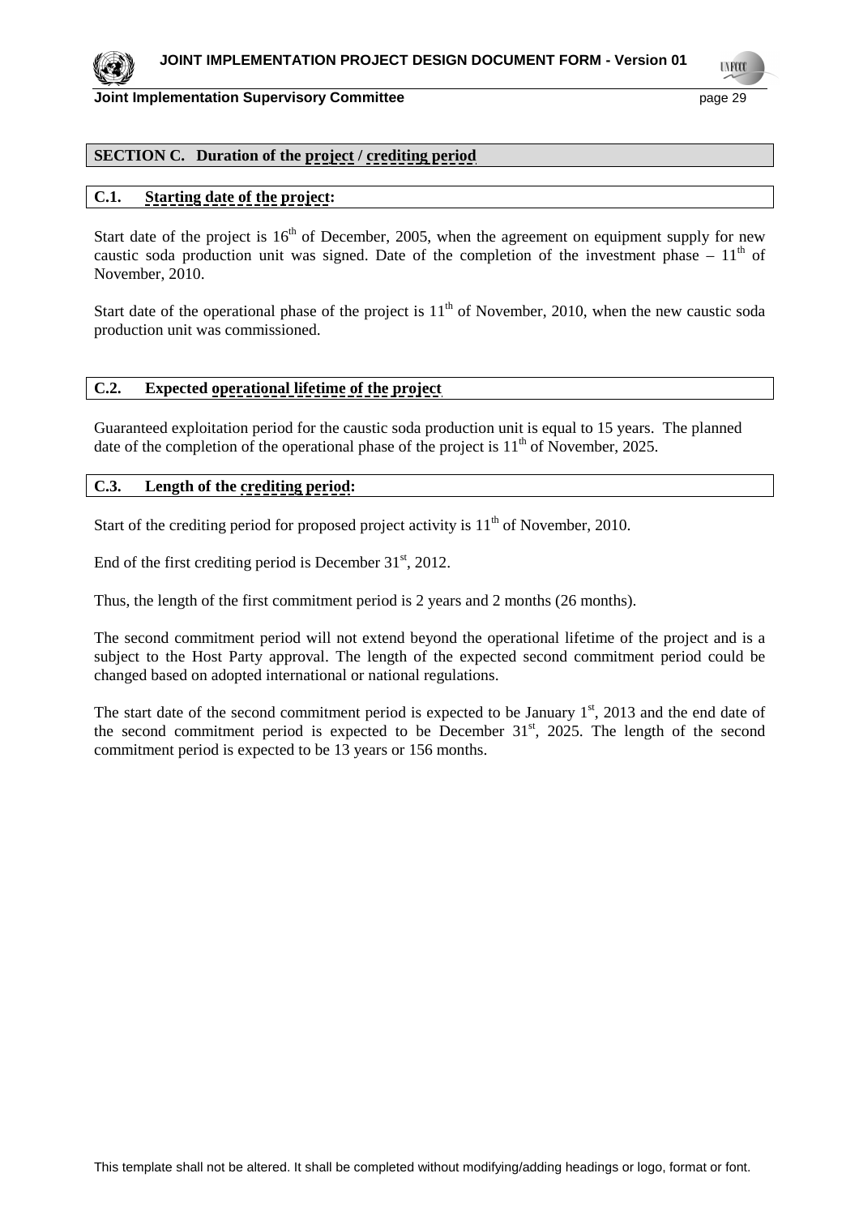## SECTION C. Duration of the project / crediting period

### C.1. Starting date of the project:

Start date of the project is 16[th] of December, 2005, when the agreement on equipment supply for new caustic soda production unit was signed. Date of the completion of the investment phase – 11[th] of November, 2010.

Start date of the operational phase of the project is 11[th] of November, 2010, when the new caustic soda production unit was commissioned.

### C.2. Expected operational lifetime of the project

Guaranteed exploitation period for the caustic soda production unit is equal to 15 years. The planned date of the completion of the operational phase of the project is 11[th] of November, 2025.

### C.3. Length of the crediting period:

Start of the crediting period for proposed project activity is 11[th] of November, 2010.

End of the first crediting period is December 31[st], 2012.

Thus, the length of the first commitment period is 2 years and 2 months (26 months).

The second commitment period will not extend beyond the operational lifetime of the project and is a subject to the Host Party approval. The length of the expected second commitment period could be changed based on adopted international or national regulations.

The start date of the second commitment period is expected to be January 1[st], 2013 and the end date of the second commitment period is expected to be December 31[st], 2025. The length of the second commitment period is expected to be 13 years or 156 months.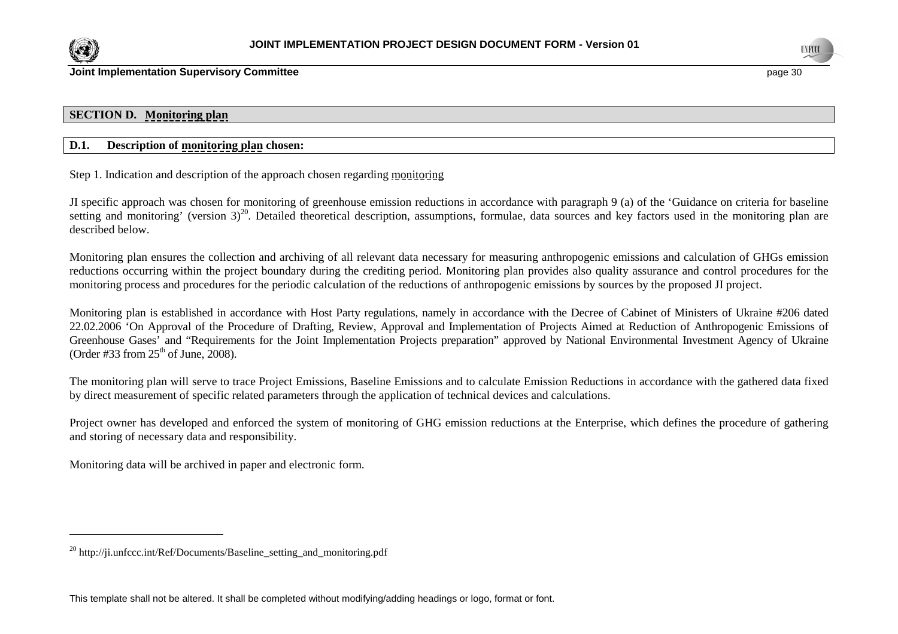## SECTION D. Monitoring plan

### D.1. Description of monitoring plan chosen:

Step 1. Indication and description of the approach chosen regarding monitoring

JI specific approach was chosen for monitoring of greenhouse emission reductions in accordance with paragraph 9 (a) of the 'Guidance on criteria for baseline setting and monitoring' (version 3)[20]. Detailed theoretical description, assumptions, formulae, data sources and key factors used in the monitoring plan are described below.

Monitoring plan ensures the collection and archiving of all relevant data necessary for measuring anthropogenic emissions and calculation of GHGs emission reductions occurring within the project boundary during the crediting period. Monitoring plan provides also quality assurance and control procedures for the monitoring process and procedures for the periodic calculation of the reductions of anthropogenic emissions by sources by the proposed JI project.

Monitoring plan is established in accordance with Host Party regulations, namely in accordance with the Decree of Cabinet of Ministers of Ukraine #206 dated 22.02.2006 'On Approval of the Procedure of Drafting, Review, Approval and Implementation of Projects Aimed at Reduction of Anthropogenic Emissions of Greenhouse Gases' and "Requirements for the Joint Implementation Projects preparation" approved by National Environmental Investment Agency of Ukraine (Order #33 from 25th of June, 2008).

The monitoring plan will serve to trace Project Emissions, Baseline Emissions and to calculate Emission Reductions in accordance with the gathered data fixed by direct measurement of specific related parameters through the application of technical devices and calculations.

Project owner has developed and enforced the system of monitoring of GHG emission reductions at the Enterprise, which defines the procedure of gathering and storing of necessary data and responsibility.

Monitoring data will be archived in paper and electronic form.

---

[20] http://ji.unfccc.int/Ref/Documents/Baseline_setting_and_monitoring.pdf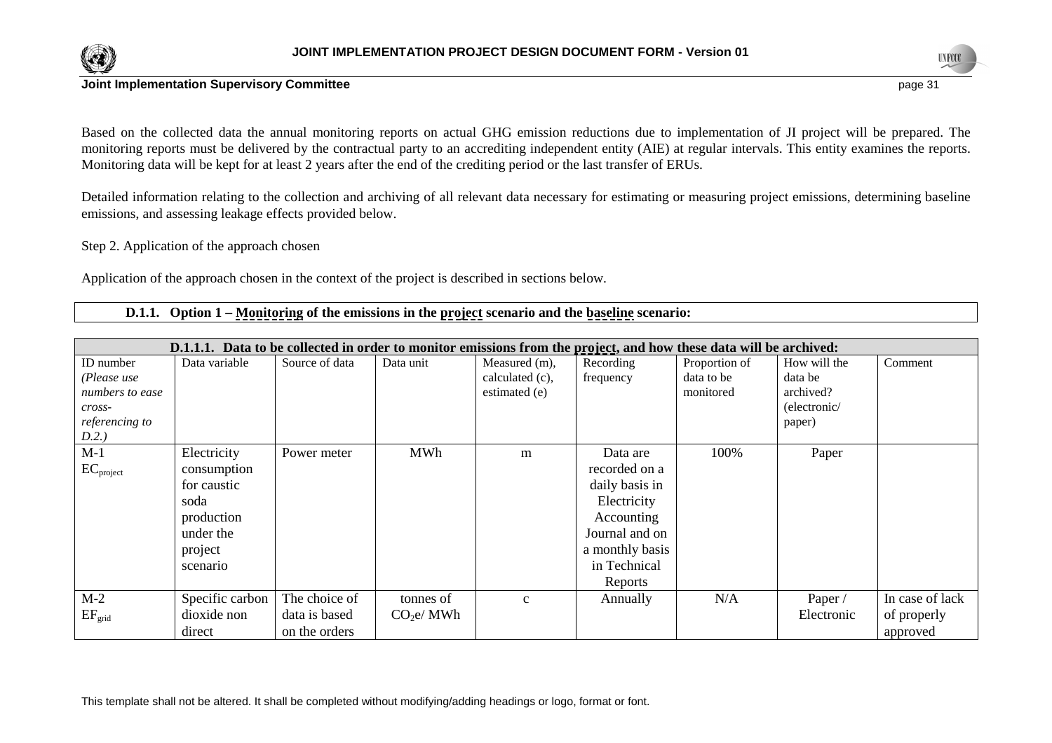Based on the collected data the annual monitoring reports on actual GHG emission reductions due to implementation of JI project will be prepared. The monitoring reports must be delivered by the contractual party to an accrediting independent entity (AIE) at regular intervals. This entity examines the reports. Monitoring data will be kept for at least 2 years after the end of the crediting period or the last transfer of ERUs.

Detailed information relating to the collection and archiving of all relevant data necessary for estimating or measuring project emissions, determining baseline emissions, and assessing leakage effects provided below.

Step 2. Application of the approach chosen

Application of the approach chosen in the context of the project is described in sections below.

### D.1.1. Option 1 – Monitoring of the emissions in the project scenario and the baseline scenario:

| **D.1.1.1. Data to be collected in order to monitor emissions from the project, and how these data will be archived:** | | | | | | | | |
|---|---|---|---|---|---|---|---|---|
| ID number *(Please use numbers to ease cross-referencing to D.2.)* | Data variable | Source of data | Data unit | Measured (m), calculated (c), estimated (e) | Recording frequency | Proportion of data to be monitored | How will the data be archived? (electronic/ paper) | Comment |
| M-1 $EC_{project}$ | Electricity consumption for caustic soda production under the project scenario | Power meter | MWh | m | Data are recorded on a daily basis in Electricity Accounting Journal and on a monthly basis in Technical Reports | 100% | Paper | |
| M-2 $EF_{grid}$ | Specific carbon dioxide non direct | The choice of data is based on the orders | tonnes of $CO_2e$/ MWh | c | Annually | N/A | Paper / Electronic | In case of lack of properly approved |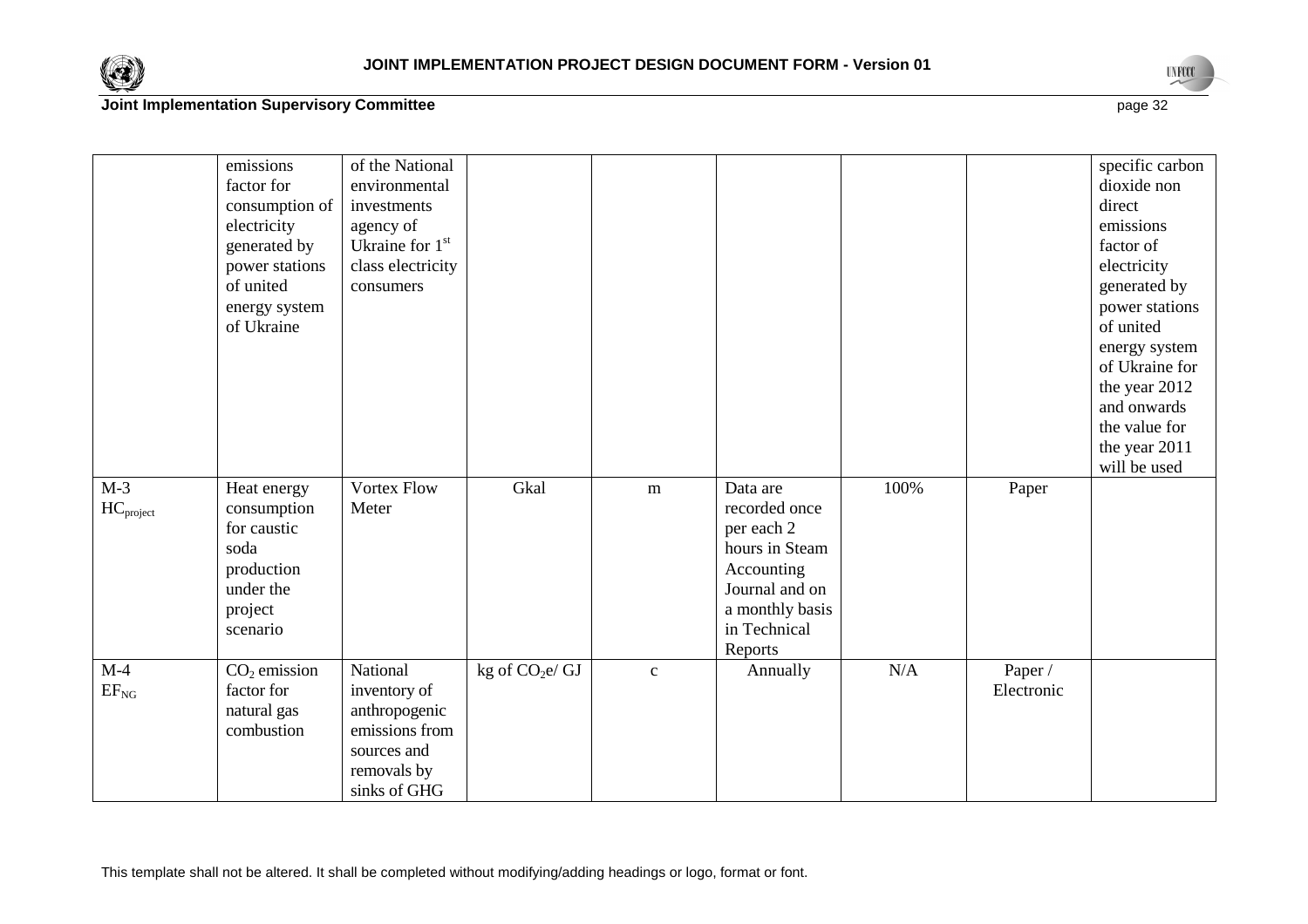| | | | | | | | | |
|---|---|---|---|---|---|---|---|---|
| | emissions factor for consumption of electricity generated by power stations of united energy system of Ukraine | of the National environmental investments agency of Ukraine for 1st class electricity consumers | | | | | | specific carbon dioxide non direct emissions factor of electricity generated by power stations of united energy system of Ukraine for the year 2012 and onwards the value for the year 2011 will be used |
| M-3 $HC_{project}$ | Heat energy consumption for caustic soda production under the project scenario | Vortex Flow Meter | Gkal | m | Data are recorded once per each 2 hours in Steam Accounting Journal and on a monthly basis in Technical Reports | 100% | Paper | |
| M-4 $EF_{NG}$ | $CO_2$ emission factor for natural gas combustion | National inventory of anthropogenic emissions from sources and removals by sinks of GHG | kg of $CO_2$e/ GJ | c | Annually | N/A | Paper / Electronic | |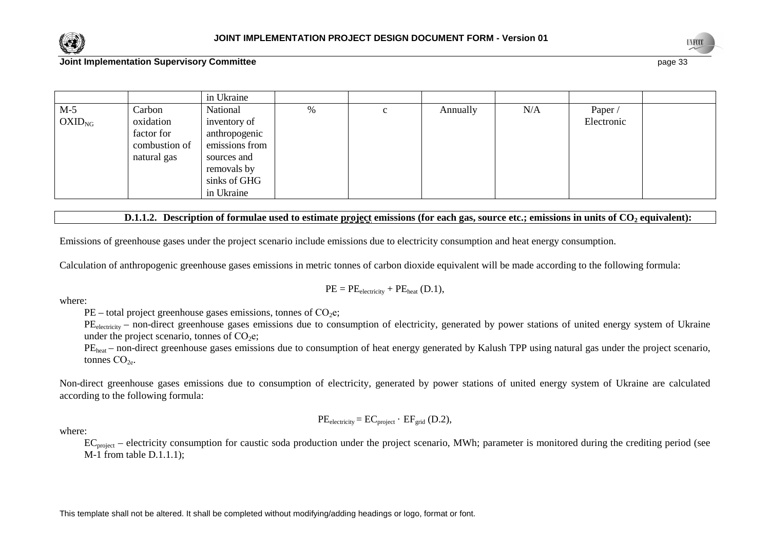|  |  | in Ukraine |  |  |  |  |  |  |
|---|---|---|---|---|---|---|---|---|
| M-5 $OXID_{NG}$ | Carbon oxidation factor for combustion of natural gas | National inventory of anthropogenic emissions from sources and removals by sinks of GHG in Ukraine | % | c | Annually | N/A | Paper / Electronic |  |

**D.1.1.2. Description of formulae used to estimate project emissions (for each gas, source etc.; emissions in units of $CO_2$ equivalent):**

Emissions of greenhouse gases under the project scenario include emissions due to electricity consumption and heat energy consumption.

Calculation of anthropogenic greenhouse gases emissions in metric tonnes of carbon dioxide equivalent will be made according to the following formula:

$$PE = PE_{electricity} + PE_{heat} \text{ (D.1)},$$

where:

$PE$ – total project greenhouse gases emissions, tonnes of $CO_2e$;

$PE_{electricity}$ – non-direct greenhouse gases emissions due to consumption of electricity, generated by power stations of united energy system of Ukraine under the project scenario, tonnes of $CO_2e$;

$PE_{heat}$ – non-direct greenhouse gases emissions due to consumption of heat energy generated by Kalush TPP using natural gas under the project scenario, tonnes $CO_{2e}$.

Non-direct greenhouse gases emissions due to consumption of electricity, generated by power stations of united energy system of Ukraine are calculated according to the following formula:

$$PE_{electricity} = EC_{project} \cdot EF_{grid} \text{ (D.2)},$$

where:

$EC_{project}$ – electricity consumption for caustic soda production under the project scenario, MWh; parameter is monitored during the crediting period (see M-1 from table D.1.1.1);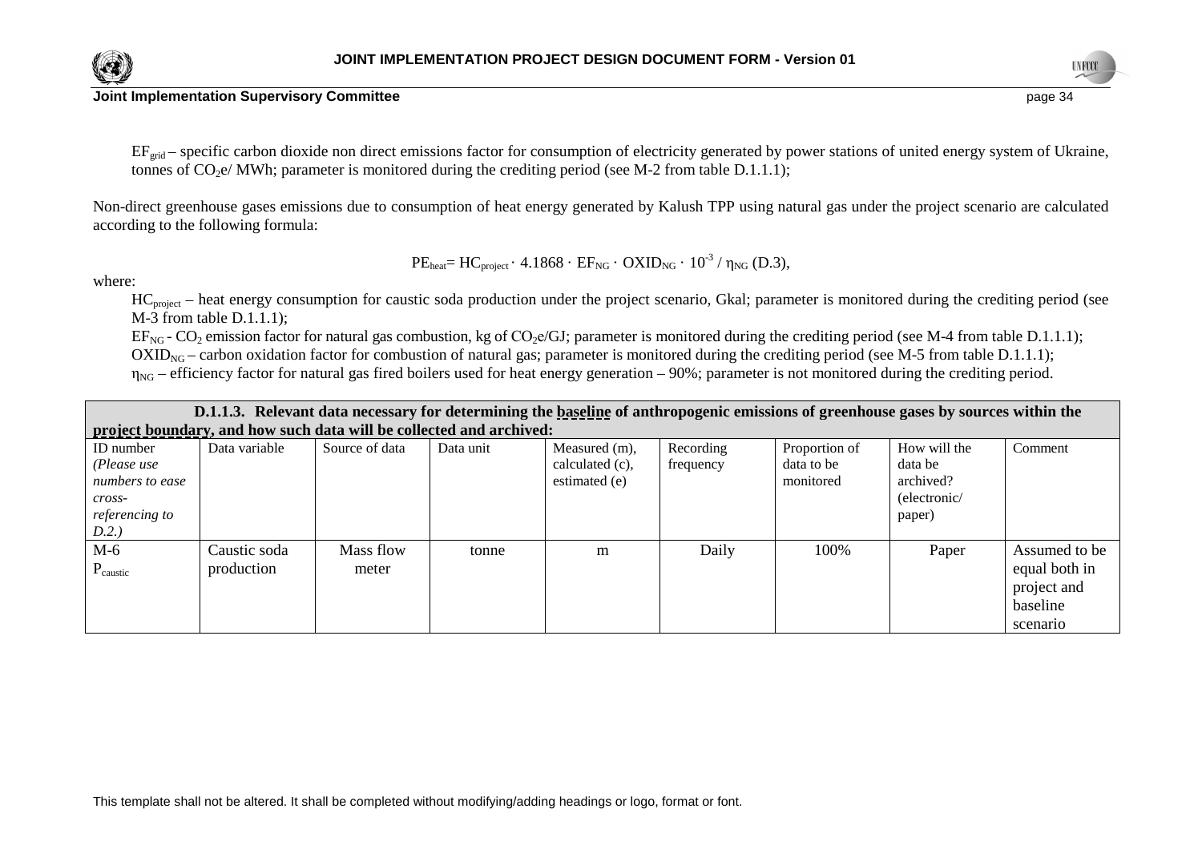$EF_{grid}$ – specific carbon dioxide non direct emissions factor for consumption of electricity generated by power stations of united energy system of Ukraine, tonnes of $CO_2e$/ MWh; parameter is monitored during the crediting period (see M-2 from table D.1.1.1);

Non-direct greenhouse gases emissions due to consumption of heat energy generated by Kalush TPP using natural gas under the project scenario are calculated according to the following formula:

$$PE_{heat} = HC_{project} \cdot 4.1868 \cdot EF_{NG} \cdot OXID_{NG} \cdot 10^{-3} / \eta_{NG} \quad (D.3),$$

where:

$HC_{project}$ – heat energy consumption for caustic soda production under the project scenario, Gkal; parameter is monitored during the crediting period (see M-3 from table D.1.1.1);

$EF_{NG}$ - $CO_2$ emission factor for natural gas combustion, kg of $CO_2e$/GJ; parameter is monitored during the crediting period (see M-4 from table D.1.1.1);

$OXID_{NG}$ – carbon oxidation factor for combustion of natural gas; parameter is monitored during the crediting period (see M-5 from table D.1.1.1);

$\eta_{NG}$ – efficiency factor for natural gas fired boilers used for heat energy generation – 90%; parameter is not monitored during the crediting period.

**D.1.1.3. Relevant data necessary for determining the baseline of anthropogenic emissions of greenhouse gases by sources within the project boundary, and how such data will be collected and archived:**

| ID number *(Please use numbers to ease cross-referencing to D.2.)* | Data variable | Source of data | Data unit | Measured (m), calculated (c), estimated (e) | Recording frequency | Proportion of data to be monitored | How will the data be archived? (electronic/ paper) | Comment |
|---|---|---|---|---|---|---|---|---|
| M-6 $P_{caustic}$ | Caustic soda production | Mass flow meter | tonne | m | Daily | 100% | Paper | Assumed to be equal both in project and baseline scenario |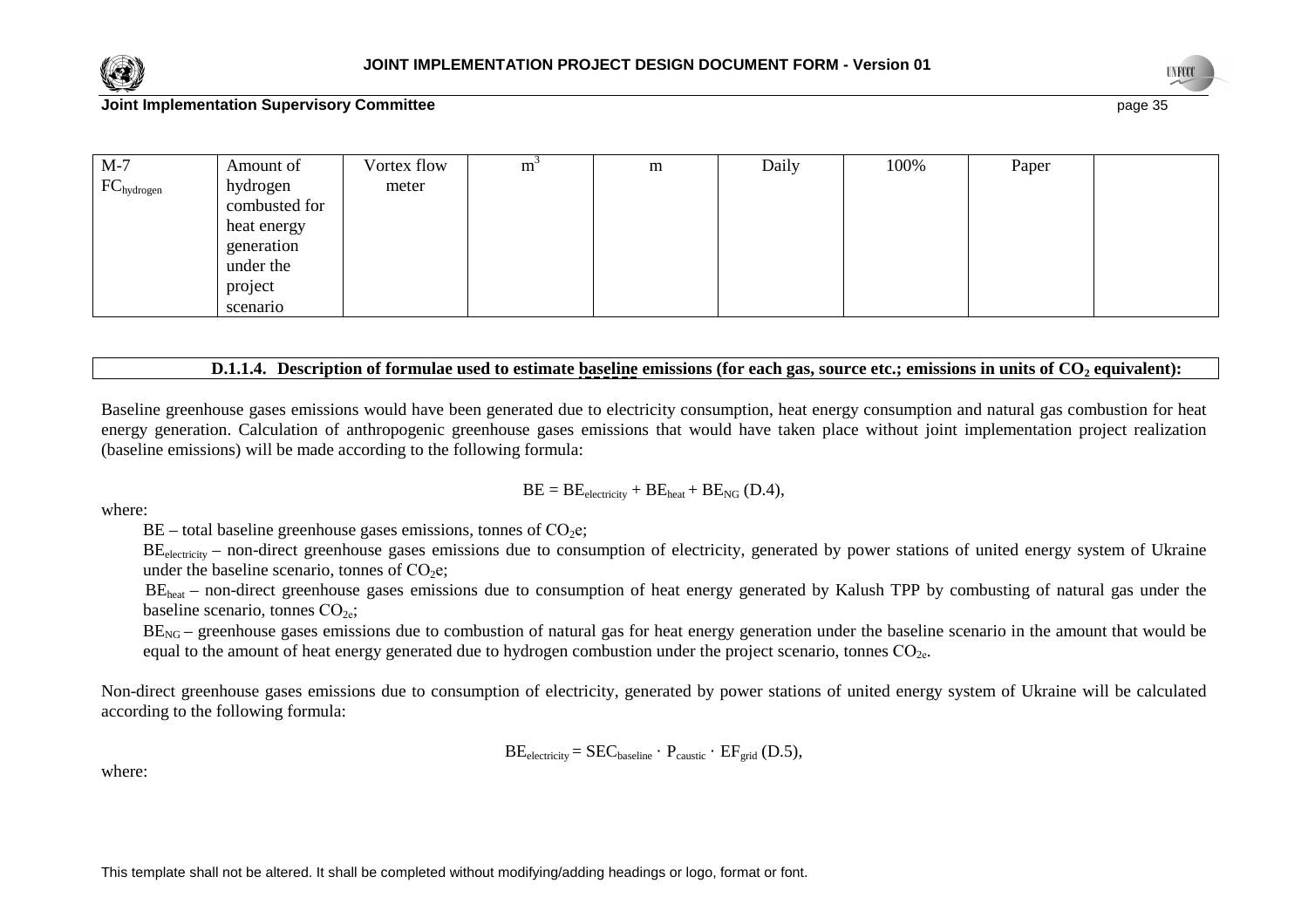| M-7 $FC_{hydrogen}$ | Amount of hydrogen combusted for heat energy generation under the project scenario | Vortex flow meter | $m^3$ | m | Daily | 100% | Paper | |
|---|---|---|---|---|---|---|---|---|

**D.1.1.4. Description of formulae used to estimate baseline emissions (for each gas, source etc.; emissions in units of $CO_2$ equivalent):**

Baseline greenhouse gases emissions would have been generated due to electricity consumption, heat energy consumption and natural gas combustion for heat energy generation. Calculation of anthropogenic greenhouse gases emissions that would have taken place without joint implementation project realization (baseline emissions) will be made according to the following formula:

$$BE = BE_{electricity} + BE_{heat} + BE_{NG} \text{ (D.4)},$$

where:

$BE$ – total baseline greenhouse gases emissions, tonnes of $CO_2e$;

$BE_{electricity}$ – non-direct greenhouse gases emissions due to consumption of electricity, generated by power stations of united energy system of Ukraine under the baseline scenario, tonnes of $CO_2e$;

$BE_{heat}$ – non-direct greenhouse gases emissions due to consumption of heat energy generated by Kalush TPP by combusting of natural gas under the baseline scenario, tonnes $CO_{2e}$;

$BE_{NG}$ – greenhouse gases emissions due to combustion of natural gas for heat energy generation under the baseline scenario in the amount that would be equal to the amount of heat energy generated due to hydrogen combustion under the project scenario, tonnes $CO_{2e}$.

Non-direct greenhouse gases emissions due to consumption of electricity, generated by power stations of united energy system of Ukraine will be calculated according to the following formula:

$$BE_{electricity} = SEC_{baseline} \cdot P_{caustic} \cdot EF_{grid} \text{ (D.5)},$$

where: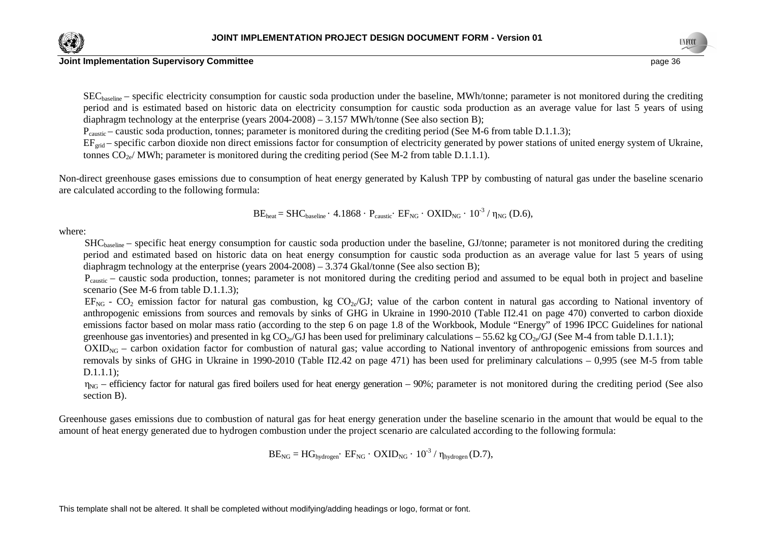$SEC_{baseline}$ – specific electricity consumption for caustic soda production under the baseline, MWh/tonne; parameter is not monitored during the crediting period and is estimated based on historic data on electricity consumption for caustic soda production as an average value for last 5 years of using diaphragm technology at the enterprise (years 2004-2008) – 3.157 MWh/tonne (See also section B);

$P_{caustic}$ – caustic soda production, tonnes; parameter is monitored during the crediting period (See M-6 from table D.1.1.3);

$EF_{grid}$ – specific carbon dioxide non direct emissions factor for consumption of electricity generated by power stations of united energy system of Ukraine, tonnes $CO_{2e}$/ MWh; parameter is monitored during the crediting period (See M-2 from table D.1.1.1).

Non-direct greenhouse gases emissions due to consumption of heat energy generated by Kalush TPP by combusting of natural gas under the baseline scenario are calculated according to the following formula:

$$BE_{heat} = SHC_{baseline} \cdot 4.1868 \cdot P_{caustic} \cdot EF_{NG} \cdot OXID_{NG} \cdot 10^{-3} / \eta_{NG} \quad (D.6),$$

where:

$SHC_{baseline}$ – specific heat energy consumption for caustic soda production under the baseline, GJ/tonne; parameter is not monitored during the crediting period and estimated based on historic data on heat energy consumption for caustic soda production as an average value for last 5 years of using diaphragm technology at the enterprise (years 2004-2008) – 3.374 Gkal/tonne (See also section B);

$P_{caustic}$ – caustic soda production, tonnes; parameter is not monitored during the crediting period and assumed to be equal both in project and baseline scenario (See M-6 from table D.1.1.3);

$EF_{NG}$ - $CO_2$ emission factor for natural gas combustion, kg $CO_{2e}$/GJ; value of the carbon content in natural gas according to National inventory of anthropogenic emissions from sources and removals by sinks of GHG in Ukraine in 1990-2010 (Table П2.41 on page 470) converted to carbon dioxide emissions factor based on molar mass ratio (according to the step 6 on page 1.8 of the Workbook, Module "Energy" of 1996 IPCC Guidelines for national greenhouse gas inventories) and presented in kg $CO_{2e}$/GJ has been used for preliminary calculations – 55.62 kg $CO_{2e}$/GJ (See M-4 from table D.1.1.1);

$OXID_{NG}$ – carbon oxidation factor for combustion of natural gas; value according to National inventory of anthropogenic emissions from sources and removals by sinks of GHG in Ukraine in 1990-2010 (Table П2.42 on page 471) has been used for preliminary calculations – 0,995 (see M-5 from table D.1.1.1);

$\eta_{NG}$ – efficiency factor for natural gas fired boilers used for heat energy generation – 90%; parameter is not monitored during the crediting period (See also section B).

Greenhouse gases emissions due to combustion of natural gas for heat energy generation under the baseline scenario in the amount that would be equal to the amount of heat energy generated due to hydrogen combustion under the project scenario are calculated according to the following formula:

$$BE_{NG} = HG_{hydrogen} \cdot EF_{NG} \cdot OXID_{NG} \cdot 10^{-3} / \eta_{hydrogen} \quad (D.7),$$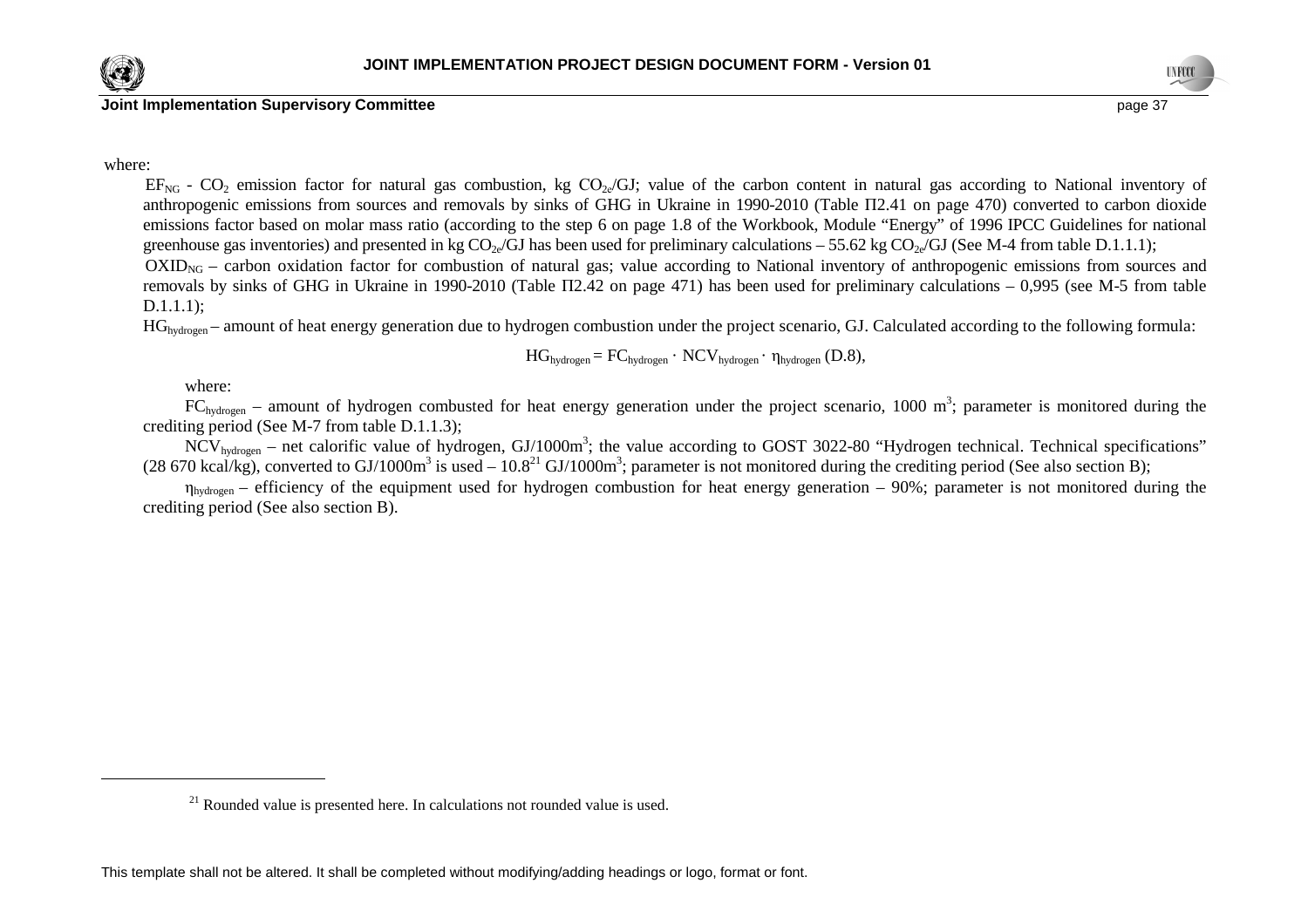where:

$EF_{NG}$ - $CO_2$ emission factor for natural gas combustion, kg $CO_{2e}$/GJ; value of the carbon content in natural gas according to National inventory of anthropogenic emissions from sources and removals by sinks of GHG in Ukraine in 1990-2010 (Table П2.41 on page 470) converted to carbon dioxide emissions factor based on molar mass ratio (according to the step 6 on page 1.8 of the Workbook, Module "Energy" of 1996 IPCC Guidelines for national greenhouse gas inventories) and presented in kg $CO_{2e}$/GJ has been used for preliminary calculations – 55.62 kg $CO_{2e}$/GJ (See M-4 from table D.1.1.1);

$OXID_{NG}$ – carbon oxidation factor for combustion of natural gas; value according to National inventory of anthropogenic emissions from sources and removals by sinks of GHG in Ukraine in 1990-2010 (Table П2.42 on page 471) has been used for preliminary calculations – 0,995 (see M-5 from table D.1.1.1);

$HG_{hydrogen}$ – amount of heat energy generation due to hydrogen combustion under the project scenario, GJ. Calculated according to the following formula:

$$HG_{hydrogen} = FC_{hydrogen} \cdot NCV_{hydrogen} \cdot \eta_{hydrogen} \quad (D.8),$$

where:

$FC_{hydrogen}$ – amount of hydrogen combusted for heat energy generation under the project scenario, 1000 $m^3$; parameter is monitored during the crediting period (See M-7 from table D.1.1.3);

$NCV_{hydrogen}$ – net calorific value of hydrogen, GJ/1000$m^3$; the value according to GOST 3022-80 "Hydrogen technical. Technical specifications" (28 670 kcal/kg), converted to GJ/1000$m^3$ is used – 10.8[21] GJ/1000$m^3$; parameter is not monitored during the crediting period (See also section B);

$\eta_{hydrogen}$ – efficiency of the equipment used for hydrogen combustion for heat energy generation – 90%; parameter is not monitored during the crediting period (See also section B).

[21] Rounded value is presented here. In calculations not rounded value is used.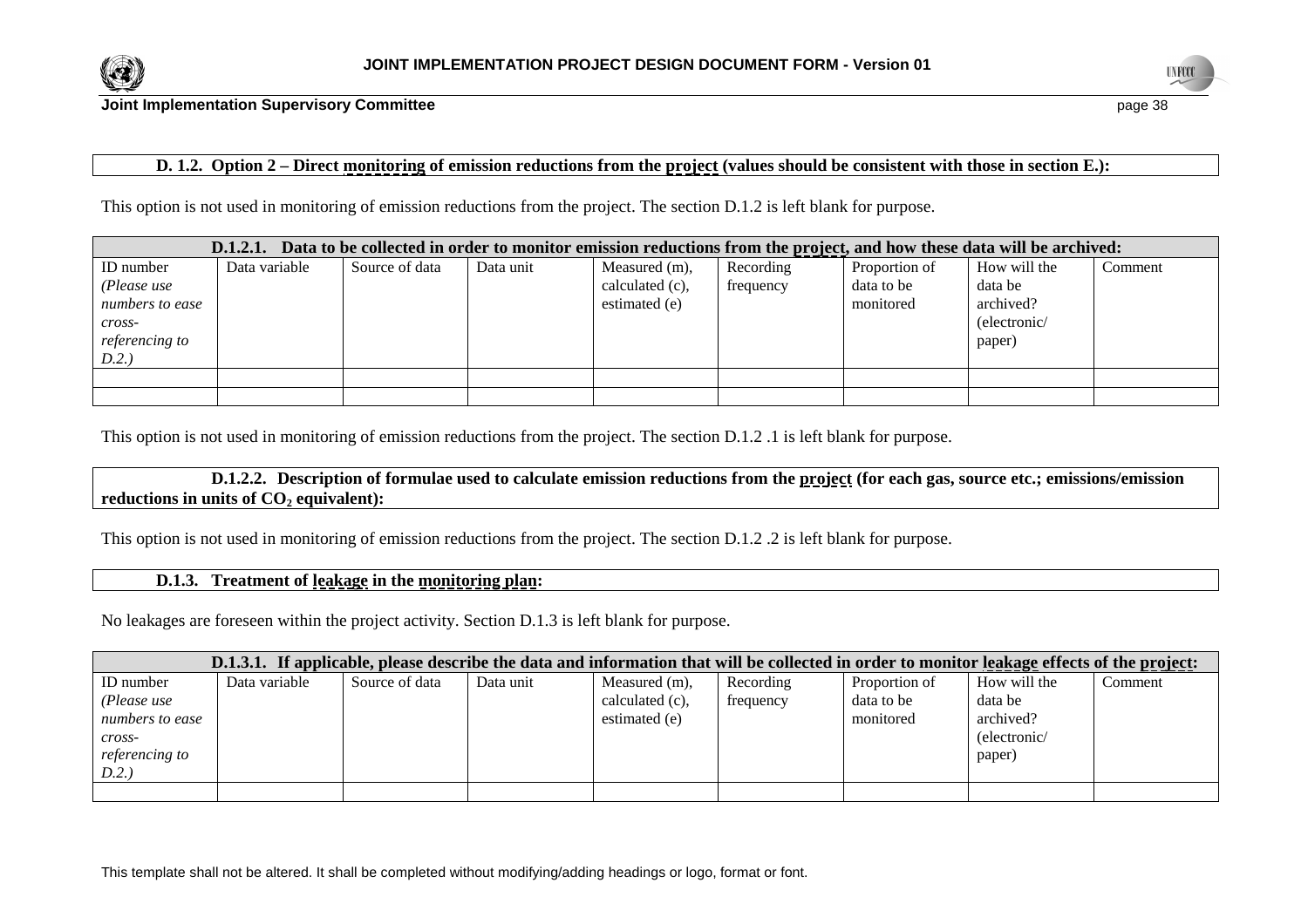**D. 1.2. Option 2 – Direct monitoring of emission reductions from the project (values should be consistent with those in section E.):**

This option is not used in monitoring of emission reductions from the project. The section D.1.2 is left blank for purpose.

| **D.1.2.1. Data to be collected in order to monitor emission reductions from the project, and how these data will be archived:** | | | | | | | | |
|---|---|---|---|---|---|---|---|---|
| ID number *(Please use numbers to ease cross-referencing to D.2.)* | Data variable | Source of data | Data unit | Measured (m), calculated (c), estimated (e) | Recording frequency | Proportion of data to be monitored | How will the data be archived? (electronic/ paper) | Comment |
| | | | | | | | | |
| | | | | | | | | |

This option is not used in monitoring of emission reductions from the project. The section D.1.2 .1 is left blank for purpose.

**D.1.2.2. Description of formulae used to calculate emission reductions from the project (for each gas, source etc.; emissions/emission reductions in units of $CO_2$ equivalent):**

This option is not used in monitoring of emission reductions from the project. The section D.1.2 .2 is left blank for purpose.

**D.1.3. Treatment of leakage in the monitoring plan:**

No leakages are foreseen within the project activity. Section D.1.3 is left blank for purpose.

| **D.1.3.1. If applicable, please describe the data and information that will be collected in order to monitor leakage effects of the project:** | | | | | | | | |
|---|---|---|---|---|---|---|---|---|
| ID number *(Please use numbers to ease cross-referencing to D.2.)* | Data variable | Source of data | Data unit | Measured (m), calculated (c), estimated (e) | Recording frequency | Proportion of data to be monitored | How will the data be archived? (electronic/ paper) | Comment |
| | | | | | | | | |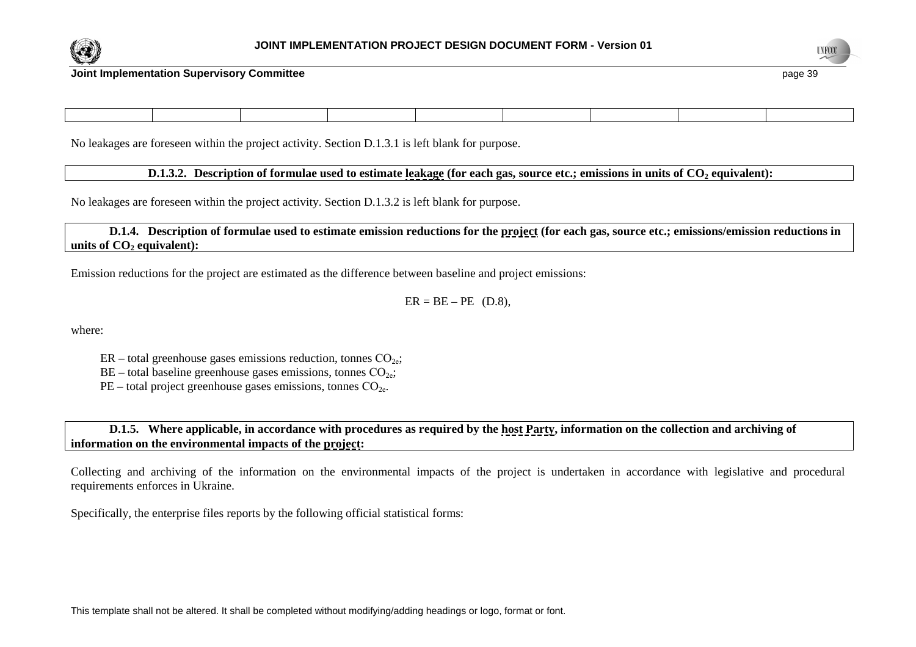| | | | | | | | | |
|---|---|---|---|---|---|---|---|---|
| | | | | | | | | |

No leakages are foreseen within the project activity. Section D.1.3.1 is left blank for purpose.

**D.1.3.2. Description of formulae used to estimate leakage (for each gas, source etc.; emissions in units of $CO_2$ equivalent):**

No leakages are foreseen within the project activity. Section D.1.3.2 is left blank for purpose.

**D.1.4. Description of formulae used to estimate emission reductions for the project (for each gas, source etc.; emissions/emission reductions in units of $CO_2$ equivalent):**

Emission reductions for the project are estimated as the difference between baseline and project emissions:

$$ER = BE - PE \quad (D.8),$$

where:

ER – total greenhouse gases emissions reduction, tonnes $CO_{2e}$;
BE – total baseline greenhouse gases emissions, tonnes $CO_{2e}$;
PE – total project greenhouse gases emissions, tonnes $CO_{2e}$.

**D.1.5. Where applicable, in accordance with procedures as required by the host Party, information on the collection and archiving of information on the environmental impacts of the project:**

Collecting and archiving of the information on the environmental impacts of the project is undertaken in accordance with legislative and procedural requirements enforces in Ukraine.

Specifically, the enterprise files reports by the following official statistical forms: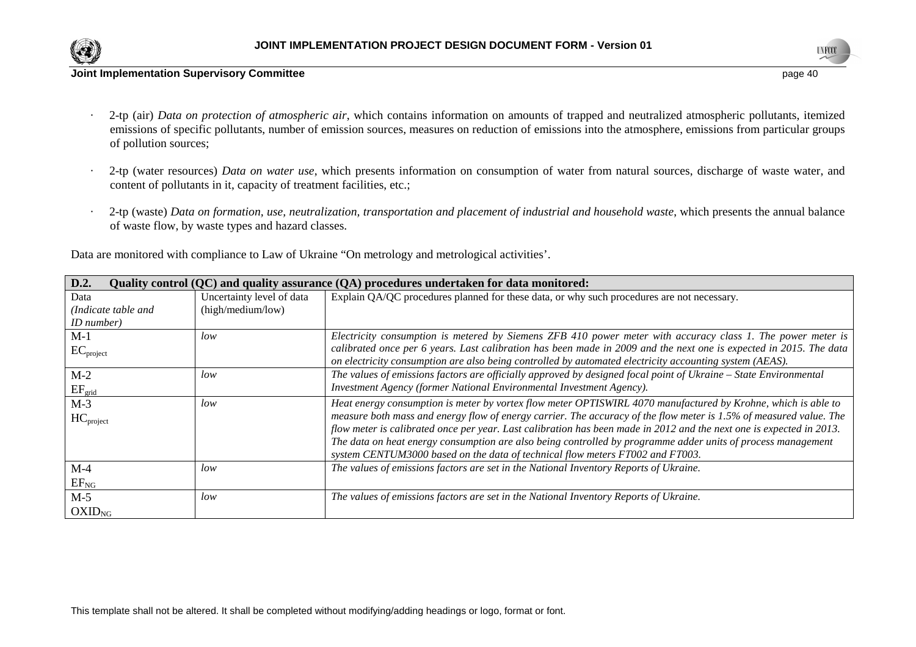- 2-tp (air) *Data on protection of atmospheric air*, which contains information on amounts of trapped and neutralized atmospheric pollutants, itemized emissions of specific pollutants, number of emission sources, measures on reduction of emissions into the atmosphere, emissions from particular groups of pollution sources;

- 2-tp (water resources) *Data on water use*, which presents information on consumption of water from natural sources, discharge of waste water, and content of pollutants in it, capacity of treatment facilities, etc.;

- 2-tp (waste) *Data on formation, use, neutralization, transportation and placement of industrial and household waste*, which presents the annual balance of waste flow, by waste types and hazard classes.

Data are monitored with compliance to Law of Ukraine "On metrology and metrological activities'.

| **D.2. Quality control (QC) and quality assurance (QA) procedures undertaken for data monitored:** | | |
|---|---|---|
| Data *(Indicate table and ID number)* | Uncertainty level of data (high/medium/low) | Explain QA/QC procedures planned for these data, or why such procedures are not necessary. |
| M-1 $EC_{project}$ | *low* | *Electricity consumption is metered by Siemens ZFB 410 power meter with accuracy class 1. The power meter is calibrated once per 6 years. Last calibration has been made in 2009 and the next one is expected in 2015. The data on electricity consumption are also being controlled by automated electricity accounting system (AEAS).* |
| M-2 $EF_{grid}$ | *low* | *The values of emissions factors are officially approved by designed focal point of Ukraine – State Environmental Investment Agency (former National Environmental Investment Agency).* |
| M-3 $HC_{project}$ | *low* | *Heat energy consumption is meter by vortex flow meter OPTISWIRL 4070 manufactured by Krohne, which is able to measure both mass and energy flow of energy carrier. The accuracy of the flow meter is 1.5% of measured value. The flow meter is calibrated once per year. Last calibration has been made in 2012 and the next one is expected in 2013. The data on heat energy consumption are also being controlled by programme adder units of process management system CENTUM3000 based on the data of technical flow meters FT002 and FT003.* |
| M-4 $EF_{NG}$ | *low* | *The values of emissions factors are set in the National Inventory Reports of Ukraine.* |
| M-5 $OXID_{NG}$ | *low* | *The values of emissions factors are set in the National Inventory Reports of Ukraine.* |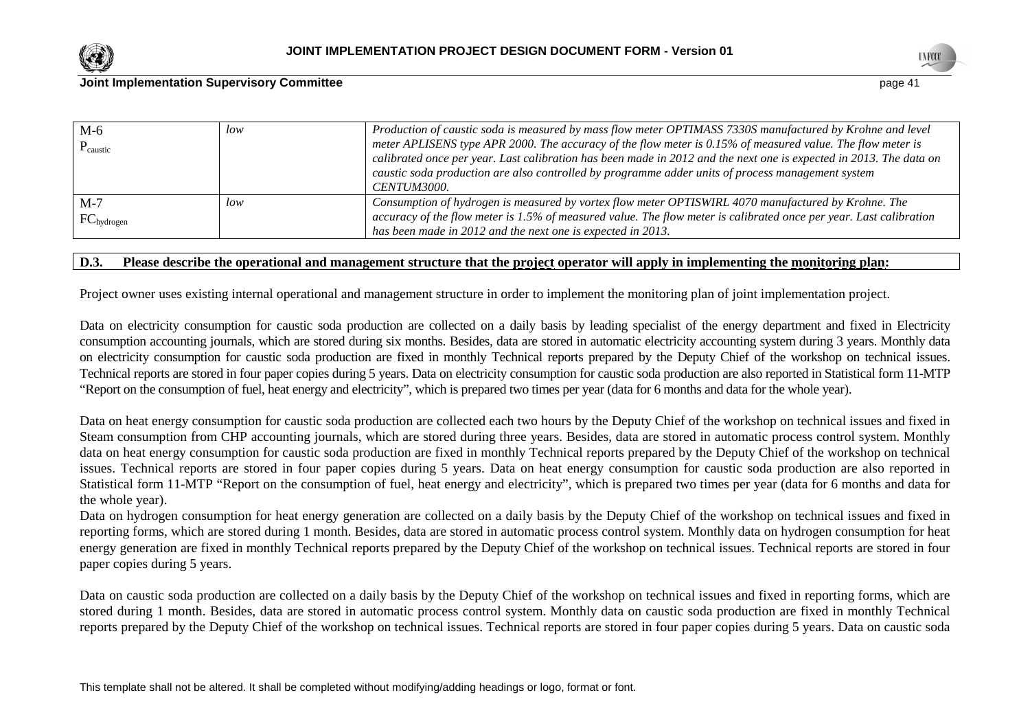| | | |
|---|---|---|
| M-6 $P_{caustic}$ | *low* | *Production of caustic soda is measured by mass flow meter OPTIMASS 7330S manufactured by Krohne and level meter APLISENS type APR 2000. The accuracy of the flow meter is 0.15% of measured value. The flow meter is calibrated once per year. Last calibration has been made in 2012 and the next one is expected in 2013. The data on caustic soda production are also controlled by programme adder units of process management system CENTUM3000.* |
| M-7 $FC_{hydrogen}$ | *low* | *Consumption of hydrogen is measured by vortex flow meter OPTISWIRL 4070 manufactured by Krohne. The accuracy of the flow meter is 1.5% of measured value. The flow meter is calibrated once per year. Last calibration has been made in 2012 and the next one is expected in 2013.* |

## D.3. Please describe the operational and management structure that the project operator will apply in implementing the monitoring plan:

Project owner uses existing internal operational and management structure in order to implement the monitoring plan of joint implementation project.

Data on electricity consumption for caustic soda production are collected on a daily basis by leading specialist of the energy department and fixed in Electricity consumption accounting journals, which are stored during six months. Besides, data are stored in automatic electricity accounting system during 3 years. Monthly data on electricity consumption for caustic soda production are fixed in monthly Technical reports prepared by the Deputy Chief of the workshop on technical issues. Technical reports are stored in four paper copies during 5 years. Data on electricity consumption for caustic soda production are also reported in Statistical form 11-MTP "Report on the consumption of fuel, heat energy and electricity", which is prepared two times per year (data for 6 months and data for the whole year).

Data on heat energy consumption for caustic soda production are collected each two hours by the Deputy Chief of the workshop on technical issues and fixed in Steam consumption from CHP accounting journals, which are stored during three years. Besides, data are stored in automatic process control system. Monthly data on heat energy consumption for caustic soda production are fixed in monthly Technical reports prepared by the Deputy Chief of the workshop on technical issues. Technical reports are stored in four paper copies during 5 years. Data on heat energy consumption for caustic soda production are also reported in Statistical form 11-MTP "Report on the consumption of fuel, heat energy and electricity", which is prepared two times per year (data for 6 months and data for the whole year).

Data on hydrogen consumption for heat energy generation are collected on a daily basis by the Deputy Chief of the workshop on technical issues and fixed in reporting forms, which are stored during 1 month. Besides, data are stored in automatic process control system. Monthly data on hydrogen consumption for heat energy generation are fixed in monthly Technical reports prepared by the Deputy Chief of the workshop on technical issues. Technical reports are stored in four paper copies during 5 years.

Data on caustic soda production are collected on a daily basis by the Deputy Chief of the workshop on technical issues and fixed in reporting forms, which are stored during 1 month. Besides, data are stored in automatic process control system. Monthly data on caustic soda production are fixed in monthly Technical reports prepared by the Deputy Chief of the workshop on technical issues. Technical reports are stored in four paper copies during 5 years. Data on caustic soda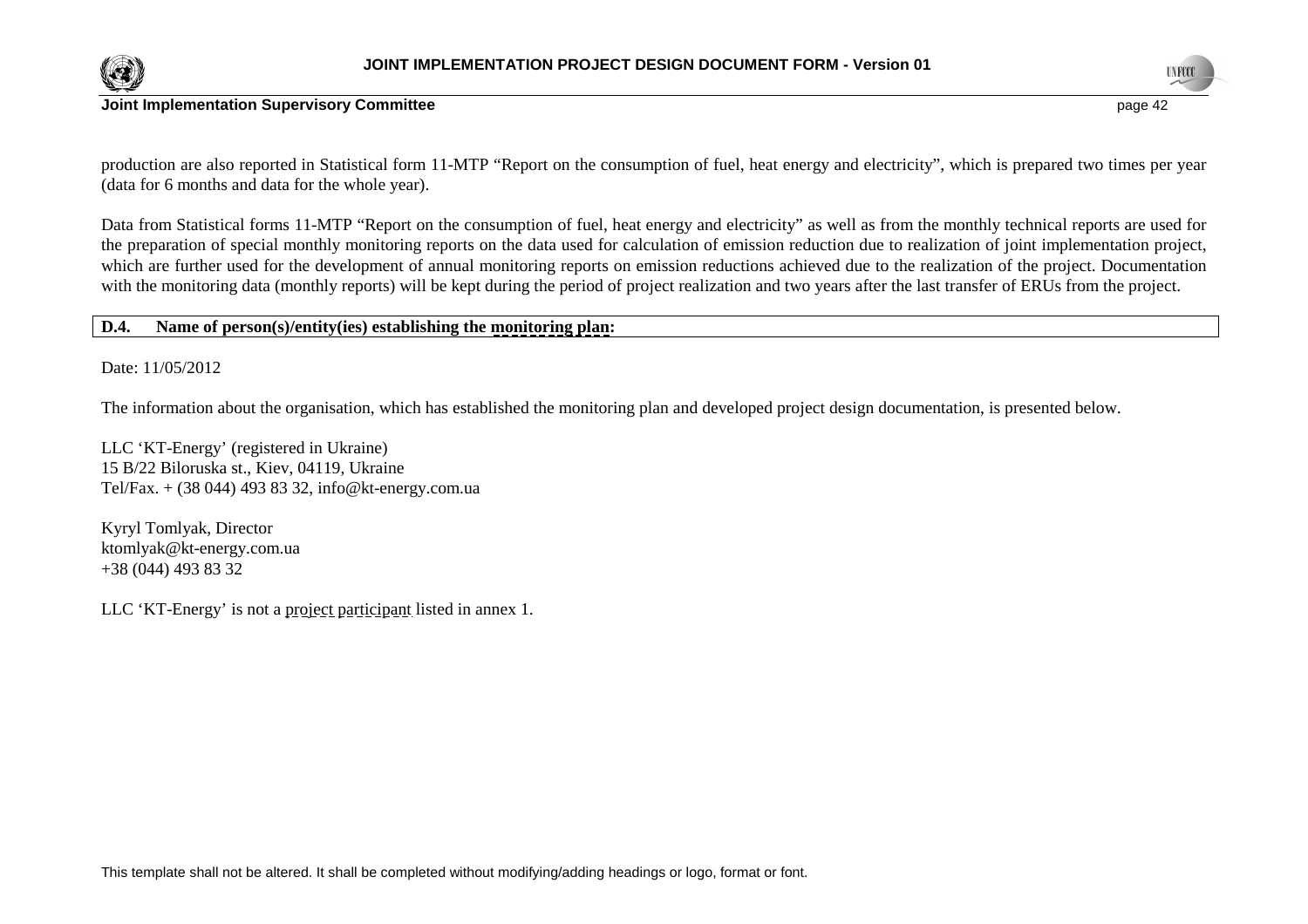production are also reported in Statistical form 11-MTP "Report on the consumption of fuel, heat energy and electricity", which is prepared two times per year (data for 6 months and data for the whole year).

Data from Statistical forms 11-MTP "Report on the consumption of fuel, heat energy and electricity" as well as from the monthly technical reports are used for the preparation of special monthly monitoring reports on the data used for calculation of emission reduction due to realization of joint implementation project, which are further used for the development of annual monitoring reports on emission reductions achieved due to the realization of the project. Documentation with the monitoring data (monthly reports) will be kept during the period of project realization and two years after the last transfer of ERUs from the project.

## D.4. Name of person(s)/entity(ies) establishing the monitoring plan:

Date: 11/05/2012

The information about the organisation, which has established the monitoring plan and developed project design documentation, is presented below.

LLC 'KT-Energy' (registered in Ukraine)
15 B/22 Biloruska st., Kiev, 04119, Ukraine
Tel/Fax. + (38 044) 493 83 32, info@kt-energy.com.ua

Kyryl Tomlyak, Director
ktomlyak@kt-energy.com.ua
+38 (044) 493 83 32

LLC 'KT-Energy' is not a project participant listed in annex 1.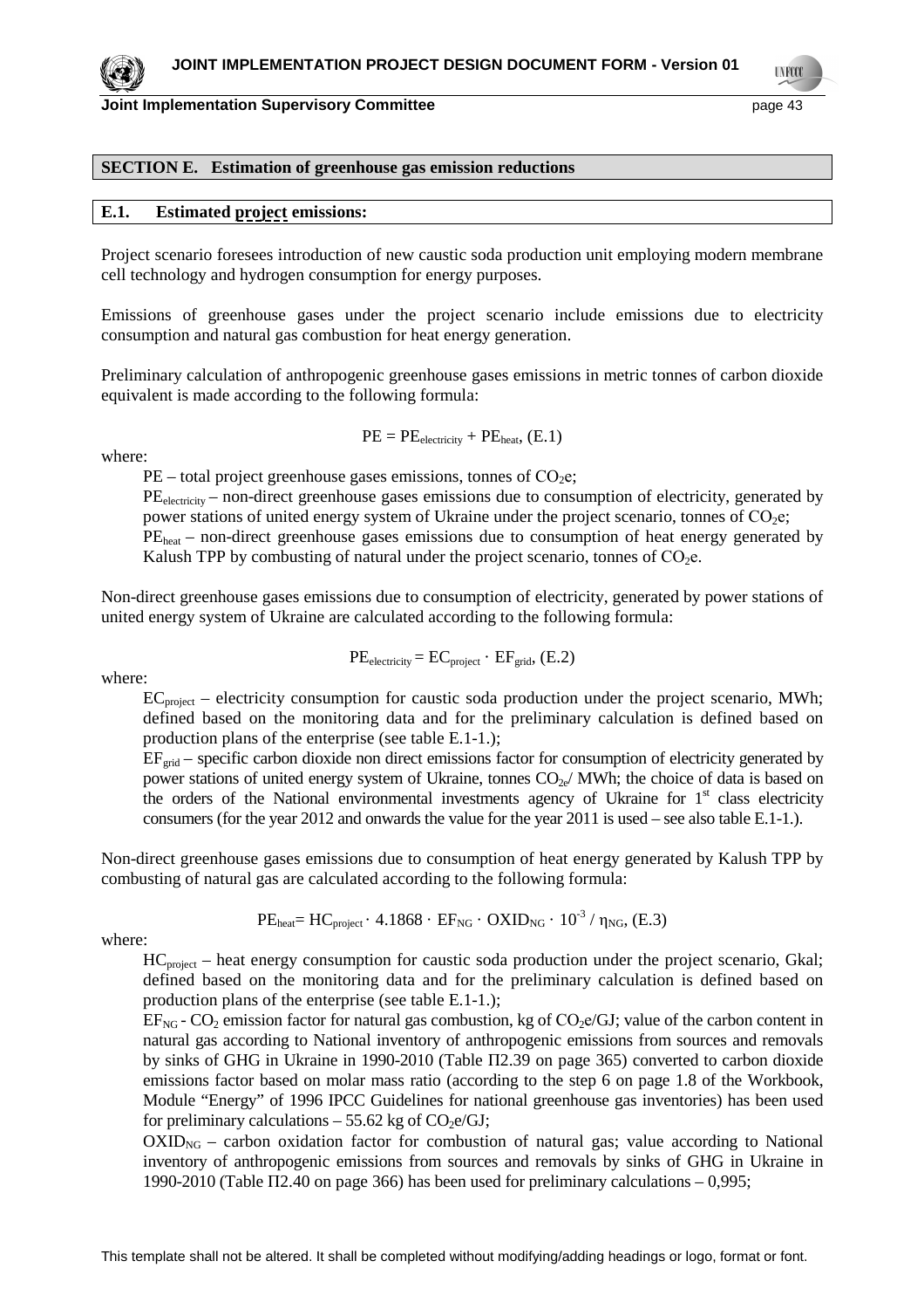## SECTION E. Estimation of greenhouse gas emission reductions

### E.1. Estimated project emissions:

Project scenario foresees introduction of new caustic soda production unit employing modern membrane cell technology and hydrogen consumption for energy purposes.

Emissions of greenhouse gases under the project scenario include emissions due to electricity consumption and natural gas combustion for heat energy generation.

Preliminary calculation of anthropogenic greenhouse gases emissions in metric tonnes of carbon dioxide equivalent is made according to the following formula:

$$PE = PE_{electricity} + PE_{heat}, \text{(E.1)}$$

where:

$PE$ – total project greenhouse gases emissions, tonnes of $CO_2e$;

$PE_{electricity}$ – non-direct greenhouse gases emissions due to consumption of electricity, generated by power stations of united energy system of Ukraine under the project scenario, tonnes of $CO_2e$;

$PE_{heat}$ – non-direct greenhouse gases emissions due to consumption of heat energy generated by Kalush TPP by combusting of natural under the project scenario, tonnes of $CO_2e$.

Non-direct greenhouse gases emissions due to consumption of electricity, generated by power stations of united energy system of Ukraine are calculated according to the following formula:

$$PE_{electricity} = EC_{project} \cdot EF_{grid}, \text{(E.2)}$$

where:

$EC_{project}$ – electricity consumption for caustic soda production under the project scenario, MWh; defined based on the monitoring data and for the preliminary calculation is defined based on production plans of the enterprise (see table E.1-1.);

$EF_{grid}$ – specific carbon dioxide non direct emissions factor for consumption of electricity generated by power stations of united energy system of Ukraine, tonnes $CO_{2e}$/ MWh; the choice of data is based on the orders of the National environmental investments agency of Ukraine for 1st class electricity consumers (for the year 2012 and onwards the value for the year 2011 is used – see also table E.1-1.).

Non-direct greenhouse gases emissions due to consumption of heat energy generated by Kalush TPP by combusting of natural gas are calculated according to the following formula:

$$PE_{heat} = HC_{project} \cdot 4.1868 \cdot EF_{NG} \cdot OXID_{NG} \cdot 10^{-3} / \eta_{NG}, \text{(E.3)}$$

where:

$HC_{project}$ – heat energy consumption for caustic soda production under the project scenario, Gkal; defined based on the monitoring data and for the preliminary calculation is defined based on production plans of the enterprise (see table E.1-1.);

$EF_{NG}$ - $CO_2$ emission factor for natural gas combustion, kg of $CO_2e$/GJ; value of the carbon content in natural gas according to National inventory of anthropogenic emissions from sources and removals by sinks of GHG in Ukraine in 1990-2010 (Table П2.39 on page 365) converted to carbon dioxide emissions factor based on molar mass ratio (according to the step 6 on page 1.8 of the Workbook, Module "Energy" of 1996 IPCC Guidelines for national greenhouse gas inventories) has been used for preliminary calculations – 55.62 kg of $CO_2e$/GJ;

$OXID_{NG}$ – carbon oxidation factor for combustion of natural gas; value according to National inventory of anthropogenic emissions from sources and removals by sinks of GHG in Ukraine in 1990-2010 (Table П2.40 on page 366) has been used for preliminary calculations – 0,995;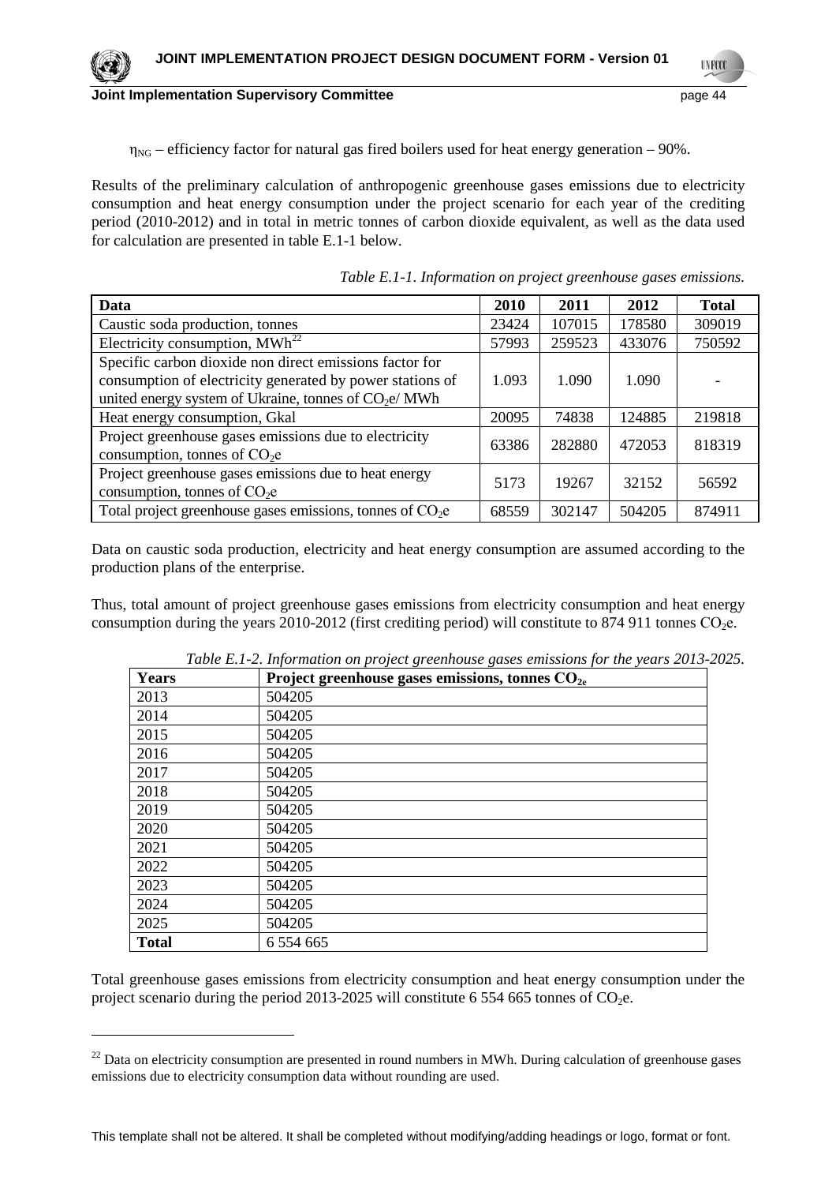$\eta_{NG}$ – efficiency factor for natural gas fired boilers used for heat energy generation – 90%.

Results of the preliminary calculation of anthropogenic greenhouse gases emissions due to electricity consumption and heat energy consumption under the project scenario for each year of the crediting period (2010-2012) and in total in metric tonnes of carbon dioxide equivalent, as well as the data used for calculation are presented in table E.1-1 below.

*Table E.1-1. Information on project greenhouse gases emissions.*

| Data | 2010 | 2011 | 2012 | Total |
|---|---|---|---|---|
| Caustic soda production, tonnes | 23424 | 107015 | 178580 | 309019 |
| Electricity consumption, MWh[22] | 57993 | 259523 | 433076 | 750592 |
| Specific carbon dioxide non direct emissions factor for consumption of electricity generated by power stations of united energy system of Ukraine, tonnes of $CO_2$e/ MWh | 1.093 | 1.090 | 1.090 | - |
| Heat energy consumption, Gkal | 20095 | 74838 | 124885 | 219818 |
| Project greenhouse gases emissions due to electricity consumption, tonnes of $CO_2$e | 63386 | 282880 | 472053 | 818319 |
| Project greenhouse gases emissions due to heat energy consumption, tonnes of $CO_2$e | 5173 | 19267 | 32152 | 56592 |
| Total project greenhouse gases emissions, tonnes of $CO_2$e | 68559 | 302147 | 504205 | 874911 |

Data on caustic soda production, electricity and heat energy consumption are assumed according to the production plans of the enterprise.

Thus, total amount of project greenhouse gases emissions from electricity consumption and heat energy consumption during the years 2010-2012 (first crediting period) will constitute to 874 911 tonnes $CO_2$e.

*Table E.1-2. Information on project greenhouse gases emissions for the years 2013-2025.*

| Years | Project greenhouse gases emissions, tonnes $CO_{2e}$ |
|---|---|
| 2013 | 504205 |
| 2014 | 504205 |
| 2015 | 504205 |
| 2016 | 504205 |
| 2017 | 504205 |
| 2018 | 504205 |
| 2019 | 504205 |
| 2020 | 504205 |
| 2021 | 504205 |
| 2022 | 504205 |
| 2023 | 504205 |
| 2024 | 504205 |
| 2025 | 504205 |
| **Total** | 6 554 665 |

Total greenhouse gases emissions from electricity consumption and heat energy consumption under the project scenario during the period 2013-2025 will constitute 6 554 665 tonnes of $CO_2$e.

[22] Data on electricity consumption are presented in round numbers in MWh. During calculation of greenhouse gases emissions due to electricity consumption data without rounding are used.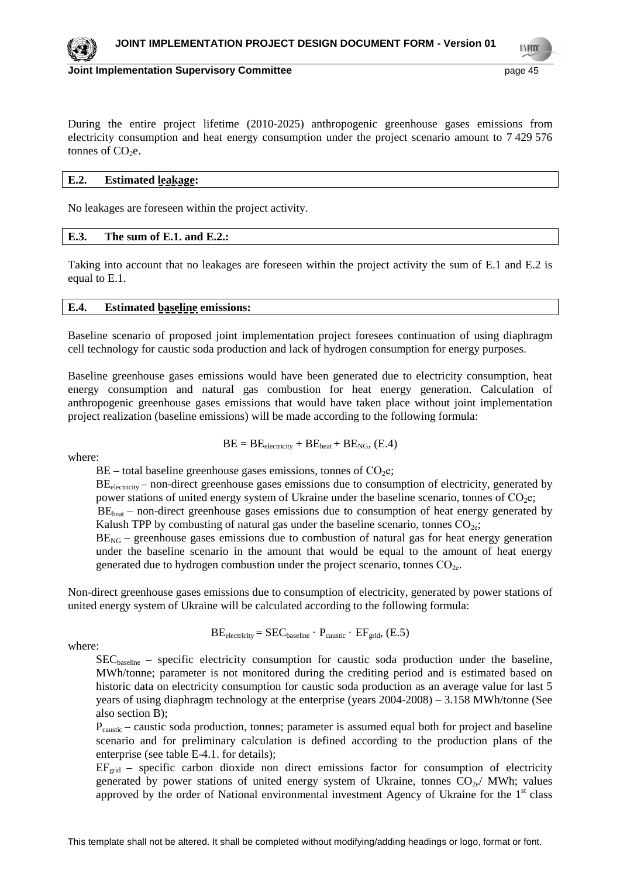During the entire project lifetime (2010-2025) anthropogenic greenhouse gases emissions from electricity consumption and heat energy consumption under the project scenario amount to 7 429 576 tonnes of $CO_2$e.

### E.2. Estimated leakage:

No leakages are foreseen within the project activity.

### E.3. The sum of E.1. and E.2.:

Taking into account that no leakages are foreseen within the project activity the sum of E.1 and E.2 is equal to E.1.

### E.4. Estimated baseline emissions:

Baseline scenario of proposed joint implementation project foresees continuation of using diaphragm cell technology for caustic soda production and lack of hydrogen consumption for energy purposes.

Baseline greenhouse gases emissions would have been generated due to electricity consumption, heat energy consumption and natural gas combustion for heat energy generation. Calculation of anthropogenic greenhouse gases emissions that would have taken place without joint implementation project realization (baseline emissions) will be made according to the following formula:

$$BE = BE_{electricity} + BE_{heat} + BE_{NG}, \text{(E.4)}$$

where:

$BE$ – total baseline greenhouse gases emissions, tonnes of $CO_2$e;

$BE_{electricity}$ – non-direct greenhouse gases emissions due to consumption of electricity, generated by power stations of united energy system of Ukraine under the baseline scenario, tonnes of $CO_2$e;

$BE_{heat}$ – non-direct greenhouse gases emissions due to consumption of heat energy generated by Kalush TPP by combusting of natural gas under the baseline scenario, tonnes $CO_{2e}$;

$BE_{NG}$ – greenhouse gases emissions due to combustion of natural gas for heat energy generation under the baseline scenario in the amount that would be equal to the amount of heat energy generated due to hydrogen combustion under the project scenario, tonnes $CO_{2e}$.

Non-direct greenhouse gases emissions due to consumption of electricity, generated by power stations of united energy system of Ukraine will be calculated according to the following formula:

$$BE_{electricity} = SEC_{baseline} \cdot P_{caustic} \cdot EF_{grid}, \text{(E.5)}$$

where:

$SEC_{baseline}$ – specific electricity consumption for caustic soda production under the baseline, MWh/tonne; parameter is not monitored during the crediting period and is estimated based on historic data on electricity consumption for caustic soda production as an average value for last 5 years of using diaphragm technology at the enterprise (years 2004-2008) – 3.158 MWh/tonne (See also section B);

$P_{caustic}$ – caustic soda production, tonnes; parameter is assumed equal both for project and baseline scenario and for preliminary calculation is defined according to the production plans of the enterprise (see table E-4.1. for details);

$EF_{grid}$ – specific carbon dioxide non direct emissions factor for consumption of electricity generated by power stations of united energy system of Ukraine, tonnes $CO_{2e}$/ MWh; values approved by the order of National environmental investment Agency of Ukraine for the 1st class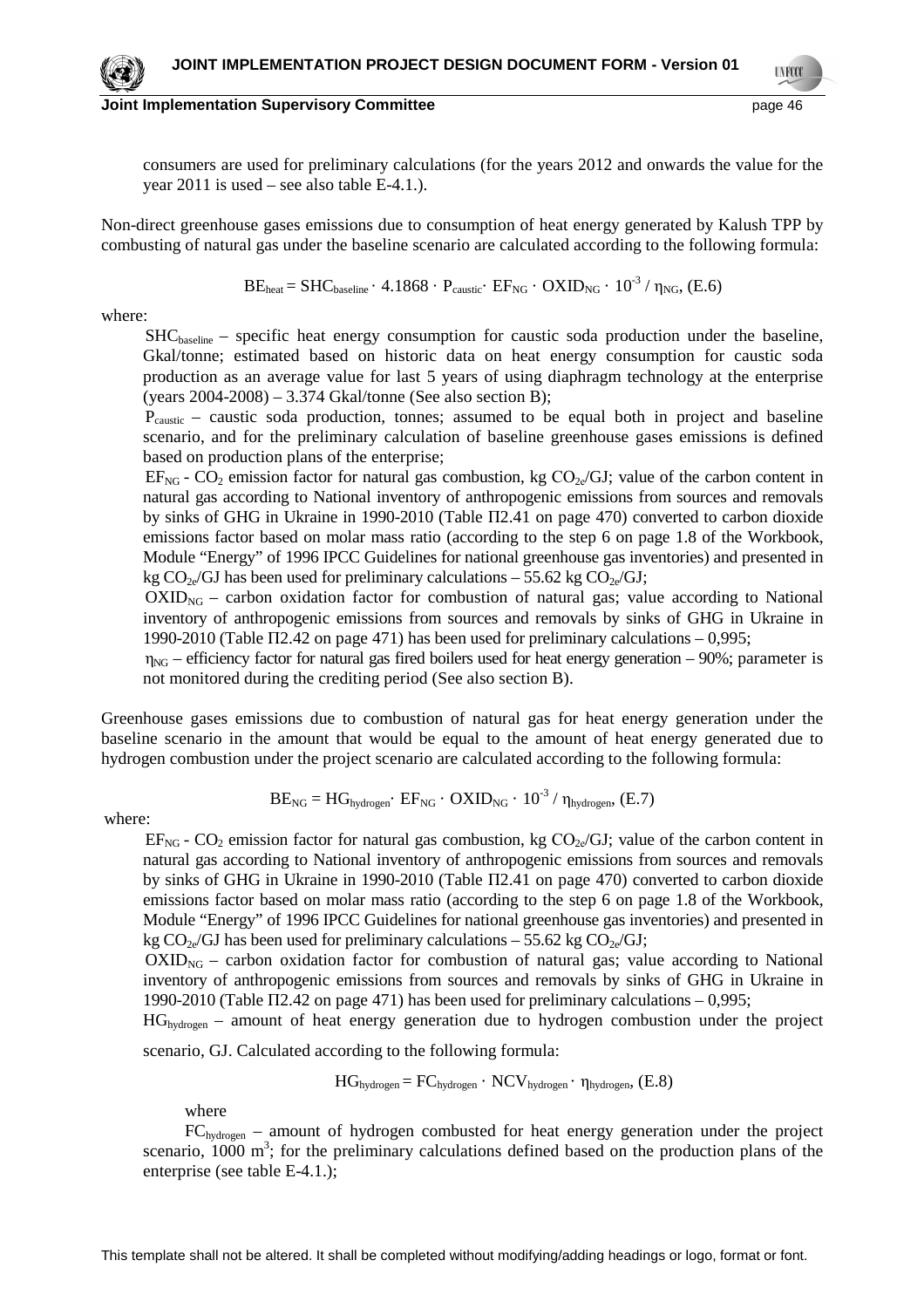consumers are used for preliminary calculations (for the years 2012 and onwards the value for the year 2011 is used – see also table E-4.1.).

Non-direct greenhouse gases emissions due to consumption of heat energy generated by Kalush TPP by combusting of natural gas under the baseline scenario are calculated according to the following formula:

$$BE_{heat} = SHC_{baseline} \cdot 4.1868 \cdot P_{caustic} \cdot EF_{NG} \cdot OXID_{NG} \cdot 10^{-3} / \eta_{NG}, \text{(E.6)}$$

where:

$SHC_{baseline}$ – specific heat energy consumption for caustic soda production under the baseline, Gkal/tonne; estimated based on historic data on heat energy consumption for caustic soda production as an average value for last 5 years of using diaphragm technology at the enterprise (years 2004-2008) – 3.374 Gkal/tonne (See also section B);

$P_{caustic}$ – caustic soda production, tonnes; assumed to be equal both in project and baseline scenario, and for the preliminary calculation of baseline greenhouse gases emissions is defined based on production plans of the enterprise;

$EF_{NG}$ - $CO_2$ emission factor for natural gas combustion, kg $CO_{2e}$/GJ; value of the carbon content in natural gas according to National inventory of anthropogenic emissions from sources and removals by sinks of GHG in Ukraine in 1990-2010 (Table П2.41 on page 470) converted to carbon dioxide emissions factor based on molar mass ratio (according to the step 6 on page 1.8 of the Workbook, Module "Energy" of 1996 IPCC Guidelines for national greenhouse gas inventories) and presented in kg $CO_{2e}$/GJ has been used for preliminary calculations – 55.62 kg $CO_{2e}$/GJ;

$OXID_{NG}$ – carbon oxidation factor for combustion of natural gas; value according to National inventory of anthropogenic emissions from sources and removals by sinks of GHG in Ukraine in 1990-2010 (Table П2.42 on page 471) has been used for preliminary calculations – 0,995;

$\eta_{NG}$ – efficiency factor for natural gas fired boilers used for heat energy generation – 90%; parameter is not monitored during the crediting period (See also section B).

Greenhouse gases emissions due to combustion of natural gas for heat energy generation under the baseline scenario in the amount that would be equal to the amount of heat energy generated due to hydrogen combustion under the project scenario are calculated according to the following formula:

$$BE_{NG} = HG_{hydrogen} \cdot EF_{NG} \cdot OXID_{NG} \cdot 10^{-3} / \eta_{hydrogen}, \text{(E.7)}$$

where:

$EF_{NG}$ - $CO_2$ emission factor for natural gas combustion, kg $CO_{2e}$/GJ; value of the carbon content in natural gas according to National inventory of anthropogenic emissions from sources and removals by sinks of GHG in Ukraine in 1990-2010 (Table П2.41 on page 470) converted to carbon dioxide emissions factor based on molar mass ratio (according to the step 6 on page 1.8 of the Workbook, Module "Energy" of 1996 IPCC Guidelines for national greenhouse gas inventories) and presented in kg $CO_{2e}$/GJ has been used for preliminary calculations – 55.62 kg $CO_{2e}$/GJ;

$OXID_{NG}$ – carbon oxidation factor for combustion of natural gas; value according to National inventory of anthropogenic emissions from sources and removals by sinks of GHG in Ukraine in 1990-2010 (Table П2.42 on page 471) has been used for preliminary calculations – 0,995;

$HG_{hydrogen}$ – amount of heat energy generation due to hydrogen combustion under the project scenario, GJ. Calculated according to the following formula:

$$HG_{hydrogen} = FC_{hydrogen} \cdot NCV_{hydrogen} \cdot \eta_{hydrogen}, \text{(E.8)}$$

where

$FC_{hydrogen}$ – amount of hydrogen combusted for heat energy generation under the project scenario, 1000 $m^3$; for the preliminary calculations defined based on the production plans of the enterprise (see table E-4.1.);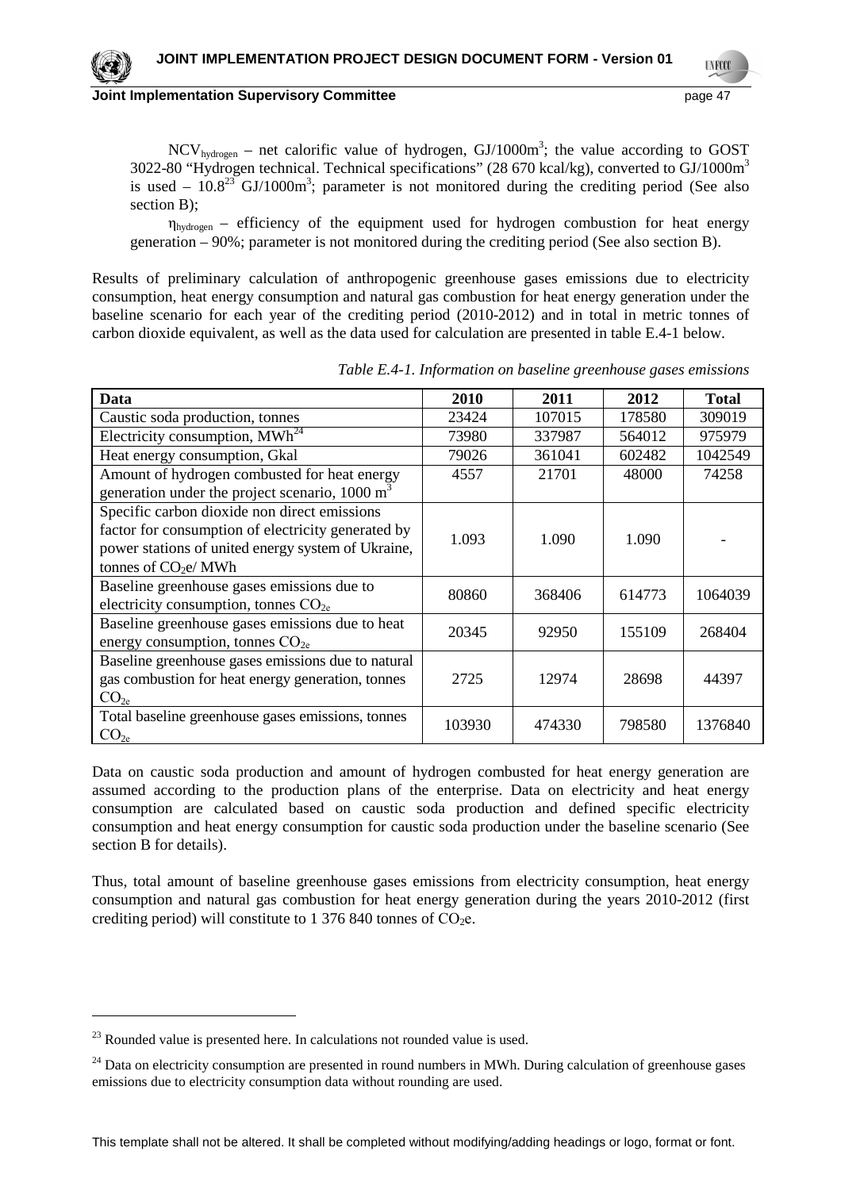$NCV_{hydrogen}$ – net calorific value of hydrogen, $GJ/1000m^3$; the value according to GOST 3022-80 "Hydrogen technical. Technical specifications" (28 670 kcal/kg), converted to $GJ/1000m^3$ is used – 10.8[23] $GJ/1000m^3$; parameter is not monitored during the crediting period (See also section B);

$\eta_{hydrogen}$ – efficiency of the equipment used for hydrogen combustion for heat energy generation – 90%; parameter is not monitored during the crediting period (See also section B).

Results of preliminary calculation of anthropogenic greenhouse gases emissions due to electricity consumption, heat energy consumption and natural gas combustion for heat energy generation under the baseline scenario for each year of the crediting period (2010-2012) and in total in metric tonnes of carbon dioxide equivalent, as well as the data used for calculation are presented in table E.4-1 below.

*Table E.4-1. Information on baseline greenhouse gases emissions*

| Data | 2010 | 2011 | 2012 | Total |
|---|---|---|---|---|
| Caustic soda production, tonnes | 23424 | 107015 | 178580 | 309019 |
| Electricity consumption, MWh[24] | 73980 | 337987 | 564012 | 975979 |
| Heat energy consumption, Gkal | 79026 | 361041 | 602482 | 1042549 |
| Amount of hydrogen combusted for heat energy generation under the project scenario, 1000 $m^3$ | 4557 | 21701 | 48000 | 74258 |
| Specific carbon dioxide non direct emissions factor for consumption of electricity generated by power stations of united energy system of Ukraine, tonnes of $CO_2e$/ MWh | 1.093 | 1.090 | 1.090 | - |
| Baseline greenhouse gases emissions due to electricity consumption, tonnes $CO_{2e}$ | 80860 | 368406 | 614773 | 1064039 |
| Baseline greenhouse gases emissions due to heat energy consumption, tonnes $CO_{2e}$ | 20345 | 92950 | 155109 | 268404 |
| Baseline greenhouse gases emissions due to natural gas combustion for heat energy generation, tonnes $CO_{2e}$ | 2725 | 12974 | 28698 | 44397 |
| Total baseline greenhouse gases emissions, tonnes $CO_{2e}$ | 103930 | 474330 | 798580 | 1376840 |

Data on caustic soda production and amount of hydrogen combusted for heat energy generation are assumed according to the production plans of the enterprise. Data on electricity and heat energy consumption are calculated based on caustic soda production and defined specific electricity consumption and heat energy consumption for caustic soda production under the baseline scenario (See section B for details).

Thus, total amount of baseline greenhouse gases emissions from electricity consumption, heat energy consumption and natural gas combustion for heat energy generation during the years 2010-2012 (first crediting period) will constitute to 1 376 840 tonnes of $CO_2e$.

[23] Rounded value is presented here. In calculations not rounded value is used.

[24] Data on electricity consumption are presented in round numbers in MWh. During calculation of greenhouse gases emissions due to electricity consumption data without rounding are used.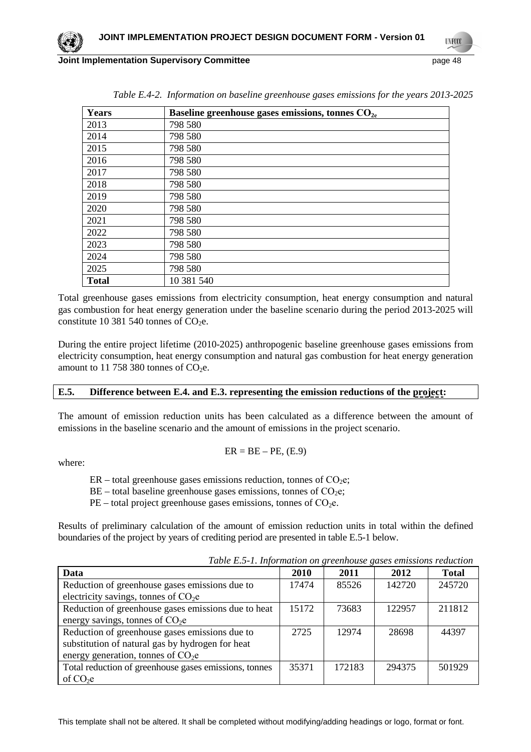*Table E.4-2. Information on baseline greenhouse gases emissions for the years 2013-2025*

| Years | Baseline greenhouse gases emissions, tonnes $CO_{2e}$ |
|---|---|
| 2013 | 798 580 |
| 2014 | 798 580 |
| 2015 | 798 580 |
| 2016 | 798 580 |
| 2017 | 798 580 |
| 2018 | 798 580 |
| 2019 | 798 580 |
| 2020 | 798 580 |
| 2021 | 798 580 |
| 2022 | 798 580 |
| 2023 | 798 580 |
| 2024 | 798 580 |
| 2025 | 798 580 |
| **Total** | 10 381 540 |

Total greenhouse gases emissions from electricity consumption, heat energy consumption and natural gas combustion for heat energy generation under the baseline scenario during the period 2013-2025 will constitute 10 381 540 tonnes of $CO_2$e.

During the entire project lifetime (2010-2025) anthropogenic baseline greenhouse gases emissions from electricity consumption, heat energy consumption and natural gas combustion for heat energy generation amount to 11 758 380 tonnes of $CO_2$e.

## E.5. Difference between E.4. and E.3. representing the emission reductions of the project:

The amount of emission reduction units has been calculated as a difference between the amount of emissions in the baseline scenario and the amount of emissions in the project scenario.

$$ER = BE – PE, \quad (E.9)$$

where:

- ER – total greenhouse gases emissions reduction, tonnes of $CO_2$e;
- BE – total baseline greenhouse gases emissions, tonnes of $CO_2$e;
- PE – total project greenhouse gases emissions, tonnes of $CO_2$e.

Results of preliminary calculation of the amount of emission reduction units in total within the defined boundaries of the project by years of crediting period are presented in table E.5-1 below.

*Table E.5-1. Information on greenhouse gases emissions reduction*

| Data | 2010 | 2011 | 2012 | Total |
|---|---|---|---|---|
| Reduction of greenhouse gases emissions due to electricity savings, tonnes of $CO_2$e | 17474 | 85526 | 142720 | 245720 |
| Reduction of greenhouse gases emissions due to heat energy savings, tonnes of $CO_2$e | 15172 | 73683 | 122957 | 211812 |
| Reduction of greenhouse gases emissions due to substitution of natural gas by hydrogen for heat energy generation, tonnes of $CO_2$e | 2725 | 12974 | 28698 | 44397 |
| Total reduction of greenhouse gases emissions, tonnes of $CO_2$e | 35371 | 172183 | 294375 | 501929 |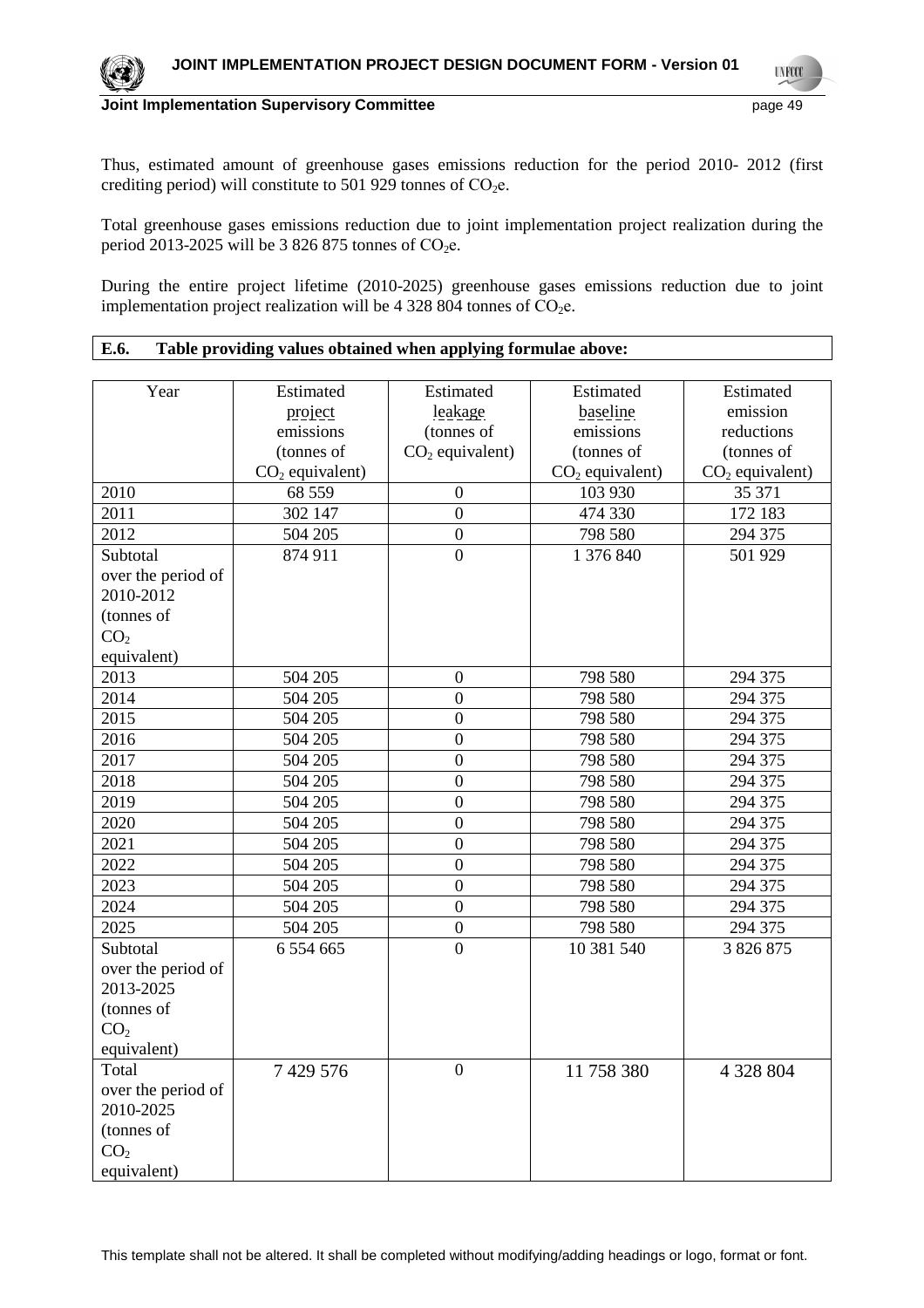Thus, estimated amount of greenhouse gases emissions reduction for the period 2010- 2012 (first crediting period) will constitute to 501 929 tonnes of $CO_2$e.

Total greenhouse gases emissions reduction due to joint implementation project realization during the period 2013-2025 will be 3 826 875 tonnes of $CO_2$e.

During the entire project lifetime (2010-2025) greenhouse gases emissions reduction due to joint implementation project realization will be 4 328 804 tonnes of $CO_2$e.

## E.6. Table providing values obtained when applying formulae above:

| Year | Estimated project emissions (tonnes of $CO_2$ equivalent) | Estimated leakage (tonnes of $CO_2$ equivalent) | Estimated baseline emissions (tonnes of $CO_2$ equivalent) | Estimated emission reductions (tonnes of $CO_2$ equivalent) |
|---|---|---|---|---|
| 2010 | 68 559 | 0 | 103 930 | 35 371 |
| 2011 | 302 147 | 0 | 474 330 | 172 183 |
| 2012 | 504 205 | 0 | 798 580 | 294 375 |
| Subtotal over the period of 2010-2012 (tonnes of $CO_2$ equivalent) | 874 911 | 0 | 1 376 840 | 501 929 |
| 2013 | 504 205 | 0 | 798 580 | 294 375 |
| 2014 | 504 205 | 0 | 798 580 | 294 375 |
| 2015 | 504 205 | 0 | 798 580 | 294 375 |
| 2016 | 504 205 | 0 | 798 580 | 294 375 |
| 2017 | 504 205 | 0 | 798 580 | 294 375 |
| 2018 | 504 205 | 0 | 798 580 | 294 375 |
| 2019 | 504 205 | 0 | 798 580 | 294 375 |
| 2020 | 504 205 | 0 | 798 580 | 294 375 |
| 2021 | 504 205 | 0 | 798 580 | 294 375 |
| 2022 | 504 205 | 0 | 798 580 | 294 375 |
| 2023 | 504 205 | 0 | 798 580 | 294 375 |
| 2024 | 504 205 | 0 | 798 580 | 294 375 |
| 2025 | 504 205 | 0 | 798 580 | 294 375 |
| Subtotal over the period of 2013-2025 (tonnes of $CO_2$ equivalent) | 6 554 665 | 0 | 10 381 540 | 3 826 875 |
| Total over the period of 2010-2025 (tonnes of $CO_2$ equivalent) | 7 429 576 | 0 | 11 758 380 | 4 328 804 |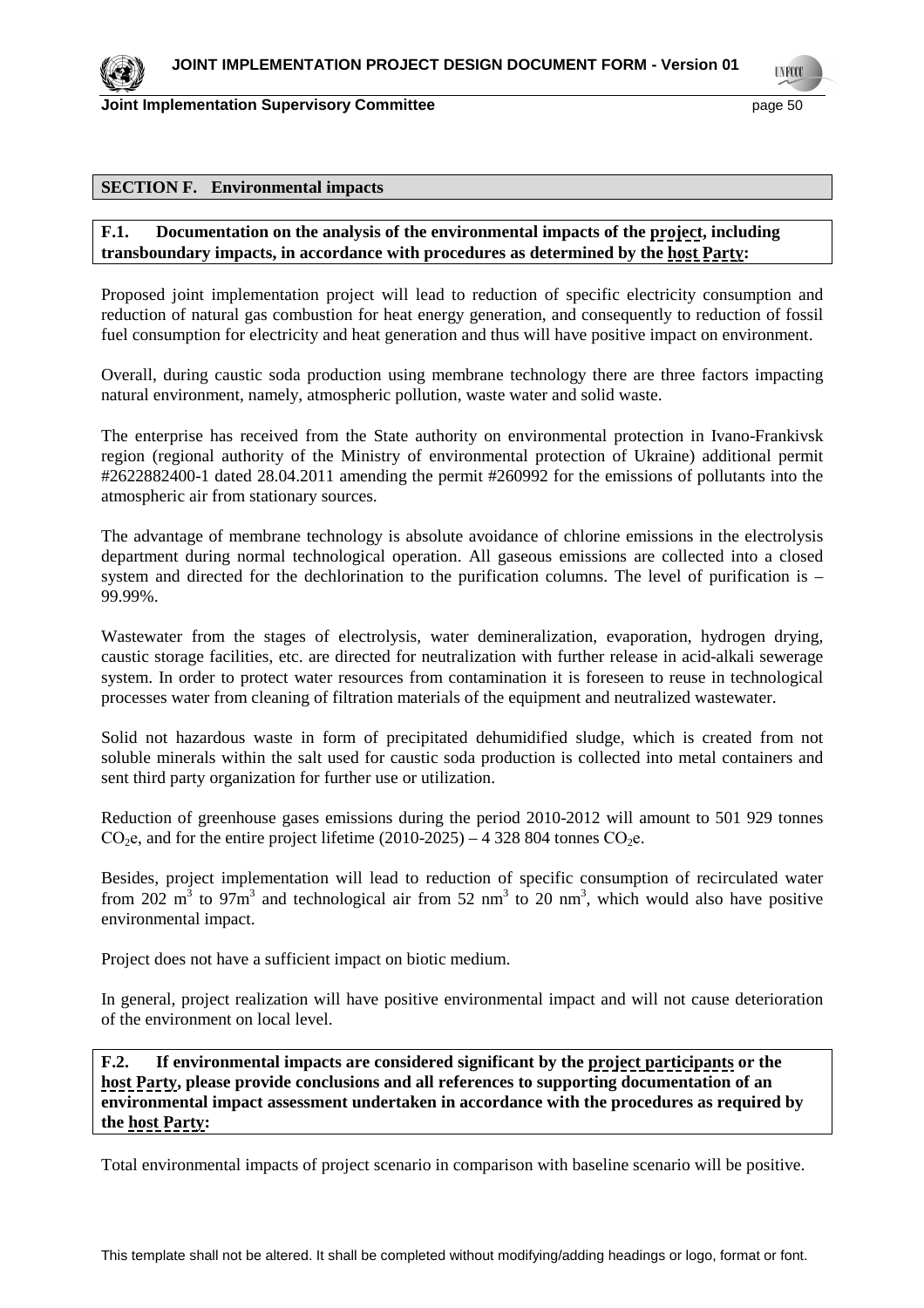## SECTION F. Environmental impacts

**F.1. Documentation on the analysis of the environmental impacts of the project, including transboundary impacts, in accordance with procedures as determined by the host Party:**

Proposed joint implementation project will lead to reduction of specific electricity consumption and reduction of natural gas combustion for heat energy generation, and consequently to reduction of fossil fuel consumption for electricity and heat generation and thus will have positive impact on environment.

Overall, during caustic soda production using membrane technology there are three factors impacting natural environment, namely, atmospheric pollution, waste water and solid waste.

The enterprise has received from the State authority on environmental protection in Ivano-Frankivsk region (regional authority of the Ministry of environmental protection of Ukraine) additional permit #2622882400-1 dated 28.04.2011 amending the permit #260992 for the emissions of pollutants into the atmospheric air from stationary sources.

The advantage of membrane technology is absolute avoidance of chlorine emissions in the electrolysis department during normal technological operation. All gaseous emissions are collected into a closed system and directed for the dechlorination to the purification columns. The level of purification is – 99.99%.

Wastewater from the stages of electrolysis, water demineralization, evaporation, hydrogen drying, caustic storage facilities, etc. are directed for neutralization with further release in acid-alkali sewerage system. In order to protect water resources from contamination it is foreseen to reuse in technological processes water from cleaning of filtration materials of the equipment and neutralized wastewater.

Solid not hazardous waste in form of precipitated dehumidified sludge, which is created from not soluble minerals within the salt used for caustic soda production is collected into metal containers and sent third party organization for further use or utilization.

Reduction of greenhouse gases emissions during the period 2010-2012 will amount to 501 929 tonnes $CO_2e$, and for the entire project lifetime (2010-2025) – 4 328 804 tonnes $CO_2e$.

Besides, project implementation will lead to reduction of specific consumption of recirculated water from 202 $m^3$ to 97$m^3$ and technological air from 52 $nm^3$ to 20 $nm^3$, which would also have positive environmental impact.

Project does not have a sufficient impact on biotic medium.

In general, project realization will have positive environmental impact and will not cause deterioration of the environment on local level.

**F.2. If environmental impacts are considered significant by the project participants or the host Party, please provide conclusions and all references to supporting documentation of an environmental impact assessment undertaken in accordance with the procedures as required by the host Party:**

Total environmental impacts of project scenario in comparison with baseline scenario will be positive.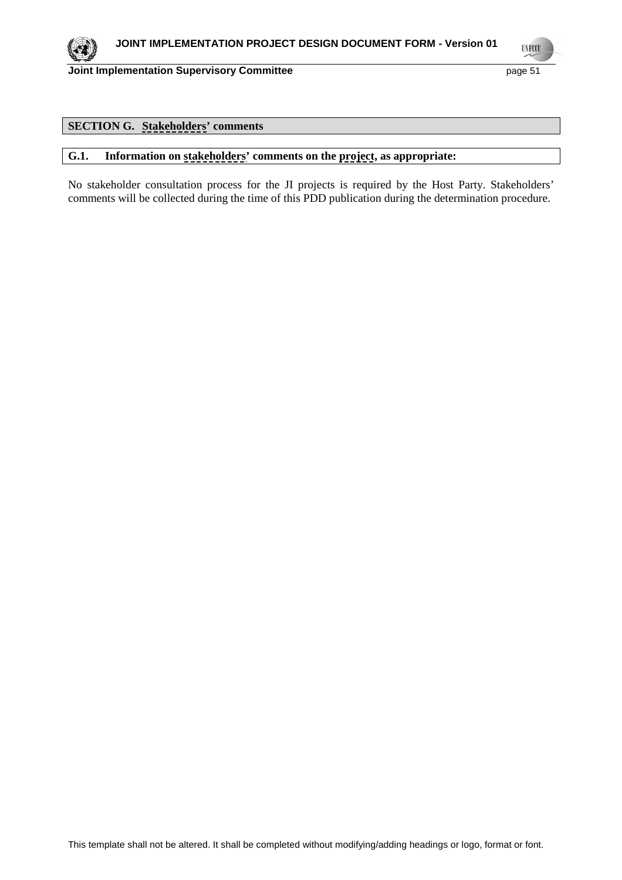## SECTION G. Stakeholders' comments

### G.1. Information on stakeholders' comments on the project, as appropriate:

No stakeholder consultation process for the JI projects is required by the Host Party. Stakeholders' comments will be collected during the time of this PDD publication during the determination procedure.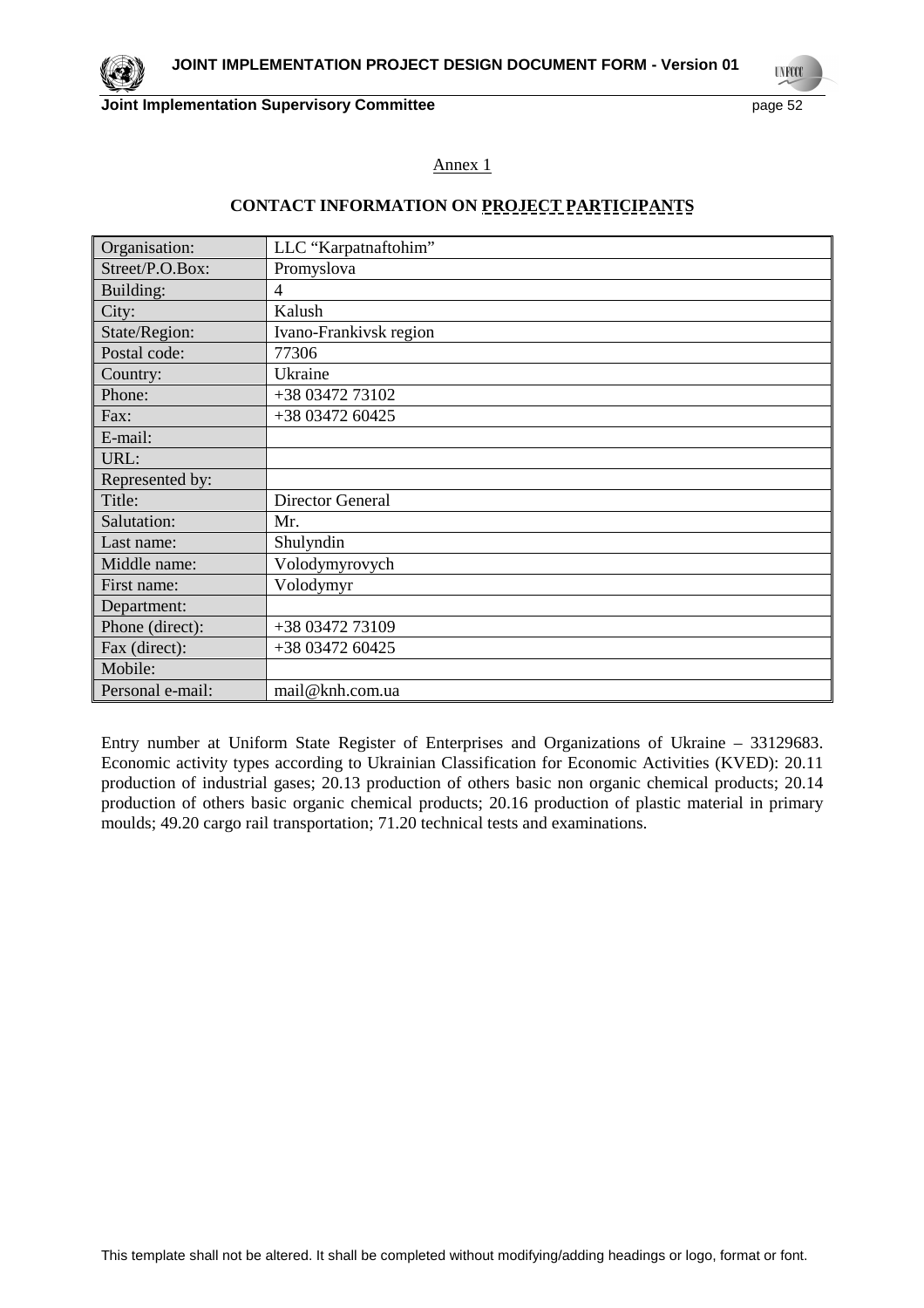Annex 1

## CONTACT INFORMATION ON PROJECT PARTICIPANTS

| Organisation: | LLC "Karpatnaftohim" |
|---|---|
| Street/P.O.Box: | Promyslova |
| Building: | 4 |
| City: | Kalush |
| State/Region: | Ivano-Frankivsk region |
| Postal code: | 77306 |
| Country: | Ukraine |
| Phone: | +38 03472 73102 |
| Fax: | +38 03472 60425 |
| E-mail: | |
| URL: | |
| Represented by: | |
| Title: | Director General |
| Salutation: | Mr. |
| Last name: | Shulyndin |
| Middle name: | Volodymyrovych |
| First name: | Volodymyr |
| Department: | |
| Phone (direct): | +38 03472 73109 |
| Fax (direct): | +38 03472 60425 |
| Mobile: | |
| Personal e-mail: | mail@knh.com.ua |

Entry number at Uniform State Register of Enterprises and Organizations of Ukraine – 33129683. Economic activity types according to Ukrainian Classification for Economic Activities (KVED): 20.11 production of industrial gases; 20.13 production of others basic non organic chemical products; 20.14 production of others basic organic chemical products; 20.16 production of plastic material in primary moulds; 49.20 cargo rail transportation; 71.20 technical tests and examinations.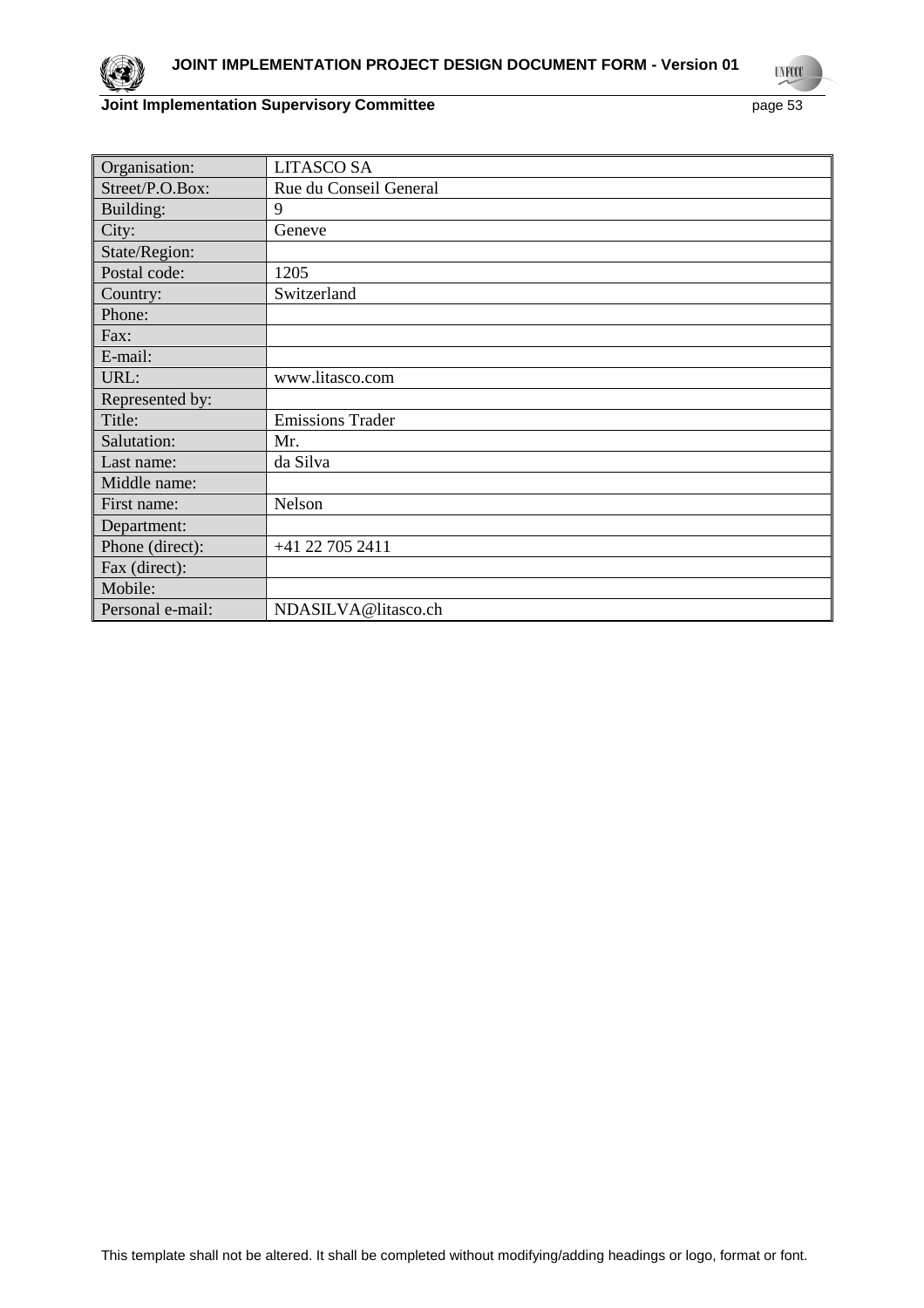| Organisation: | LITASCO SA |
|---|---|
| Street/P.O.Box: | Rue du Conseil General |
| Building: | 9 |
| City: | Geneve |
| State/Region: | |
| Postal code: | 1205 |
| Country: | Switzerland |
| Phone: | |
| Fax: | |
| E-mail: | |
| URL: | www.litasco.com |
| Represented by: | |
| Title: | Emissions Trader |
| Salutation: | Mr. |
| Last name: | da Silva |
| Middle name: | |
| First name: | Nelson |
| Department: | |
| Phone (direct): | +41 22 705 2411 |
| Fax (direct): | |
| Mobile: | |
| Personal e-mail: | NDASILVA@litasco.ch |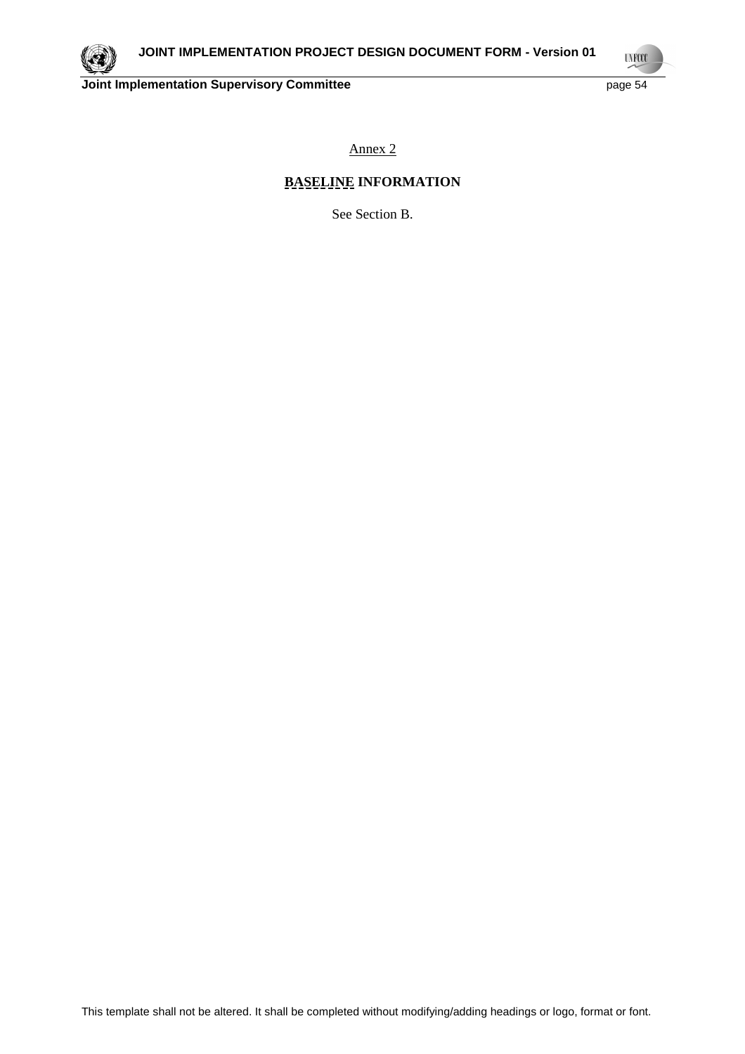Annex 2

**BASELINE INFORMATION**

See Section B.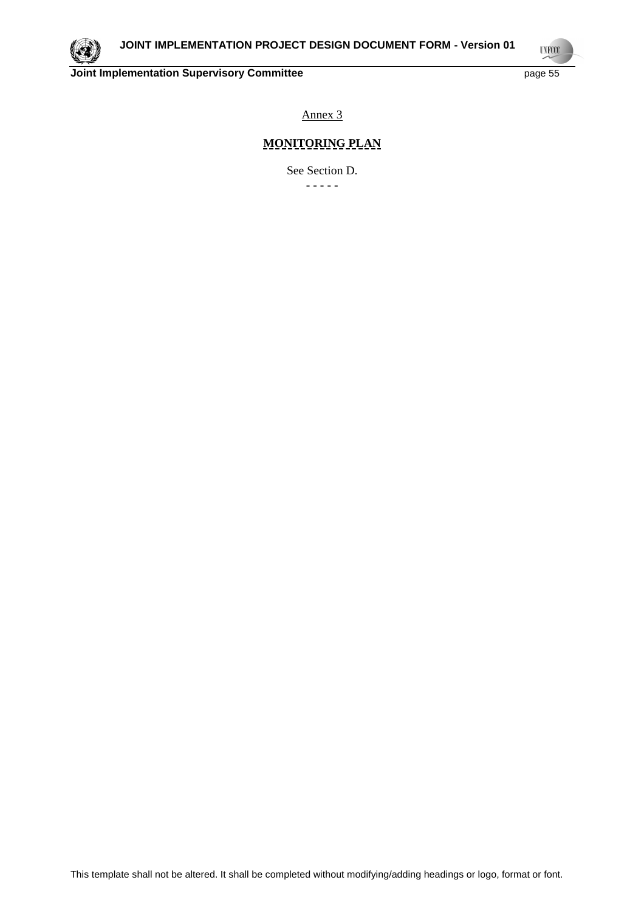Annex 3

# MONITORING PLAN

See Section D.

- - - - -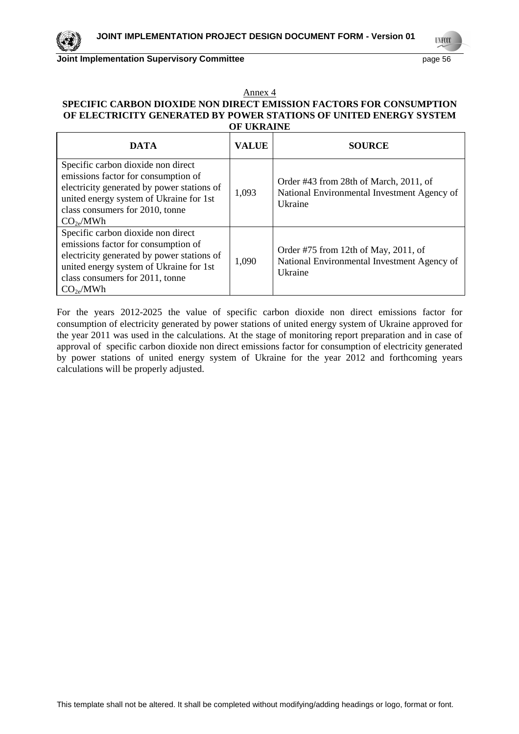Annex 4

**SPECIFIC CARBON DIOXIDE NON DIRECT EMISSION FACTORS FOR CONSUMPTION OF ELECTRICITY GENERATED BY POWER STATIONS OF UNITED ENERGY SYSTEM OF UKRAINE**

| DATA | VALUE | SOURCE |
|---|---|---|
| Specific carbon dioxide non direct emissions factor for consumption of electricity generated by power stations of united energy system of Ukraine for 1st class consumers for 2010, tonne $CO_{2e}$/MWh | 1,093 | Order #43 from 28th of March, 2011, of National Environmental Investment Agency of Ukraine |
| Specific carbon dioxide non direct emissions factor for consumption of electricity generated by power stations of united energy system of Ukraine for 1st class consumers for 2011, tonne $CO_{2e}$/MWh | 1,090 | Order #75 from 12th of May, 2011, of National Environmental Investment Agency of Ukraine |

For the years 2012-2025 the value of specific carbon dioxide non direct emissions factor for consumption of electricity generated by power stations of united energy system of Ukraine approved for the year 2011 was used in the calculations. At the stage of monitoring report preparation and in case of approval of specific carbon dioxide non direct emissions factor for consumption of electricity generated by power stations of united energy system of Ukraine for the year 2012 and forthcoming years calculations will be properly adjusted.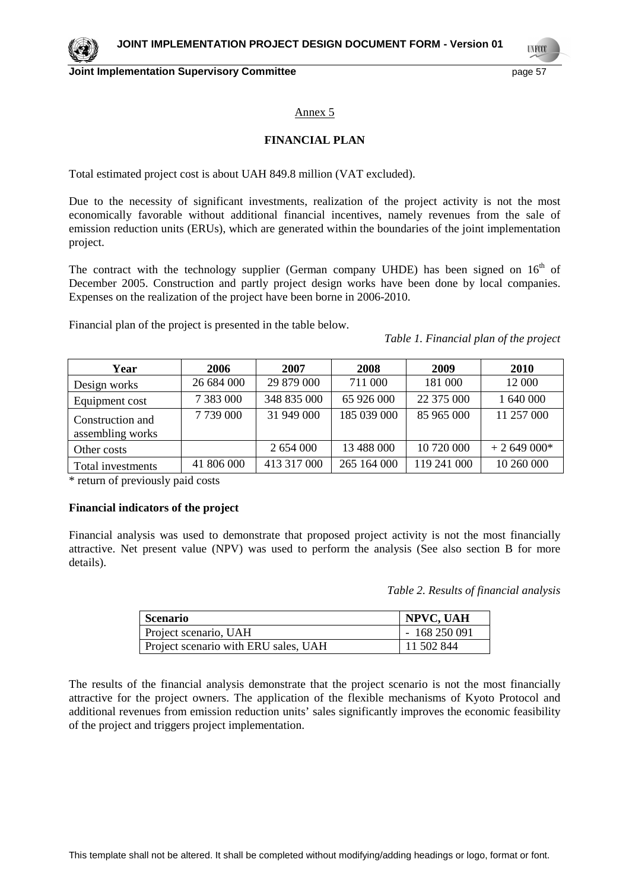Annex 5

## FINANCIAL PLAN

Total estimated project cost is about UAH 849.8 million (VAT excluded).

Due to the necessity of significant investments, realization of the project activity is not the most economically favorable without additional financial incentives, namely revenues from the sale of emission reduction units (ERUs), which are generated within the boundaries of the joint implementation project.

The contract with the technology supplier (German company UHDE) has been signed on 16th of December 2005. Construction and partly project design works have been done by local companies. Expenses on the realization of the project have been borne in 2006-2010.

Financial plan of the project is presented in the table below.

*Table 1. Financial plan of the project*

| Year | 2006 | 2007 | 2008 | 2009 | 2010 |
|---|---|---|---|---|---|
| Design works | 26 684 000 | 29 879 000 | 711 000 | 181 000 | 12 000 |
| Equipment cost | 7 383 000 | 348 835 000 | 65 926 000 | 22 375 000 | 1 640 000 |
| Construction and assembling works | 7 739 000 | 31 949 000 | 185 039 000 | 85 965 000 | 11 257 000 |
| Other costs | | 2 654 000 | 13 488 000 | 10 720 000 | + 2 649 000* |
| Total investments | 41 806 000 | 413 317 000 | 265 164 000 | 119 241 000 | 10 260 000 |

\* return of previously paid costs

**Financial indicators of the project**

Financial analysis was used to demonstrate that proposed project activity is not the most financially attractive. Net present value (NPV) was used to perform the analysis (See also section B for more details).

*Table 2. Results of financial analysis*

| Scenario | NPVC, UAH |
|---|---|
| Project scenario, UAH | - 168 250 091 |
| Project scenario with ERU sales, UAH | 11 502 844 |

The results of the financial analysis demonstrate that the project scenario is not the most financially attractive for the project owners. The application of the flexible mechanisms of Kyoto Protocol and additional revenues from emission reduction units' sales significantly improves the economic feasibility of the project and triggers project implementation.